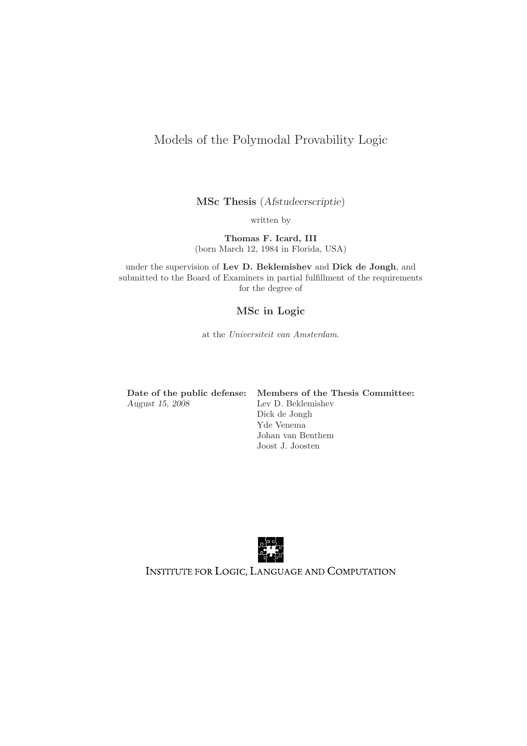# Models of the Polymodal Provability Logic

**MSc Thesis** (*Afstudeerscriptie*)

written by

**Thomas F. Icard, III**
(born March 12, 1984 in Florida, USA)

under the supervision of **Lev D. Beklemishev** and **Dick de Jongh**, and submitted to the Board of Examiners in partial fulfillment of the requirements for the degree of

**MSc in Logic**

at the *Universiteit van Amsterdam*.

| **Date of the public defense:** | **Members of the Thesis Committee:** |
| --- | --- |
| *August 15, 2008* | Lev D. Beklemishev |
| | Dick de Jongh |
| | Yde Venema |
| | Johan van Benthem |
| | Joost J. Joosten |

INSTITUTE FOR LOGIC, LANGUAGE AND COMPUTATION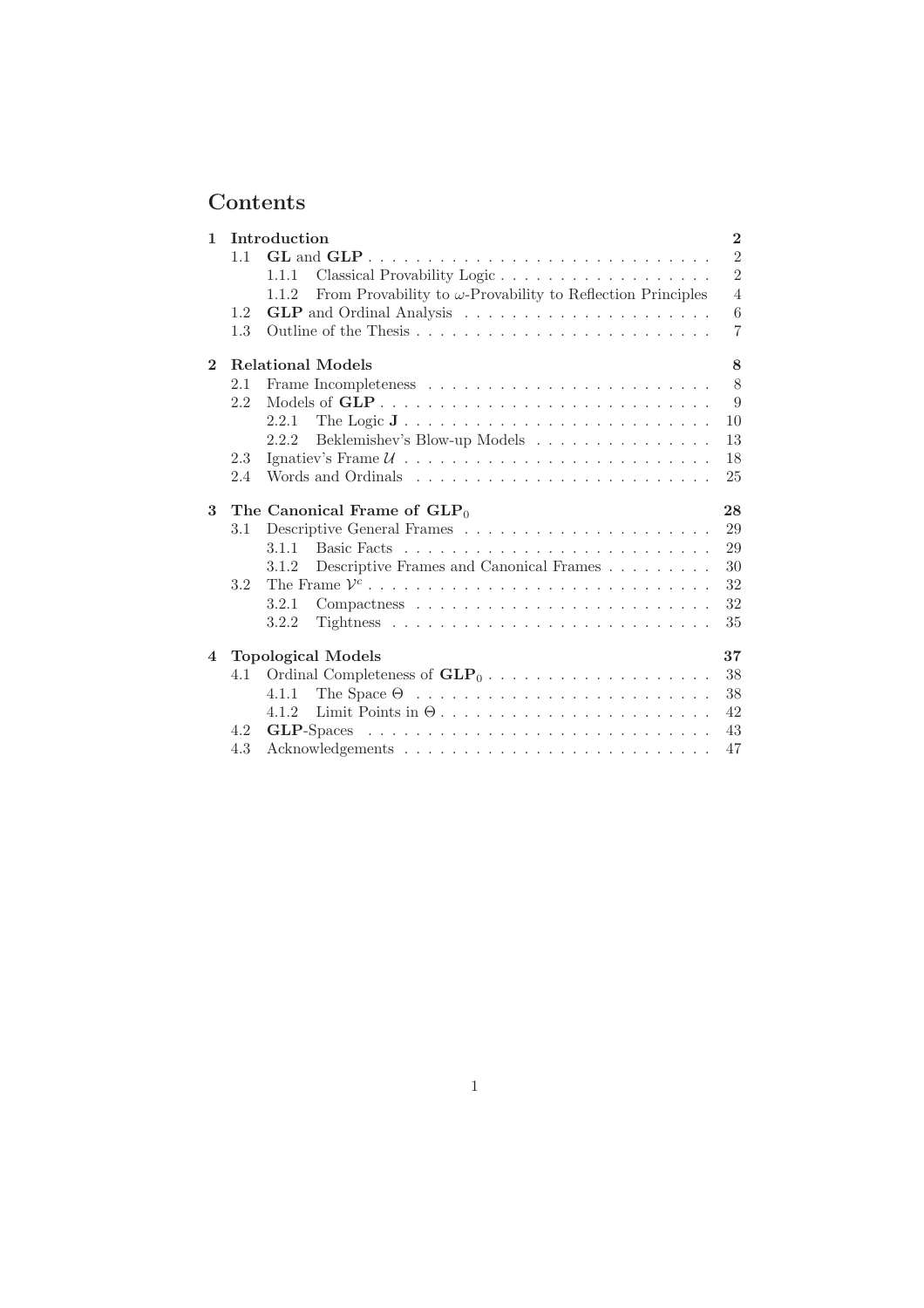# Contents

- **1 Introduction** — **2**
  - 1.1 **GL** and **GLP** — 2
    - 1.1.1 Classical Provability Logic — 2
    - 1.1.2 From Provability to $\omega$-Provability to Reflection Principles — 4
  - 1.2 **GLP** and Ordinal Analysis — 6
  - 1.3 Outline of the Thesis — 7
- **2 Relational Models** — **8**
  - 2.1 Frame Incompleteness — 8
  - 2.2 Models of **GLP** — 9
    - 2.2.1 The Logic **J** — 10
    - 2.2.2 Beklemishev's Blow-up Models — 13
  - 2.3 Ignatiev's Frame $\mathcal{U}$ — 18
  - 2.4 Words and Ordinals — 25
- **3 The Canonical Frame of $\mathbf{GLP}_0$** — **28**
  - 3.1 Descriptive General Frames — 29
    - 3.1.1 Basic Facts — 29
    - 3.1.2 Descriptive Frames and Canonical Frames — 30
  - 3.2 The Frame $\mathcal{V}^c$ — 32
    - 3.2.1 Compactness — 32
    - 3.2.2 Tightness — 35
- **4 Topological Models** — **37**
  - 4.1 Ordinal Completeness of $\mathbf{GLP}_0$ — 38
    - 4.1.1 The Space $\Theta$ — 38
    - 4.1.2 Limit Points in $\Theta$ — 42
  - 4.2 **GLP**-Spaces — 43
  - 4.3 Acknowledgements — 47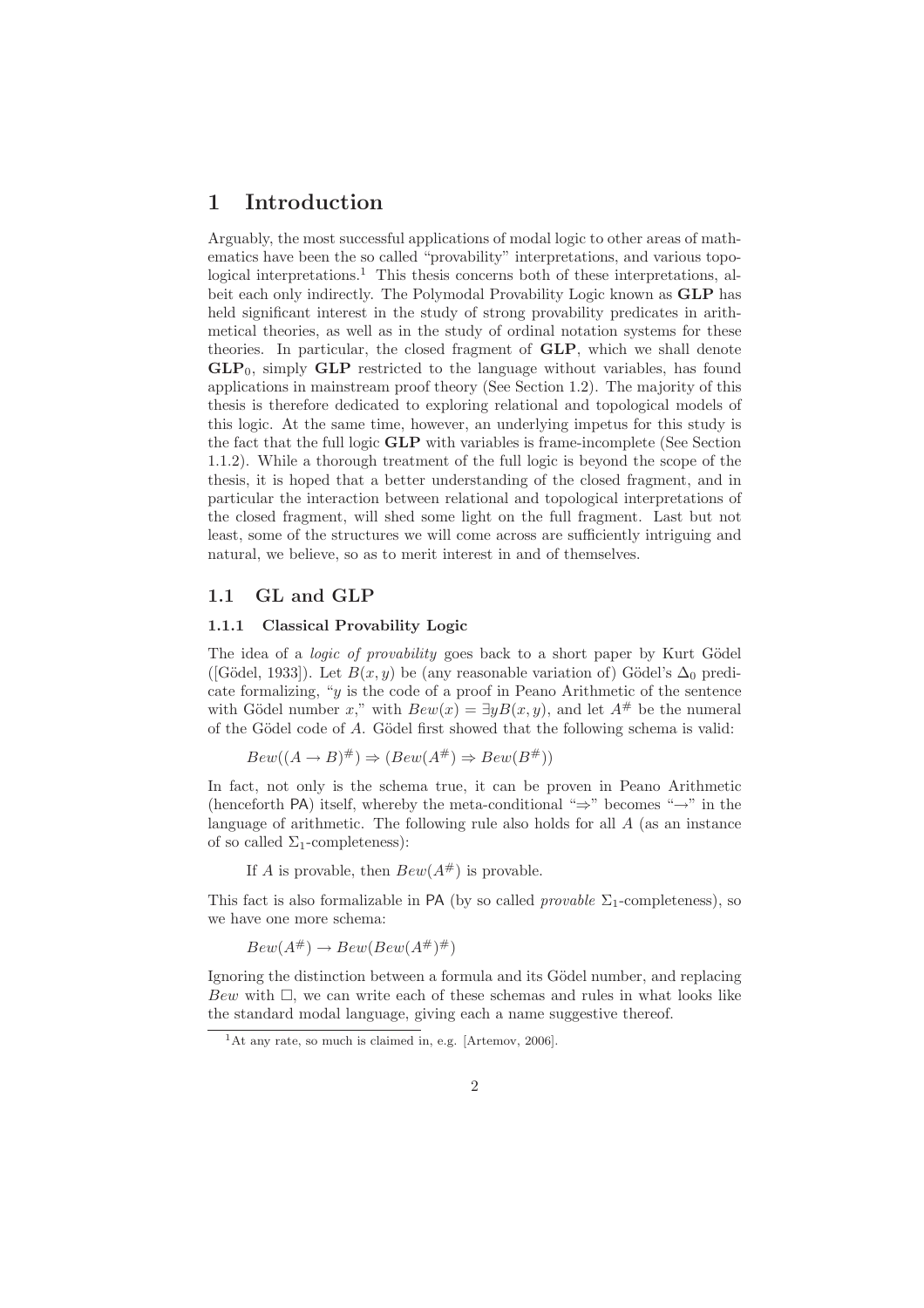# 1 Introduction

Arguably, the most successful applications of modal logic to other areas of mathematics have been the so called "provability" interpretations, and various topological interpretations.[1] This thesis concerns both of these interpretations, albeit each only indirectly. The Polymodal Provability Logic known as **GLP** has held significant interest in the study of strong provability predicates in arithmetical theories, as well as in the study of ordinal notation systems for these theories. In particular, the closed fragment of **GLP**, which we shall denote $\mathbf{GLP}_0$, simply **GLP** restricted to the language without variables, has found applications in mainstream proof theory (See Section 1.2). The majority of this thesis is therefore dedicated to exploring relational and topological models of this logic. At the same time, however, an underlying impetus for this study is the fact that the full logic **GLP** with variables is frame-incomplete (See Section 1.1.2). While a thorough treatment of the full logic is beyond the scope of the thesis, it is hoped that a better understanding of the closed fragment, and in particular the interaction between relational and topological interpretations of the closed fragment, will shed some light on the full fragment. Last but not least, some of the structures we will come across are sufficiently intriguing and natural, we believe, so as to merit interest in and of themselves.

## 1.1 GL and GLP

### 1.1.1 Classical Provability Logic

The idea of a *logic of provability* goes back to a short paper by Kurt Gödel ([Gödel, 1933]). Let $B(x, y)$ be (any reasonable variation of) Gödel's $\Delta_0$ predicate formalizing, "$y$ is the code of a proof in Peano Arithmetic of the sentence with Gödel number $x$," with $Bew(x) = \exists y B(x, y)$, and let $A^{\#}$ be the numeral of the Gödel code of $A$. Gödel first showed that the following schema is valid:

$$Bew((A \to B)^{\#}) \Rightarrow (Bew(A^{\#}) \Rightarrow Bew(B^{\#}))$$

In fact, not only is the schema true, it can be proven in Peano Arithmetic (henceforth PA) itself, whereby the meta-conditional "$\Rightarrow$" becomes "$\to$" in the language of arithmetic. The following rule also holds for all $A$ (as an instance of so called $\Sigma_1$-completeness):

If $A$ is provable, then $Bew(A^{\#})$ is provable.

This fact is also formalizable in PA (by so called *provable* $\Sigma_1$-completeness), so we have one more schema:

$$Bew(A^{\#}) \to Bew(Bew(A^{\#})^{\#})$$

Ignoring the distinction between a formula and its Gödel number, and replacing $Bew$ with $\Box$, we can write each of these schemas and rules in what looks like the standard modal language, giving each a name suggestive thereof.

[1] At any rate, so much is claimed in, e.g. [Artemov, 2006].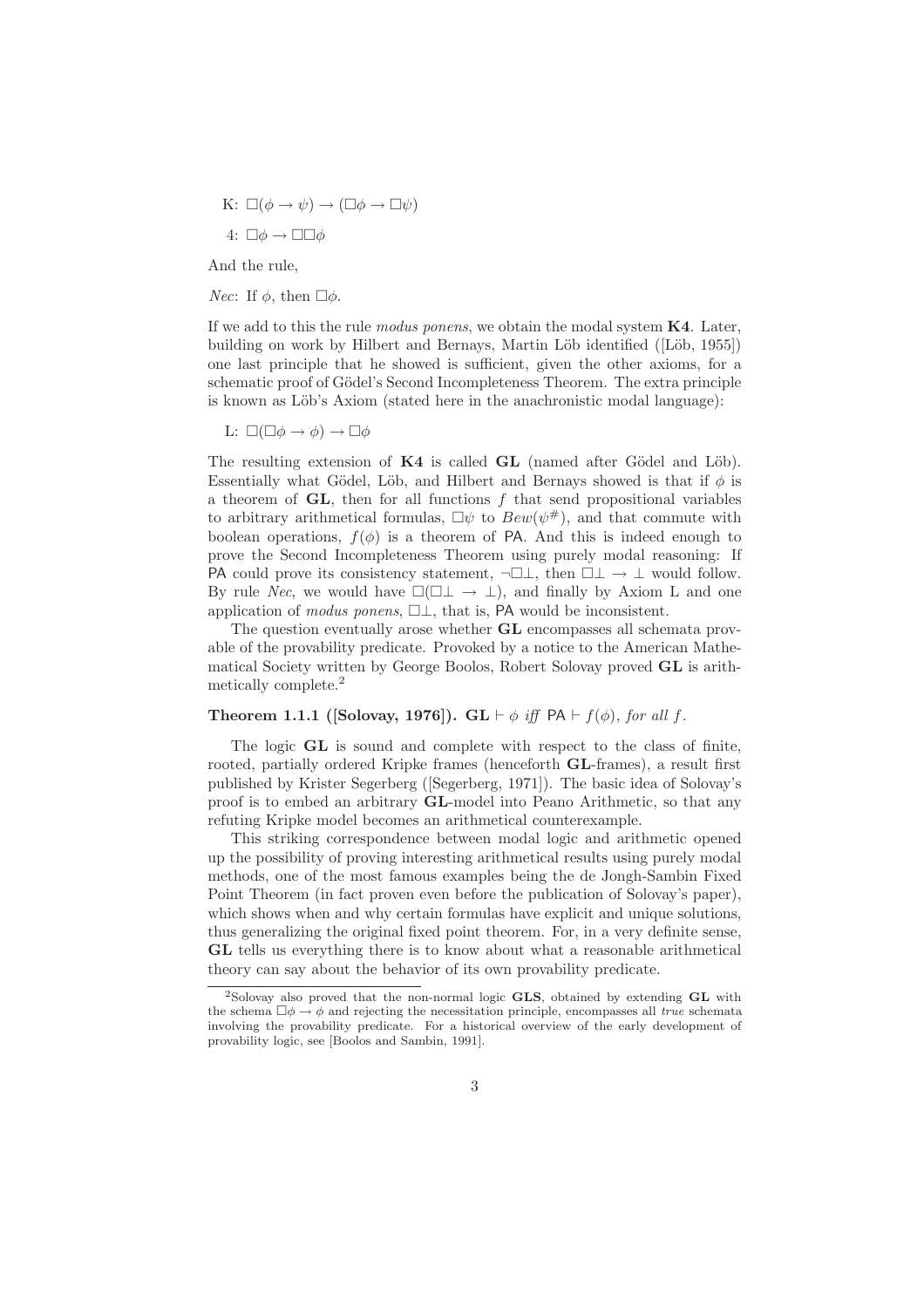K: $\Box(\phi \to \psi) \to (\Box\phi \to \Box\psi)$

4: $\Box\phi \to \Box\Box\phi$

And the rule,

*Nec*: If $\phi$, then $\Box\phi$.

If we add to this the rule *modus ponens*, we obtain the modal system **K4**. Later, building on work by Hilbert and Bernays, Martin Löb identified ([Löb, 1955]) one last principle that he showed is sufficient, given the other axioms, for a schematic proof of Gödel's Second Incompleteness Theorem. The extra principle is known as Löb's Axiom (stated here in the anachronistic modal language):

L: $\Box(\Box\phi \to \phi) \to \Box\phi$

The resulting extension of **K4** is called **GL** (named after Gödel and Löb). Essentially what Gödel, Löb, and Hilbert and Bernays showed is that if $\phi$ is a theorem of **GL**, then for all functions $f$ that send propositional variables to arbitrary arithmetical formulas, $\Box\psi$ to $Bew(\psi^{\#})$, and that commute with boolean operations, $f(\phi)$ is a theorem of PA. And this is indeed enough to prove the Second Incompleteness Theorem using purely modal reasoning: If PA could prove its consistency statement, $\neg\Box\bot$, then $\Box\bot \to \bot$ would follow. By rule *Nec*, we would have $\Box(\Box\bot \to \bot)$, and finally by Axiom L and one application of *modus ponens*, $\Box\bot$, that is, PA would be inconsistent.

The question eventually arose whether **GL** encompasses all schemata provable of the provability predicate. Provoked by a notice to the American Mathematical Society written by George Boolos, Robert Solovay proved **GL** is arithmetically complete.[2]

**Theorem 1.1.1 ([Solovay, 1976]).** *$\mathbf{GL} \vdash \phi$ iff $\mathsf{PA} \vdash f(\phi)$, for all $f$.*

The logic **GL** is sound and complete with respect to the class of finite, rooted, partially ordered Kripke frames (henceforth **GL**-frames), a result first published by Krister Segerberg ([Segerberg, 1971]). The basic idea of Solovay's proof is to embed an arbitrary **GL**-model into Peano Arithmetic, so that any refuting Kripke model becomes an arithmetical counterexample.

This striking correspondence between modal logic and arithmetic opened up the possibility of proving interesting arithmetical results using purely modal methods, one of the most famous examples being the de Jongh-Sambin Fixed Point Theorem (in fact proven even before the publication of Solovay's paper), which shows when and why certain formulas have explicit and unique solutions, thus generalizing the original fixed point theorem. For, in a very definite sense, **GL** tells us everything there is to know about what a reasonable arithmetical theory can say about the behavior of its own provability predicate.

---

[2] Solovay also proved that the non-normal logic **GLS**, obtained by extending **GL** with the schema $\Box\phi \to \phi$ and rejecting the necessitation principle, encompasses all *true* schemata involving the provability predicate. For a historical overview of the early development of provability logic, see [Boolos and Sambin, 1991].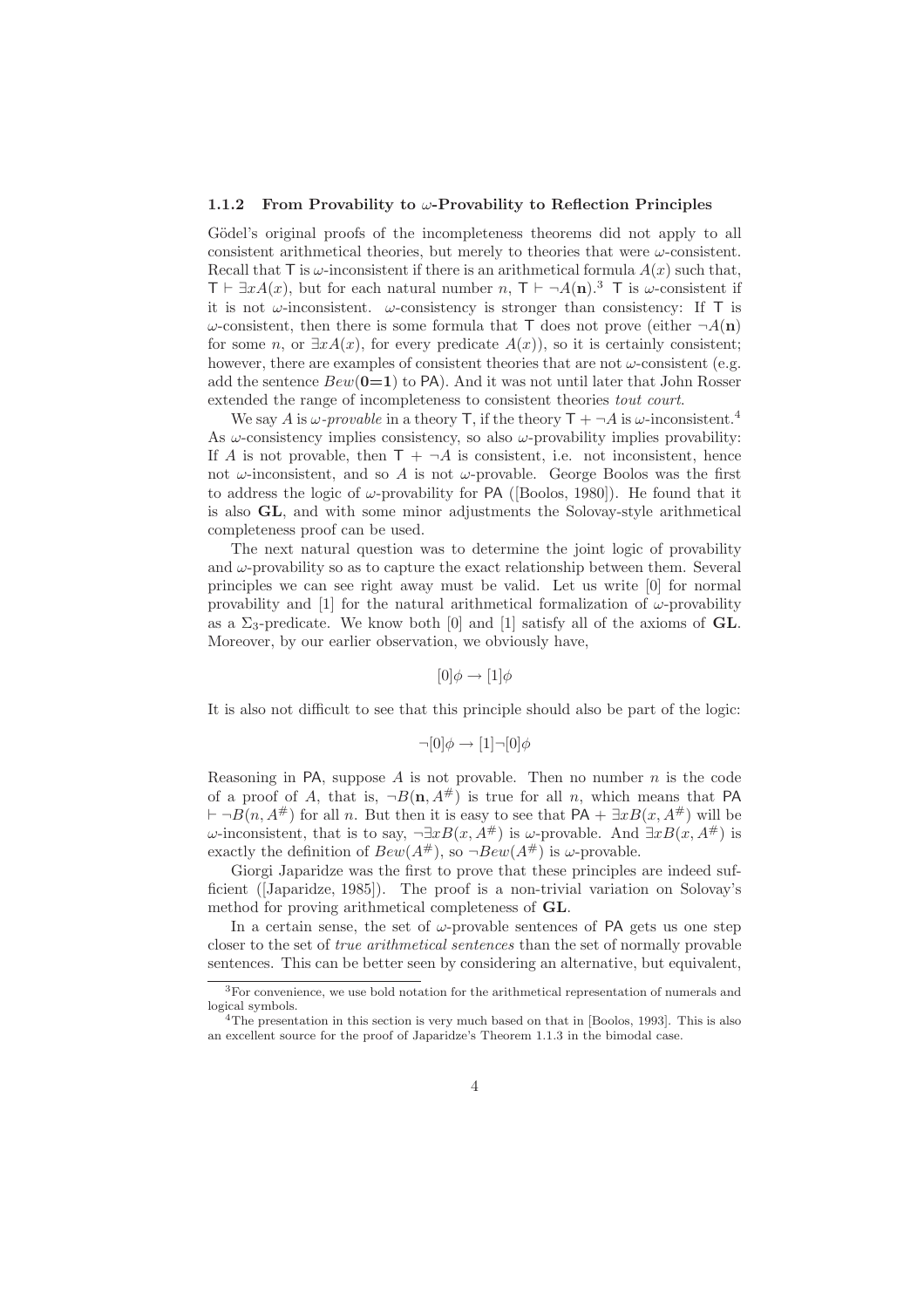### 1.1.2 From Provability to $\omega$-Provability to Reflection Principles

Gödel's original proofs of the incompleteness theorems did not apply to all consistent arithmetical theories, but merely to theories that were $\omega$-consistent. Recall that $\mathsf{T}$ is $\omega$-inconsistent if there is an arithmetical formula $A(x)$ such that, $\mathsf{T} \vdash \exists x A(x)$, but for each natural number $n$, $\mathsf{T} \vdash \neg A(\mathbf{n})$.[3] $\mathsf{T}$ is $\omega$-consistent if it is not $\omega$-inconsistent. $\omega$-consistency is stronger than consistency: If $\mathsf{T}$ is $\omega$-consistent, then there is some formula that $\mathsf{T}$ does not prove (either $\neg A(\mathbf{n})$ for some $n$, or $\exists x A(x)$, for every predicate $A(x)$), so it is certainly consistent; however, there are examples of consistent theories that are not $\omega$-consistent (e.g. add the sentence $Bew(\mathbf{0{=}1})$ to $\mathsf{PA}$). And it was not until later that John Rosser extended the range of incompleteness to consistent theories *tout court*.

We say $A$ is *$\omega$-provable* in a theory $\mathsf{T}$, if the theory $\mathsf{T} + \neg A$ is $\omega$-inconsistent.[4] As $\omega$-consistency implies consistency, so also $\omega$-provability implies provability: If $A$ is not provable, then $\mathsf{T} + \neg A$ is consistent, i.e. not inconsistent, hence not $\omega$-inconsistent, and so $A$ is not $\omega$-provable. George Boolos was the first to address the logic of $\omega$-provability for $\mathsf{PA}$ ([Boolos, 1980]). He found that it is also **GL**, and with some minor adjustments the Solovay-style arithmetical completeness proof can be used.

The next natural question was to determine the joint logic of provability and $\omega$-provability so as to capture the exact relationship between them. Several principles we can see right away must be valid. Let us write [0] for normal provability and [1] for the natural arithmetical formalization of $\omega$-provability as a $\Sigma_3$-predicate. We know both [0] and [1] satisfy all of the axioms of **GL**. Moreover, by our earlier observation, we obviously have,

$$[0]\phi \rightarrow [1]\phi$$

It is also not difficult to see that this principle should also be part of the logic:

$$\neg[0]\phi \rightarrow [1]\neg[0]\phi$$

Reasoning in $\mathsf{PA}$, suppose $A$ is not provable. Then no number $n$ is the code of a proof of $A$, that is, $\neg B(\mathbf{n}, A^{\#})$ is true for all $n$, which means that $\mathsf{PA} \vdash \neg B(n, A^{\#})$ for all $n$. But then it is easy to see that $\mathsf{PA} + \exists x B(x, A^{\#})$ will be $\omega$-inconsistent, that is to say, $\neg\exists x B(x, A^{\#})$ is $\omega$-provable. And $\exists x B(x, A^{\#})$ is exactly the definition of $Bew(A^{\#})$, so $\neg Bew(A^{\#})$ is $\omega$-provable.

Giorgi Japaridze was the first to prove that these principles are indeed sufficient ([Japaridze, 1985]). The proof is a non-trivial variation on Solovay's method for proving arithmetical completeness of **GL**.

In a certain sense, the set of $\omega$-provable sentences of $\mathsf{PA}$ gets us one step closer to the set of *true arithmetical sentences* than the set of normally provable sentences. This can be better seen by considering an alternative, but equivalent,

[3] For convenience, we use bold notation for the arithmetical representation of numerals and logical symbols.

[4] The presentation in this section is very much based on that in [Boolos, 1993]. This is also an excellent source for the proof of Japaridze's Theorem 1.1.3 in the bimodal case.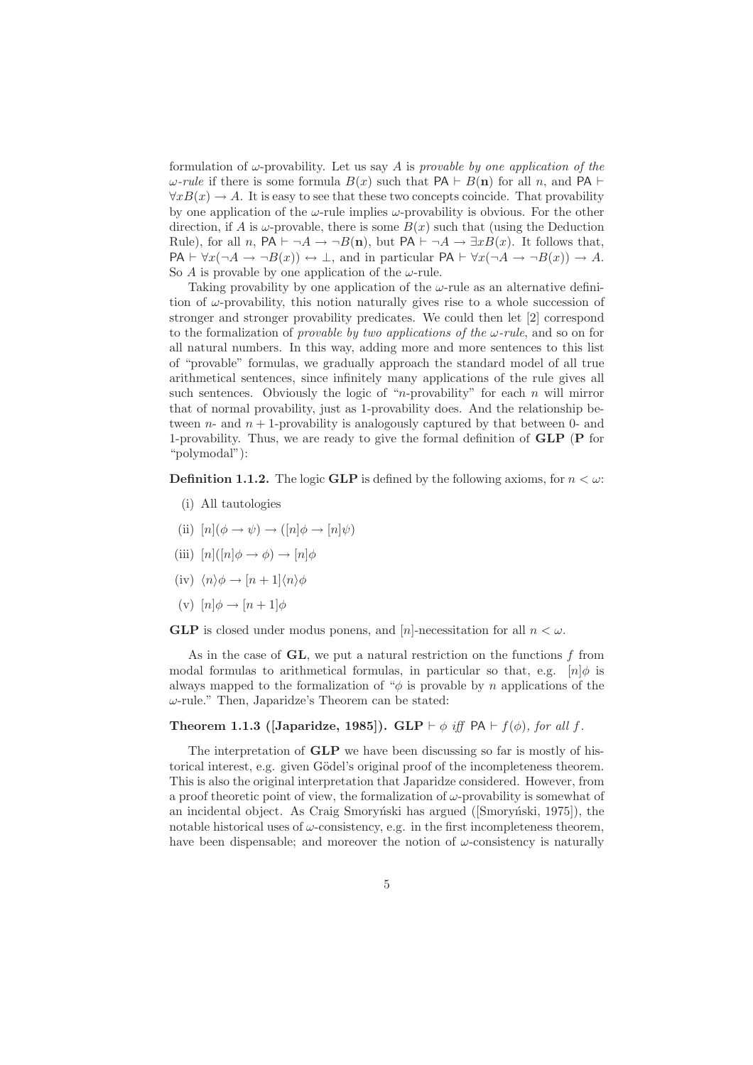formulation of $\omega$-provability. Let us say $A$ is *provable by one application of the $\omega$-rule* if there is some formula $B(x)$ such that $\mathsf{PA} \vdash B(\mathbf{n})$ for all $n$, and $\mathsf{PA} \vdash \forall x B(x) \to A$. It is easy to see that these two concepts coincide. That provability by one application of the $\omega$-rule implies $\omega$-provability is obvious. For the other direction, if $A$ is $\omega$-provable, there is some $B(x)$ such that (using the Deduction Rule), for all $n$, $\mathsf{PA} \vdash \neg A \to \neg B(\mathbf{n})$, but $\mathsf{PA} \vdash \neg A \to \exists x B(x)$. It follows that, $\mathsf{PA} \vdash \forall x(\neg A \to \neg B(x)) \leftrightarrow \bot$, and in particular $\mathsf{PA} \vdash \forall x(\neg A \to \neg B(x)) \to A$. So $A$ is provable by one application of the $\omega$-rule.

Taking provability by one application of the $\omega$-rule as an alternative definition of $\omega$-provability, this notion naturally gives rise to a whole succession of stronger and stronger provability predicates. We could then let [2] correspond to the formalization of *provable by two applications of the $\omega$-rule*, and so on for all natural numbers. In this way, adding more and more sentences to this list of "provable" formulas, we gradually approach the standard model of all true arithmetical sentences, since infinitely many applications of the rule gives all such sentences. Obviously the logic of "$n$-provability" for each $n$ will mirror that of normal provability, just as 1-provability does. And the relationship between $n$- and $n+1$-provability is analogously captured by that between 0- and 1-provability. Thus, we are ready to give the formal definition of **GLP** (**P** for "polymodal"):

**Definition 1.1.2.** The logic **GLP** is defined by the following axioms, for $n < \omega$:

(i) All tautologies

(ii) $[n](\phi \to \psi) \to ([n]\phi \to [n]\psi)$

(iii) $[n]([n]\phi \to \phi) \to [n]\phi$

(iv) $\langle n \rangle \phi \to [n+1]\langle n \rangle \phi$

(v) $[n]\phi \to [n+1]\phi$

**GLP** is closed under modus ponens, and $[n]$-necessitation for all $n < \omega$.

As in the case of **GL**, we put a natural restriction on the functions $f$ from modal formulas to arithmetical formulas, in particular so that, e.g. $[n]\phi$ is always mapped to the formalization of "$\phi$ is provable by $n$ applications of the $\omega$-rule." Then, Japaridze's Theorem can be stated:

**Theorem 1.1.3 ([Japaridze, 1985]).** *$\mathbf{GLP} \vdash \phi$ iff $\mathsf{PA} \vdash f(\phi)$, for all $f$.*

The interpretation of **GLP** we have been discussing so far is mostly of historical interest, e.g. given Gödel's original proof of the incompleteness theorem. This is also the original interpretation that Japaridze considered. However, from a proof theoretic point of view, the formalization of $\omega$-provability is somewhat of an incidental object. As Craig Smoryński has argued ([Smoryński, 1975]), the notable historical uses of $\omega$-consistency, e.g. in the first incompleteness theorem, have been dispensable; and moreover the notion of $\omega$-consistency is naturally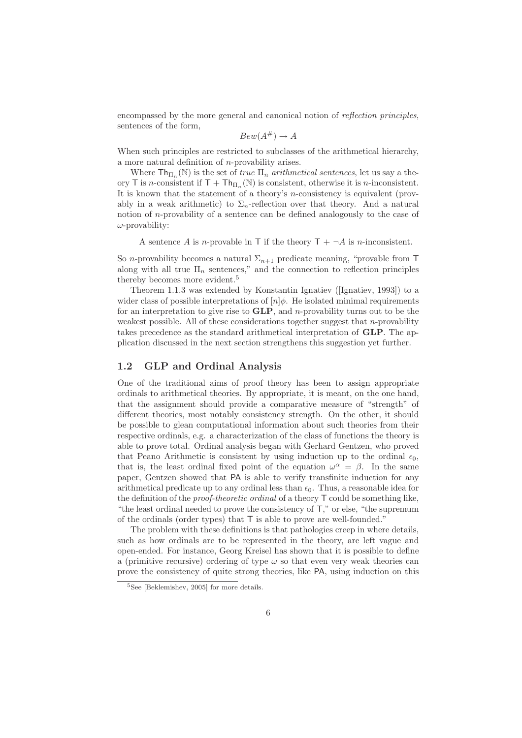encompassed by the more general and canonical notion of *reflection principles*, sentences of the form,

$$Bew(A^{\#}) \rightarrow A$$

When such principles are restricted to subclasses of the arithmetical hierarchy, a more natural definition of $n$-provability arises.

Where $\mathsf{Th}_{\Pi_n}(\mathbb{N})$ is the set of *true* $\Pi_n$ *arithmetical sentences*, let us say a theory $\mathsf{T}$ is $n$-consistent if $\mathsf{T} + \mathsf{Th}_{\Pi_n}(\mathbb{N})$ is consistent, otherwise it is $n$-inconsistent. It is known that the statement of a theory's $n$-consistency is equivalent (provably in a weak arithmetic) to $\Sigma_n$-reflection over that theory. And a natural notion of $n$-provability of a sentence can be defined analogously to the case of $\omega$-provability:

> A sentence $A$ is $n$-provable in $\mathsf{T}$ if the theory $\mathsf{T} + \neg A$ is $n$-inconsistent.

So $n$-provability becomes a natural $\Sigma_{n+1}$ predicate meaning, "provable from $\mathsf{T}$ along with all true $\Pi_n$ sentences," and the connection to reflection principles thereby becomes more evident.[5]

Theorem 1.1.3 was extended by Konstantin Ignatiev ([Ignatiev, 1993]) to a wider class of possible interpretations of $[n]\phi$. He isolated minimal requirements for an interpretation to give rise to **GLP**, and $n$-provability turns out to be the weakest possible. All of these considerations together suggest that $n$-provability takes precedence as the standard arithmetical interpretation of **GLP**. The application discussed in the next section strengthens this suggestion yet further.

## 1.2 GLP and Ordinal Analysis

One of the traditional aims of proof theory has been to assign appropriate ordinals to arithmetical theories. By appropriate, it is meant, on the one hand, that the assignment should provide a comparative measure of "strength" of different theories, most notably consistency strength. On the other, it should be possible to glean computational information about such theories from their respective ordinals, e.g. a characterization of the class of functions the theory is able to prove total. Ordinal analysis began with Gerhard Gentzen, who proved that Peano Arithmetic is consistent by using induction up to the ordinal $\epsilon_0$, that is, the least ordinal fixed point of the equation $\omega^\alpha = \beta$. In the same paper, Gentzen showed that $\mathsf{PA}$ is able to verify transfinite induction for any arithmetical predicate up to any ordinal less than $\epsilon_0$. Thus, a reasonable idea for the definition of the *proof-theoretic ordinal* of a theory $\mathsf{T}$ could be something like, "the least ordinal needed to prove the consistency of $\mathsf{T}$," or else, "the supremum of the ordinals (order types) that $\mathsf{T}$ is able to prove are well-founded."

The problem with these definitions is that pathologies creep in where details, such as how ordinals are to be represented in the theory, are left vague and open-ended. For instance, Georg Kreisel has shown that it is possible to define a (primitive recursive) ordering of type $\omega$ so that even very weak theories can prove the consistency of quite strong theories, like $\mathsf{PA}$, using induction on this

[5] See [Beklemishev, 2005] for more details.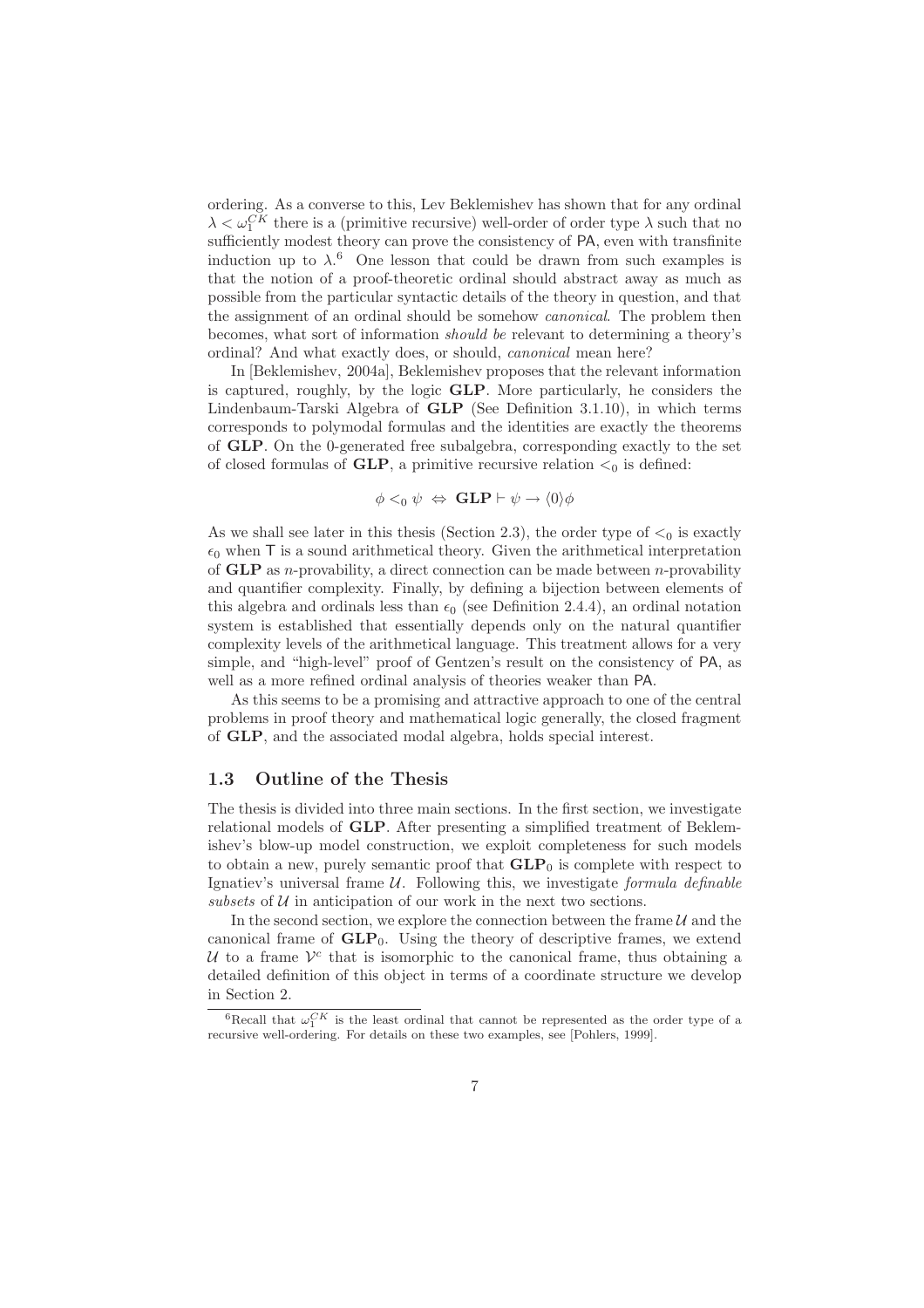ordering. As a converse to this, Lev Beklemishev has shown that for any ordinal $\lambda < \omega_1^{CK}$ there is a (primitive recursive) well-order of order type $\lambda$ such that no sufficiently modest theory can prove the consistency of PA, even with transfinite induction up to $\lambda$.[6] One lesson that could be drawn from such examples is that the notion of a proof-theoretic ordinal should abstract away as much as possible from the particular syntactic details of the theory in question, and that the assignment of an ordinal should be somehow *canonical*. The problem then becomes, what sort of information *should be* relevant to determining a theory's ordinal? And what exactly does, or should, *canonical* mean here?

In [Beklemishev, 2004a], Beklemishev proposes that the relevant information is captured, roughly, by the logic **GLP**. More particularly, he considers the Lindenbaum-Tarski Algebra of **GLP** (See Definition 3.1.10), in which terms corresponds to polymodal formulas and the identities are exactly the theorems of **GLP**. On the 0-generated free subalgebra, corresponding exactly to the set of closed formulas of **GLP**, a primitive recursive relation $<_0$ is defined:

$$\phi <_0 \psi \;\Leftrightarrow\; \mathbf{GLP} \vdash \psi \rightarrow \langle 0 \rangle \phi$$

As we shall see later in this thesis (Section 2.3), the order type of $<_0$ is exactly $\epsilon_0$ when T is a sound arithmetical theory. Given the arithmetical interpretation of **GLP** as $n$-provability, a direct connection can be made between $n$-provability and quantifier complexity. Finally, by defining a bijection between elements of this algebra and ordinals less than $\epsilon_0$ (see Definition 2.4.4), an ordinal notation system is established that essentially depends only on the natural quantifier complexity levels of the arithmetical language. This treatment allows for a very simple, and "high-level" proof of Gentzen's result on the consistency of PA, as well as a more refined ordinal analysis of theories weaker than PA.

As this seems to be a promising and attractive approach to one of the central problems in proof theory and mathematical logic generally, the closed fragment of **GLP**, and the associated modal algebra, holds special interest.

## 1.3 Outline of the Thesis

The thesis is divided into three main sections. In the first section, we investigate relational models of **GLP**. After presenting a simplified treatment of Beklemishev's blow-up model construction, we exploit completeness for such models to obtain a new, purely semantic proof that $\mathbf{GLP}_0$ is complete with respect to Ignatiev's universal frame $\mathcal{U}$. Following this, we investigate *formula definable subsets* of $\mathcal{U}$ in anticipation of our work in the next two sections.

In the second section, we explore the connection between the frame $\mathcal{U}$ and the canonical frame of $\mathbf{GLP}_0$. Using the theory of descriptive frames, we extend $\mathcal{U}$ to a frame $\mathcal{V}^c$ that is isomorphic to the canonical frame, thus obtaining a detailed definition of this object in terms of a coordinate structure we develop in Section 2.

[6] Recall that $\omega_1^{CK}$ is the least ordinal that cannot be represented as the order type of a recursive well-ordering. For details on these two examples, see [Pohlers, 1999].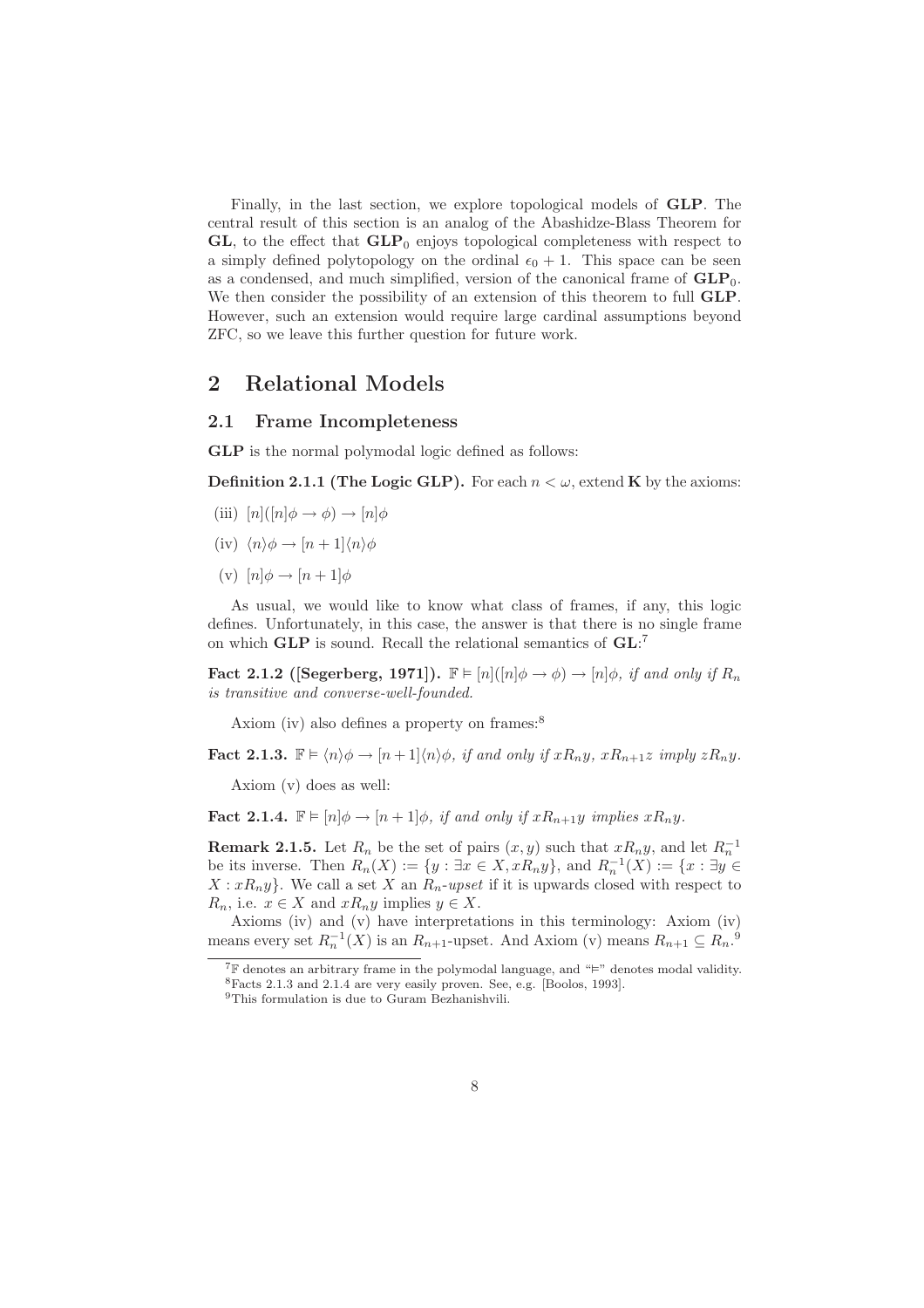Finally, in the last section, we explore topological models of **GLP**. The central result of this section is an analog of the Abashidze-Blass Theorem for **GL**, to the effect that $\mathbf{GLP}_0$ enjoys topological completeness with respect to a simply defined polytopology on the ordinal $\epsilon_0 + 1$. This space can be seen as a condensed, and much simplified, version of the canonical frame of $\mathbf{GLP}_0$. We then consider the possibility of an extension of this theorem to full **GLP**. However, such an extension would require large cardinal assumptions beyond ZFC, so we leave this further question for future work.

# 2 Relational Models

## 2.1 Frame Incompleteness

**GLP** is the normal polymodal logic defined as follows:

**Definition 2.1.1 (The Logic GLP).** For each $n < \omega$, extend **K** by the axioms:

(iii) $[n]([n]\phi \to \phi) \to [n]\phi$

(iv) $\langle n\rangle\phi \to [n+1]\langle n\rangle\phi$

(v) $[n]\phi \to [n+1]\phi$

As usual, we would like to know what class of frames, if any, this logic defines. Unfortunately, in this case, the answer is that there is no single frame on which **GLP** is sound. Recall the relational semantics of **GL**:[7]

**Fact 2.1.2 ([Segerberg, 1971]).** *$\mathbb{F} \vDash [n]([n]\phi \to \phi) \to [n]\phi$, if and only if $R_n$ is transitive and converse-well-founded.*

Axiom (iv) also defines a property on frames:[8]

**Fact 2.1.3.** *$\mathbb{F} \vDash \langle n\rangle\phi \to [n+1]\langle n\rangle\phi$, if and only if $xR_ny$, $xR_{n+1}z$ imply $zR_ny$.*

Axiom (v) does as well:

**Fact 2.1.4.** *$\mathbb{F} \vDash [n]\phi \to [n+1]\phi$, if and only if $xR_{n+1}y$ implies $xR_ny$.*

**Remark 2.1.5.** Let $R_n$ be the set of pairs $(x, y)$ such that $xR_ny$, and let $R_n^{-1}$ be its inverse. Then $R_n(X) := \{y : \exists x \in X, xR_ny\}$, and $R_n^{-1}(X) := \{x : \exists y \in X : xR_ny\}$. We call a set $X$ an $R_n$-*upset* if it is upwards closed with respect to $R_n$, i.e. $x \in X$ and $xR_ny$ implies $y \in X$.

Axioms (iv) and (v) have interpretations in this terminology: Axiom (iv) means every set $R_n^{-1}(X)$ is an $R_{n+1}$-upset. And Axiom (v) means $R_{n+1} \subseteq R_n$.[9]

[7] $\mathbb{F}$ denotes an arbitrary frame in the polymodal language, and "$\vDash$" denotes modal validity.

[8] Facts 2.1.3 and 2.1.4 are very easily proven. See, e.g. [Boolos, 1993].

[9] This formulation is due to Guram Bezhanishvili.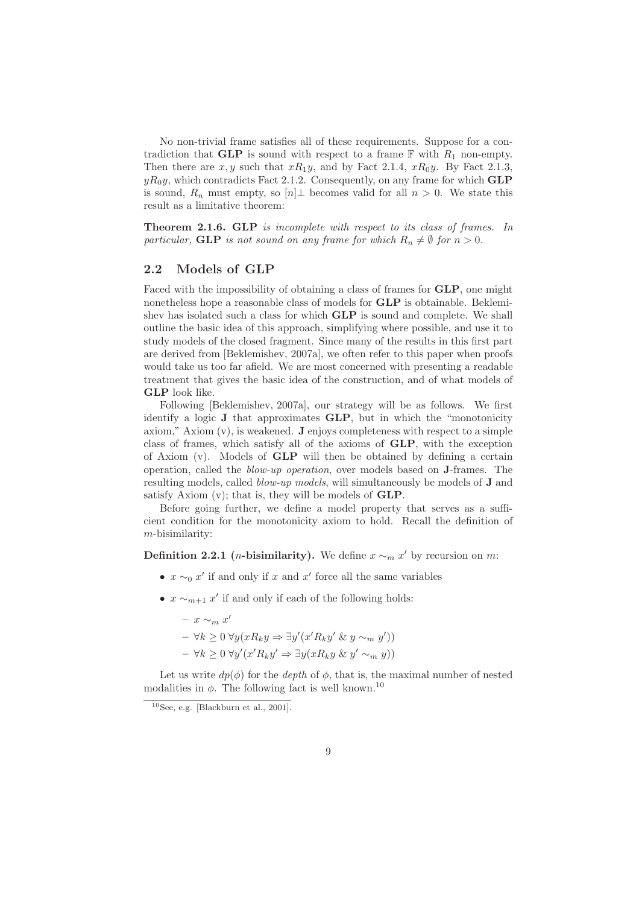No non-trivial frame satisfies all of these requirements. Suppose for a contradiction that **GLP** is sound with respect to a frame $\mathbb{F}$ with $R_1$ non-empty. Then there are $x, y$ such that $xR_1y$, and by Fact 2.1.4, $xR_0y$. By Fact 2.1.3, $yR_0y$, which contradicts Fact 2.1.2. Consequently, on any frame for which **GLP** is sound, $R_n$ must empty, so $[n]\bot$ becomes valid for all $n > 0$. We state this result as a limitative theorem:

**Theorem 2.1.6.** *GLP is incomplete with respect to its class of frames. In particular,* **GLP** *is not sound on any frame for which $R_n \neq \emptyset$ for $n > 0$.*

## 2.2 Models of GLP

Faced with the impossibility of obtaining a class of frames for **GLP**, one might nonetheless hope a reasonable class of models for **GLP** is obtainable. Beklemishev has isolated such a class for which **GLP** is sound and complete. We shall outline the basic idea of this approach, simplifying where possible, and use it to study models of the closed fragment. Since many of the results in this first part are derived from [Beklemishev, 2007a], we often refer to this paper when proofs would take us too far afield. We are most concerned with presenting a readable treatment that gives the basic idea of the construction, and of what models of **GLP** look like.

Following [Beklemishev, 2007a], our strategy will be as follows. We first identify a logic **J** that approximates **GLP**, but in which the "monotonicity axiom," Axiom (v), is weakened. **J** enjoys completeness with respect to a simple class of frames, which satisfy all of the axioms of **GLP**, with the exception of Axiom (v). Models of **GLP** will then be obtained by defining a certain operation, called the *blow-up operation*, over models based on **J**-frames. The resulting models, called *blow-up models*, will simultaneously be models of **J** and satisfy Axiom (v); that is, they will be models of **GLP**.

Before going further, we define a model property that serves as a sufficient condition for the monotonicity axiom to hold. Recall the definition of $m$-bisimilarity:

**Definition 2.2.1 ($n$-bisimilarity).** We define $x \sim_m x'$ by recursion on $m$:

- $x \sim_0 x'$ if and only if $x$ and $x'$ force all the same variables
- $x \sim_{m+1} x'$ if and only if each of the following holds:
  - $x \sim_m x'$
  - $\forall k \geq 0\ \forall y(xR_ky \Rightarrow \exists y'(x'R_ky'\ \&\ y \sim_m y'))$
  - $\forall k \geq 0\ \forall y'(x'R_ky' \Rightarrow \exists y(xR_ky\ \&\ y' \sim_m y))$

Let us write $dp(\phi)$ for the *depth* of $\phi$, that is, the maximal number of nested modalities in $\phi$. The following fact is well known.[10]

[10] See, e.g. [Blackburn et al., 2001].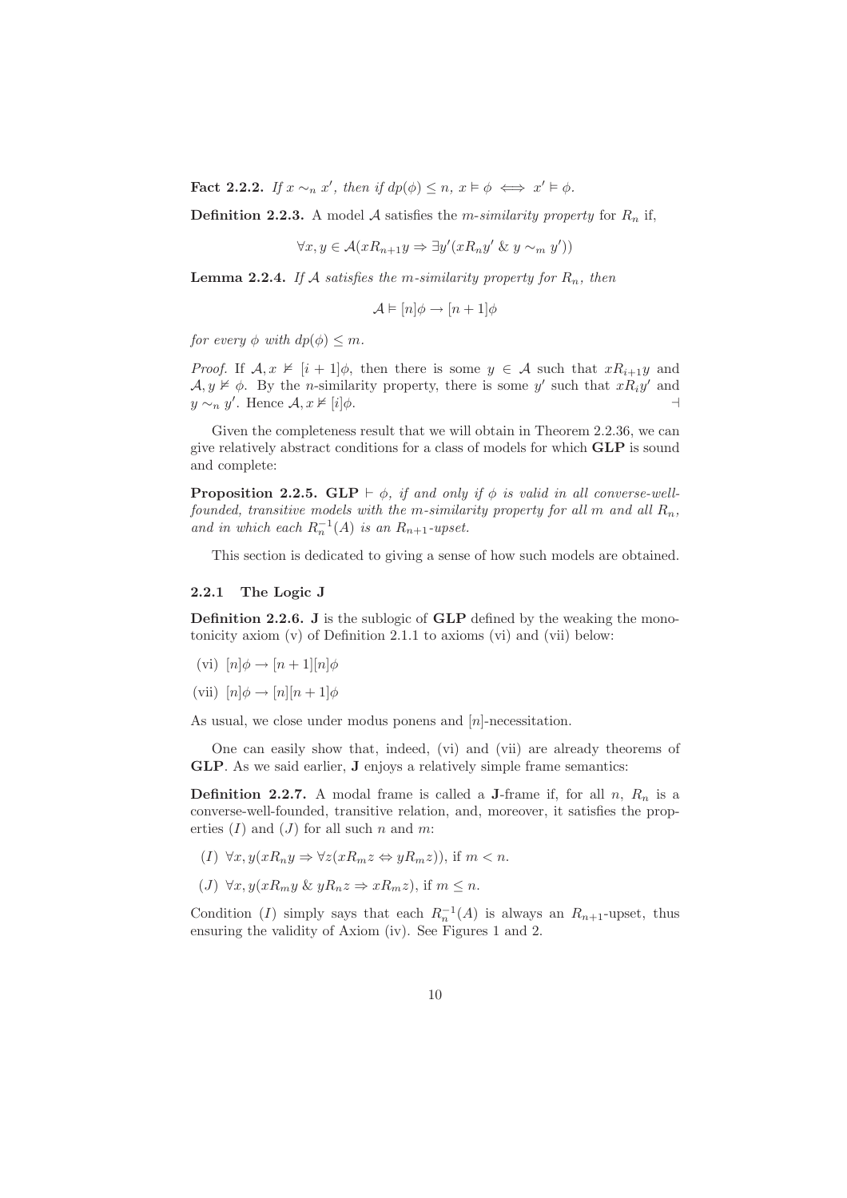**Fact 2.2.2.** *If $x \sim_n x'$, then if $dp(\phi) \leq n$, $x \vDash \phi \iff x' \vDash \phi$.*

**Definition 2.2.3.** A model $\mathcal{A}$ satisfies the *m-similarity property* for $R_n$ if,

$$\forall x, y \in \mathcal{A}(xR_{n+1}y \Rightarrow \exists y'(xR_ny' \ \& \ y \sim_m y'))$$

**Lemma 2.2.4.** *If $\mathcal{A}$ satisfies the m-similarity property for $R_n$, then*

$$\mathcal{A} \vDash [n]\phi \to [n+1]\phi$$

*for every $\phi$ with $dp(\phi) \leq m$.*

*Proof.* If $\mathcal{A}, x \nvDash [i+1]\phi$, then there is some $y \in \mathcal{A}$ such that $xR_{i+1}y$ and $\mathcal{A}, y \nvDash \phi$. By the $n$-similarity property, there is some $y'$ such that $xR_iy'$ and $y \sim_n y'$. Hence $\mathcal{A}, x \nvDash [i]\phi$. ⊣

Given the completeness result that we will obtain in Theorem 2.2.36, we can give relatively abstract conditions for a class of models for which **GLP** is sound and complete:

**Proposition 2.2.5.** **GLP** $\vdash \phi$, *if and only if $\phi$ is valid in all converse-well-founded, transitive models with the m-similarity property for all m and all $R_n$, and in which each $R_n^{-1}(A)$ is an $R_{n+1}$-upset.*

This section is dedicated to giving a sense of how such models are obtained.

### 2.2.1 The Logic J

**Definition 2.2.6.** **J** is the sublogic of **GLP** defined by the weaking the monotonicity axiom (v) of Definition 2.1.1 to axioms (vi) and (vii) below:

(vi) $[n]\phi \to [n+1][n]\phi$

(vii) $[n]\phi \to [n][n+1]\phi$

As usual, we close under modus ponens and $[n]$-necessitation.

One can easily show that, indeed, (vi) and (vii) are already theorems of **GLP**. As we said earlier, **J** enjoys a relatively simple frame semantics:

**Definition 2.2.7.** A modal frame is called a **J**-frame if, for all $n$, $R_n$ is a converse-well-founded, transitive relation, and, moreover, it satisfies the properties $(I)$ and $(J)$ for all such $n$ and $m$:

$(I)$ $\forall x, y(xR_ny \Rightarrow \forall z(xR_mz \Leftrightarrow yR_mz))$, if $m < n$.

$(J)$ $\forall x, y(xR_my \ \& \ yR_nz \Rightarrow xR_mz)$, if $m \leq n$.

Condition $(I)$ simply says that each $R_n^{-1}(A)$ is always an $R_{n+1}$-upset, thus ensuring the validity of Axiom (iv). See Figures 1 and 2.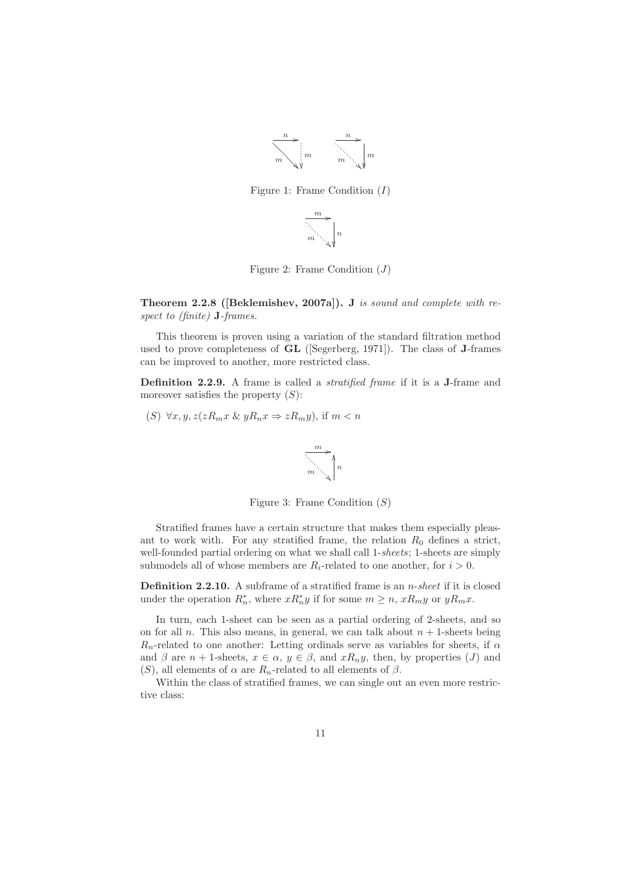Figure 1: Frame Condition ($I$)

Figure 2: Frame Condition ($J$)

**Theorem 2.2.8 ([Beklemishev, 2007a]).** *$\mathbf{J}$ is sound and complete with respect to (finite) $\mathbf{J}$-frames.*

This theorem is proven using a variation of the standard filtration method used to prove completeness of **GL** ([Segerberg, 1971]). The class of **J**-frames can be improved to another, more restricted class.

**Definition 2.2.9.** A frame is called a *stratified frame* if it is a **J**-frame and moreover satisfies the property ($S$):

($S$) $\forall x, y, z(zR_m x \;\&\; yR_n x \Rightarrow zR_m y)$, if $m < n$

Figure 3: Frame Condition ($S$)

Stratified frames have a certain structure that makes them especially pleasant to work with. For any stratified frame, the relation $R_0$ defines a strict, well-founded partial ordering on what we shall call 1-*sheets*; 1-sheets are simply submodels all of whose members are $R_i$-related to one another, for $i > 0$.

**Definition 2.2.10.** A subframe of a stratified frame is an *n-sheet* if it is closed under the operation $R_n^*$, where $xR_n^*y$ if for some $m \geq n$, $xR_m y$ or $yR_m x$.

In turn, each 1-sheet can be seen as a partial ordering of 2-sheets, and so on for all $n$. This also means, in general, we can talk about $n+1$-sheets being $R_n$-related to one another: Letting ordinals serve as variables for sheets, if $\alpha$ and $\beta$ are $n+1$-sheets, $x \in \alpha$, $y \in \beta$, and $xR_n y$, then, by properties ($J$) and ($S$), all elements of $\alpha$ are $R_n$-related to all elements of $\beta$.

Within the class of stratified frames, we can single out an even more restrictive class: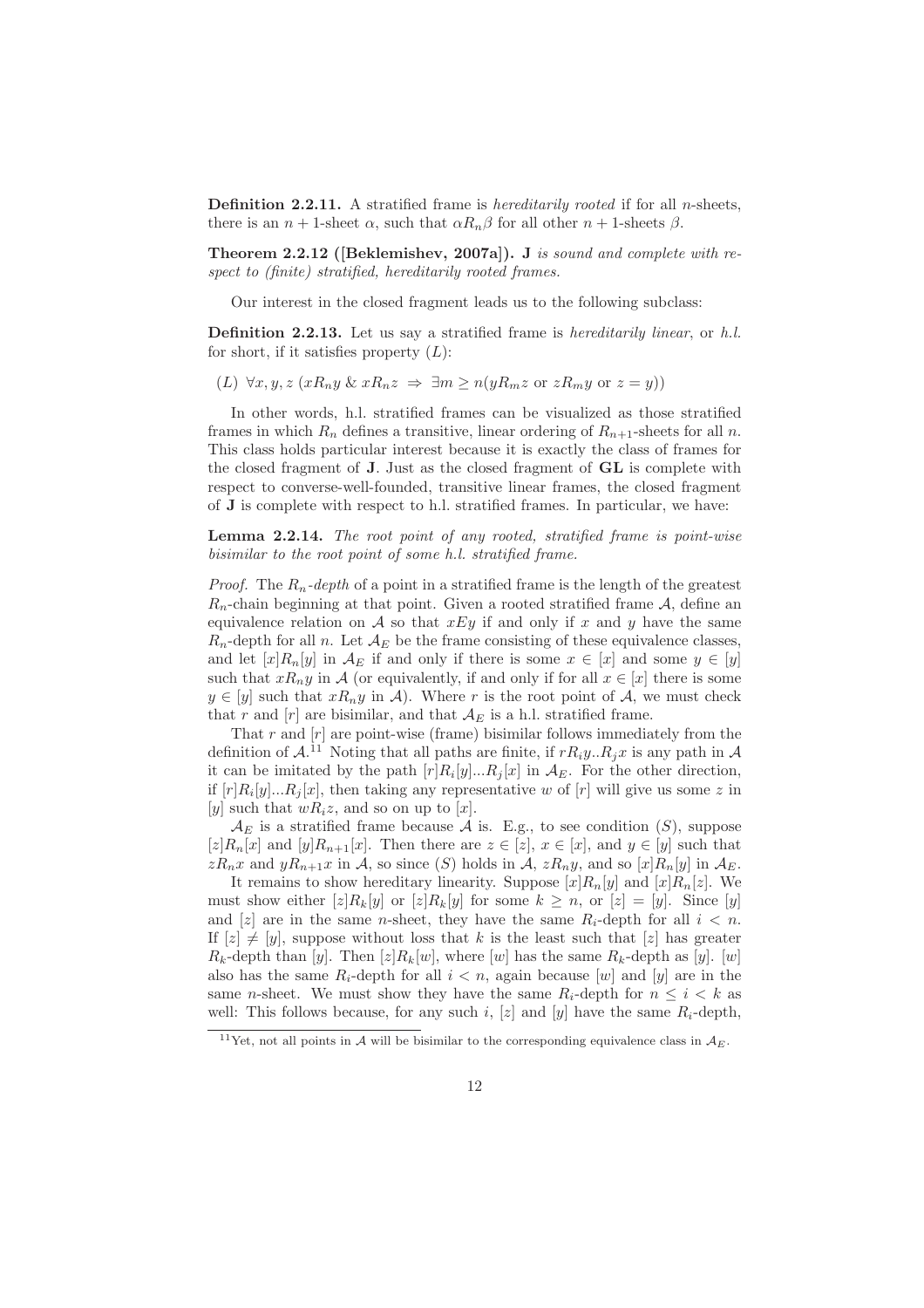**Definition 2.2.11.** A stratified frame is *hereditarily rooted* if for all $n$-sheets, there is an $n+1$-sheet $\alpha$, such that $\alpha R_n \beta$ for all other $n+1$-sheets $\beta$.

**Theorem 2.2.12 ([Beklemishev, 2007a]).** *$\mathbf{J}$ is sound and complete with respect to (finite) stratified, hereditarily rooted frames.*

Our interest in the closed fragment leads us to the following subclass:

**Definition 2.2.13.** Let us say a stratified frame is *hereditarily linear*, or *h.l.* for short, if it satisfies property $(L)$:

$(L)$ $\forall x, y, z\ (xR_n y\ \&\ xR_n z\ \Rightarrow\ \exists m \geq n(yR_m z \text{ or } zR_m y \text{ or } z = y))$

In other words, h.l. stratified frames can be visualized as those stratified frames in which $R_n$ defines a transitive, linear ordering of $R_{n+1}$-sheets for all $n$. This class holds particular interest because it is exactly the class of frames for the closed fragment of $\mathbf{J}$. Just as the closed fragment of $\mathbf{GL}$ is complete with respect to converse-well-founded, transitive linear frames, the closed fragment of $\mathbf{J}$ is complete with respect to h.l. stratified frames. In particular, we have:

**Lemma 2.2.14.** *The root point of any rooted, stratified frame is point-wise bisimilar to the root point of some h.l. stratified frame.*

*Proof.* The *$R_n$-depth* of a point in a stratified frame is the length of the greatest $R_n$-chain beginning at that point. Given a rooted stratified frame $\mathcal{A}$, define an equivalence relation on $\mathcal{A}$ so that $xEy$ if and only if $x$ and $y$ have the same $R_n$-depth for all $n$. Let $\mathcal{A}_E$ be the frame consisting of these equivalence classes, and let $[x]R_n[y]$ in $\mathcal{A}_E$ if and only if there is some $x \in [x]$ and some $y \in [y]$ such that $xR_n y$ in $\mathcal{A}$ (or equivalently, if and only if for all $x \in [x]$ there is some $y \in [y]$ such that $xR_n y$ in $\mathcal{A}$). Where $r$ is the root point of $\mathcal{A}$, we must check that $r$ and $[r]$ are bisimilar, and that $\mathcal{A}_E$ is a h.l. stratified frame.

That $r$ and $[r]$ are point-wise (frame) bisimilar follows immediately from the definition of $\mathcal{A}$.[11] Noting that all paths are finite, if $rR_i y..R_j x$ is any path in $\mathcal{A}$ it can be imitated by the path $[r]R_i[y]...R_j[x]$ in $\mathcal{A}_E$. For the other direction, if $[r]R_i[y]...R_j[x]$, then taking any representative $w$ of $[r]$ will give us some $z$ in $[y]$ such that $wR_i z$, and so on up to $[x]$.

$\mathcal{A}_E$ is a stratified frame because $\mathcal{A}$ is. E.g., to see condition $(S)$, suppose $[z]R_n[x]$ and $[y]R_{n+1}[x]$. Then there are $z \in [z]$, $x \in [x]$, and $y \in [y]$ such that $zR_n x$ and $yR_{n+1}x$ in $\mathcal{A}$, so since $(S)$ holds in $\mathcal{A}$, $zR_n y$, and so $[x]R_n[y]$ in $\mathcal{A}_E$.

It remains to show hereditary linearity. Suppose $[x]R_n[y]$ and $[x]R_n[z]$. We must show either $[z]R_k[y]$ or $[z]R_k[y]$ for some $k \geq n$, or $[z] = [y]$. Since $[y]$ and $[z]$ are in the same $n$-sheet, they have the same $R_i$-depth for all $i < n$. If $[z] \neq [y]$, suppose without loss that $k$ is the least such that $[z]$ has greater $R_k$-depth than $[y]$. Then $[z]R_k[w]$, where $[w]$ has the same $R_k$-depth as $[y]$. $[w]$ also has the same $R_i$-depth for all $i < n$, again because $[w]$ and $[y]$ are in the same $n$-sheet. We must show they have the same $R_i$-depth for $n \leq i < k$ as well: This follows because, for any such $i$, $[z]$ and $[y]$ have the same $R_i$-depth,

---

[11] Yet, not all points in $\mathcal{A}$ will be bisimilar to the corresponding equivalence class in $\mathcal{A}_E$.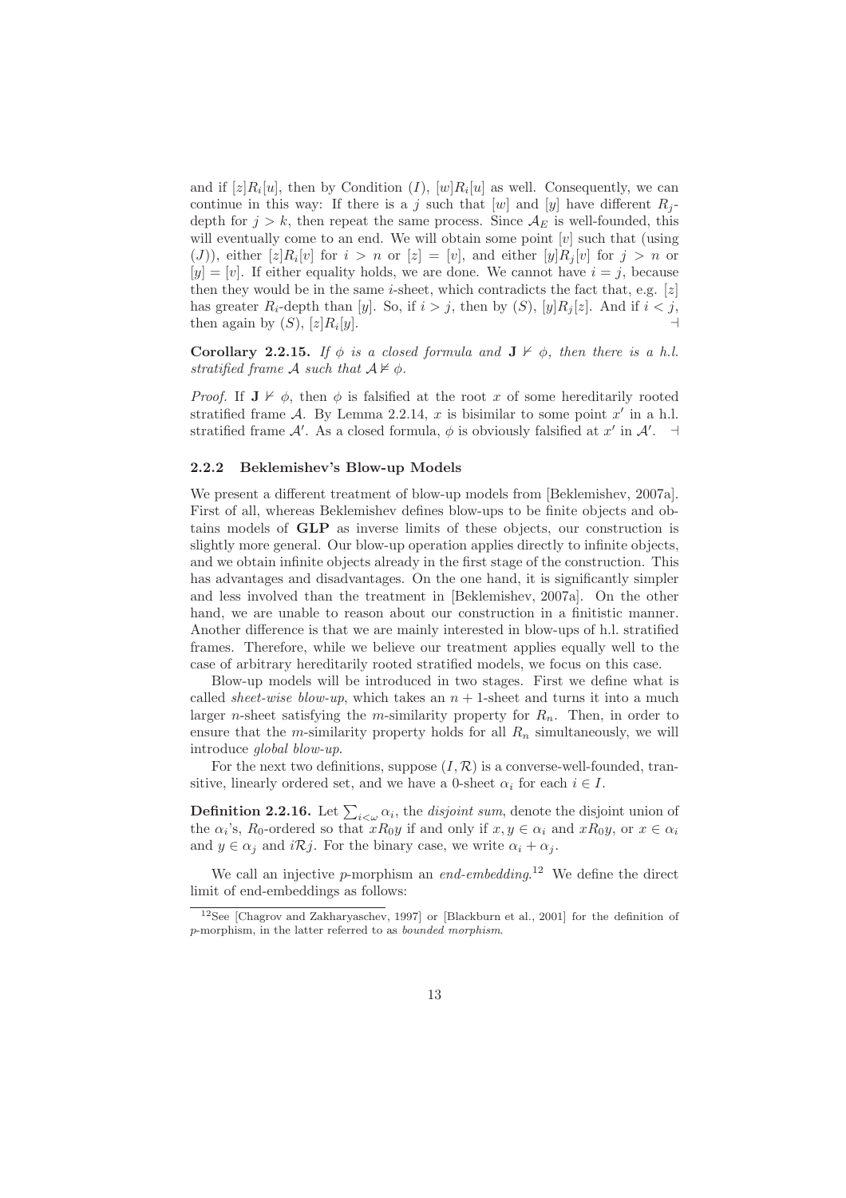and if $[z]R_i[u]$, then by Condition $(I)$, $[w]R_i[u]$ as well. Consequently, we can continue in this way: If there is a $j$ such that $[w]$ and $[y]$ have different $R_j$-depth for $j > k$, then repeat the same process. Since $\mathcal{A}_E$ is well-founded, this will eventually come to an end. We will obtain some point $[v]$ such that (using $(J)$), either $[z]R_i[v]$ for $i > n$ or $[z] = [v]$, and either $[y]R_j[v]$ for $j > n$ or $[y] = [v]$. If either equality holds, we are done. We cannot have $i = j$, because then they would be in the same $i$-sheet, which contradicts the fact that, e.g. $[z]$ has greater $R_i$-depth than $[y]$. So, if $i > j$, then by $(S)$, $[y]R_j[z]$. And if $i < j$, then again by $(S)$, $[z]R_i[y]$. ⊣

**Corollary 2.2.15.** *If $\phi$ is a closed formula and $\mathbf{J} \nvdash \phi$, then there is a h.l. stratified frame $\mathcal{A}$ such that $\mathcal{A} \nvDash \phi$.*

*Proof.* If $\mathbf{J} \nvdash \phi$, then $\phi$ is falsified at the root $x$ of some hereditarily rooted stratified frame $\mathcal{A}$. By Lemma 2.2.14, $x$ is bisimilar to some point $x'$ in a h.l. stratified frame $\mathcal{A}'$. As a closed formula, $\phi$ is obviously falsified at $x'$ in $\mathcal{A}'$. ⊣

### 2.2.2 Beklemishev's Blow-up Models

We present a different treatment of blow-up models from [Beklemishev, 2007a]. First of all, whereas Beklemishev defines blow-ups to be finite objects and obtains models of **GLP** as inverse limits of these objects, our construction is slightly more general. Our blow-up operation applies directly to infinite objects, and we obtain infinite objects already in the first stage of the construction. This has advantages and disadvantages. On the one hand, it is significantly simpler and less involved than the treatment in [Beklemishev, 2007a]. On the other hand, we are unable to reason about our construction in a finitistic manner. Another difference is that we are mainly interested in blow-ups of h.l. stratified frames. Therefore, while we believe our treatment applies equally well to the case of arbitrary hereditarily rooted stratified models, we focus on this case.

Blow-up models will be introduced in two stages. First we define what is called *sheet-wise blow-up*, which takes an $n+1$-sheet and turns it into a much larger $n$-sheet satisfying the $m$-similarity property for $R_n$. Then, in order to ensure that the $m$-similarity property holds for all $R_n$ simultaneously, we will introduce *global blow-up*.

For the next two definitions, suppose $(I, \mathcal{R})$ is a converse-well-founded, transitive, linearly ordered set, and we have a 0-sheet $\alpha_i$ for each $i \in I$.

**Definition 2.2.16.** Let $\sum_{i<_\omega} \alpha_i$, the *disjoint sum*, denote the disjoint union of the $\alpha_i$'s, $R_0$-ordered so that $xR_0y$ if and only if $x, y \in \alpha_i$ and $xR_0y$, or $x \in \alpha_i$ and $y \in \alpha_j$ and $i\mathcal{R}j$. For the binary case, we write $\alpha_i + \alpha_j$.

We call an injective $p$-morphism an *end-embedding*.[12] We define the direct limit of end-embeddings as follows:

[12] See [Chagrov and Zakharyaschev, 1997] or [Blackburn et al., 2001] for the definition of $p$-morphism, in the latter referred to as *bounded morphism*.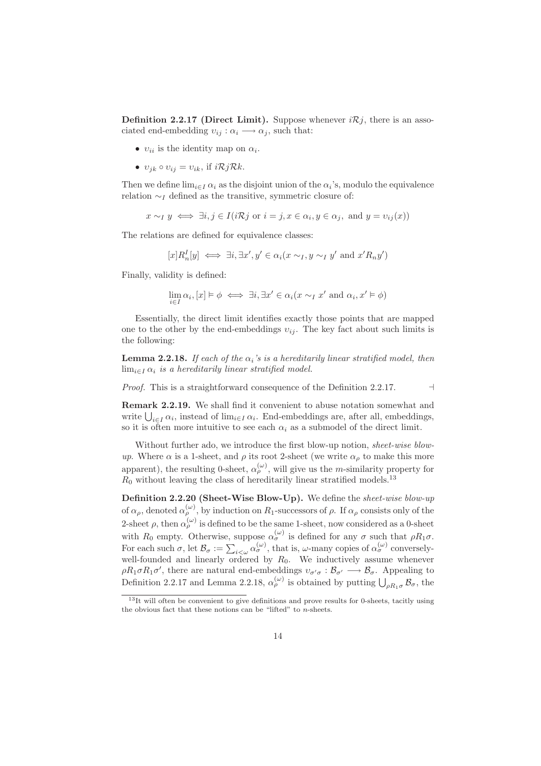**Definition 2.2.17 (Direct Limit).** Suppose whenever $i\mathcal{R}j$, there is an associated end-embedding $\upsilon_{ij} : \alpha_i \longrightarrow \alpha_j$, such that:

- $\upsilon_{ii}$ is the identity map on $\alpha_i$.
- $\upsilon_{jk} \circ \upsilon_{ij} = \upsilon_{ik}$, if $i\mathcal{R}j\mathcal{R}k$.

Then we define $\lim_{i\in I} \alpha_i$ as the disjoint union of the $\alpha_i$'s, modulo the equivalence relation $\sim_I$ defined as the transitive, symmetric closure of:

$$x \sim_I y \iff \exists i, j \in I(i\mathcal{R}j \text{ or } i = j, x \in \alpha_i, y \in \alpha_j, \text{ and } y = \upsilon_{ij}(x))$$

The relations are defined for equivalence classes:

$$[x]R_n^I[y] \iff \exists i, \exists x', y' \in \alpha_i(x \sim_I, y \sim_I y' \text{ and } x'R_n y')$$

Finally, validity is defined:

$$\lim_{i\in I} \alpha_i, [x] \vDash \phi \iff \exists i, \exists x' \in \alpha_i(x \sim_I x' \text{ and } \alpha_i, x' \vDash \phi)$$

Essentially, the direct limit identifies exactly those points that are mapped one to the other by the end-embeddings $\upsilon_{ij}$. The key fact about such limits is the following:

**Lemma 2.2.18.** *If each of the $\alpha_i$'s is a hereditarily linear stratified model, then $\lim_{i\in I} \alpha_i$ is a hereditarily linear stratified model.*

*Proof.* This is a straightforward consequence of the Definition 2.2.17. ⊣

**Remark 2.2.19.** We shall find it convenient to abuse notation somewhat and write $\bigcup_{i\in I} \alpha_i$, instead of $\lim_{i\in I} \alpha_i$. End-embeddings are, after all, embeddings, so it is often more intuitive to see each $\alpha_i$ as a submodel of the direct limit.

Without further ado, we introduce the first blow-up notion, *sheet-wise blow-up*. Where $\alpha$ is a 1-sheet, and $\rho$ its root 2-sheet (we write $\alpha_\rho$ to make this more apparent), the resulting 0-sheet, $\alpha_\rho^{(\omega)}$, will give us the $m$-similarity property for $R_0$ without leaving the class of hereditarily linear stratified models.[13]

**Definition 2.2.20 (Sheet-Wise Blow-Up).** We define the *sheet-wise blow-up* of $\alpha_\rho$, denoted $\alpha_\rho^{(\omega)}$, by induction on $R_1$-successors of $\rho$. If $\alpha_\rho$ consists only of the 2-sheet $\rho$, then $\alpha_\rho^{(\omega)}$ is defined to be the same 1-sheet, now considered as a 0-sheet with $R_0$ empty. Otherwise, suppose $\alpha_\sigma^{(\omega)}$ is defined for any $\sigma$ such that $\rho R_1 \sigma$. For each such $\sigma$, let $\mathcal{B}_\sigma := \sum_{i<\omega} \alpha_\sigma^{(\omega)}$, that is, $\omega$-many copies of $\alpha_\sigma^{(\omega)}$ conversely-well-founded and linearly ordered by $R_0$. We inductively assume whenever $\rho R_1 \sigma R_1 \sigma'$, there are natural end-embeddings $\upsilon_{\sigma'\sigma} : \mathcal{B}_{\sigma'} \longrightarrow \mathcal{B}_\sigma$. Appealing to Definition 2.2.17 and Lemma 2.2.18, $\alpha_\rho^{(\omega)}$ is obtained by putting $\bigcup_{\rho R_1 \sigma} \mathcal{B}_\sigma$, the

[13] It will often be convenient to give definitions and prove results for 0-sheets, tacitly using the obvious fact that these notions can be "lifted" to $n$-sheets.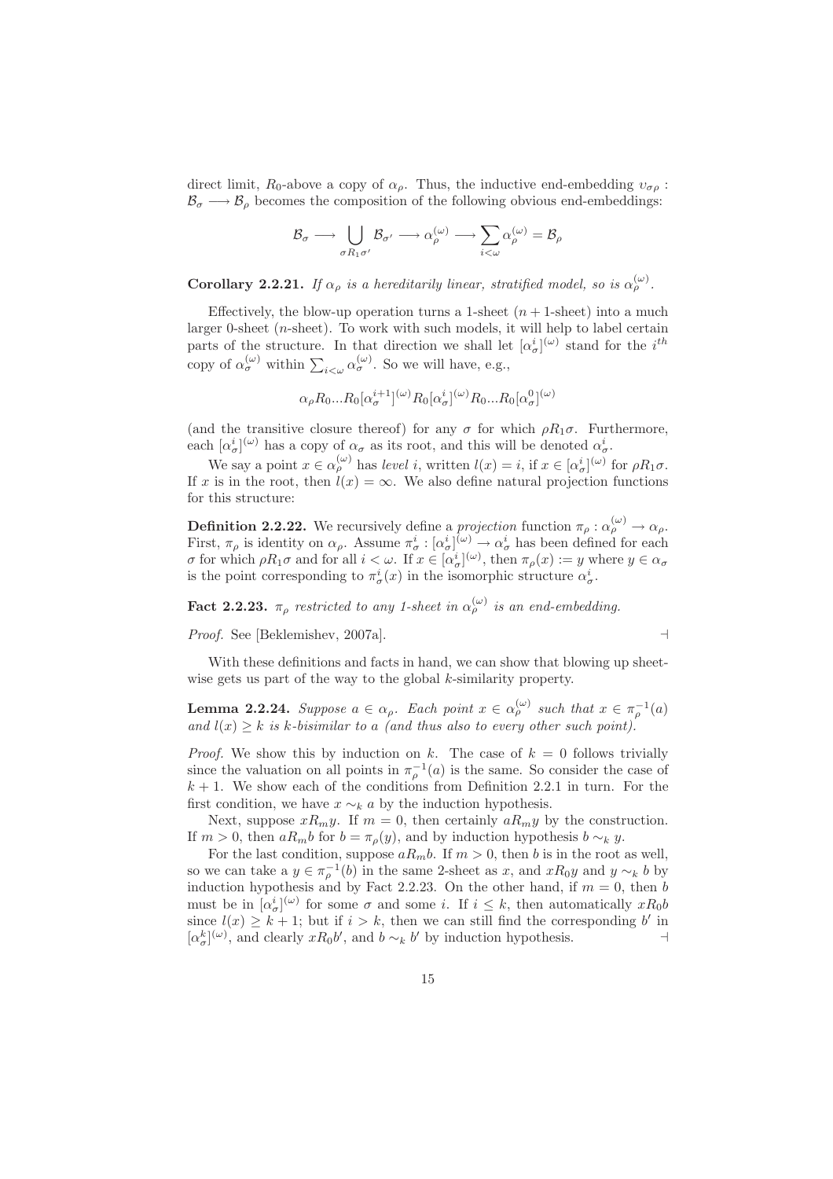direct limit, $R_0$-above a copy of $\alpha_\rho$. Thus, the inductive end-embedding $\upsilon_{\sigma\rho} : \mathcal{B}_\sigma \longrightarrow \mathcal{B}_\rho$ becomes the composition of the following obvious end-embeddings:

$$\mathcal{B}_\sigma \longrightarrow \bigcup_{\sigma R_1 \sigma'} \mathcal{B}_{\sigma'} \longrightarrow \alpha_\rho^{(\omega)} \longrightarrow \sum_{i<\omega} \alpha_\rho^{(\omega)} = \mathcal{B}_\rho$$

**Corollary 2.2.21.** *If $\alpha_\rho$ is a hereditarily linear, stratified model, so is $\alpha_\rho^{(\omega)}$.*

Effectively, the blow-up operation turns a 1-sheet ($n+1$-sheet) into a much larger 0-sheet ($n$-sheet). To work with such models, it will help to label certain parts of the structure. In that direction we shall let $[\alpha_\sigma^i]^{(\omega)}$ stand for the $i^{th}$ copy of $\alpha_\sigma^{(\omega)}$ within $\sum_{i<\omega} \alpha_\sigma^{(\omega)}$. So we will have, e.g.,

$$\alpha_\rho R_0 ... R_0 [\alpha_\sigma^{i+1}]^{(\omega)} R_0 [\alpha_\sigma^i]^{(\omega)} R_0 ... R_0 [\alpha_\sigma^0]^{(\omega)}$$

(and the transitive closure thereof) for any $\sigma$ for which $\rho R_1 \sigma$. Furthermore, each $[\alpha_\sigma^i]^{(\omega)}$ has a copy of $\alpha_\sigma$ as its root, and this will be denoted $\alpha_\sigma^i$.

We say a point $x \in \alpha_\rho^{(\omega)}$ has *level* $i$, written $l(x) = i$, if $x \in [\alpha_\sigma^i]^{(\omega)}$ for $\rho R_1 \sigma$. If $x$ is in the root, then $l(x) = \infty$. We also define natural projection functions for this structure:

**Definition 2.2.22.** We recursively define a *projection* function $\pi_\rho : \alpha_\rho^{(\omega)} \to \alpha_\rho$. First, $\pi_\rho$ is identity on $\alpha_\rho$. Assume $\pi_\sigma^i : [\alpha_\sigma^i]^{(\omega)} \to \alpha_\sigma^i$ has been defined for each $\sigma$ for which $\rho R_1 \sigma$ and for all $i < \omega$. If $x \in [\alpha_\sigma^i]^{(\omega)}$, then $\pi_\rho(x) := y$ where $y \in \alpha_\sigma$ is the point corresponding to $\pi_\sigma^i(x)$ in the isomorphic structure $\alpha_\sigma^i$.

**Fact 2.2.23.** *$\pi_\rho$ restricted to any 1-sheet in $\alpha_\rho^{(\omega)}$ is an end-embedding.*

*Proof.* See [Beklemishev, 2007a]. ⊣

With these definitions and facts in hand, we can show that blowing up sheetwise gets us part of the way to the global $k$-similarity property.

**Lemma 2.2.24.** *Suppose $a \in \alpha_\rho$. Each point $x \in \alpha_\rho^{(\omega)}$ such that $x \in \pi_\rho^{-1}(a)$ and $l(x) \geq k$ is $k$-bisimilar to $a$ (and thus also to every other such point).*

*Proof.* We show this by induction on $k$. The case of $k = 0$ follows trivially since the valuation on all points in $\pi_\rho^{-1}(a)$ is the same. So consider the case of $k+1$. We show each of the conditions from Definition 2.2.1 in turn. For the first condition, we have $x \sim_k a$ by the induction hypothesis.

Next, suppose $x R_m y$. If $m = 0$, then certainly $a R_m y$ by the construction. If $m > 0$, then $a R_m b$ for $b = \pi_\rho(y)$, and by induction hypothesis $b \sim_k y$.

For the last condition, suppose $a R_m b$. If $m > 0$, then $b$ is in the root as well, so we can take a $y \in \pi_\rho^{-1}(b)$ in the same 2-sheet as $x$, and $x R_0 y$ and $y \sim_k b$ by induction hypothesis and by Fact 2.2.23. On the other hand, if $m = 0$, then $b$ must be in $[\alpha_\sigma^i]^{(\omega)}$ for some $\sigma$ and some $i$. If $i \leq k$, then automatically $x R_0 b$ since $l(x) \geq k+1$; but if $i > k$, then we can still find the corresponding $b'$ in $[\alpha_\sigma^k]^{(\omega)}$, and clearly $x R_0 b'$, and $b \sim_k b'$ by induction hypothesis. ⊣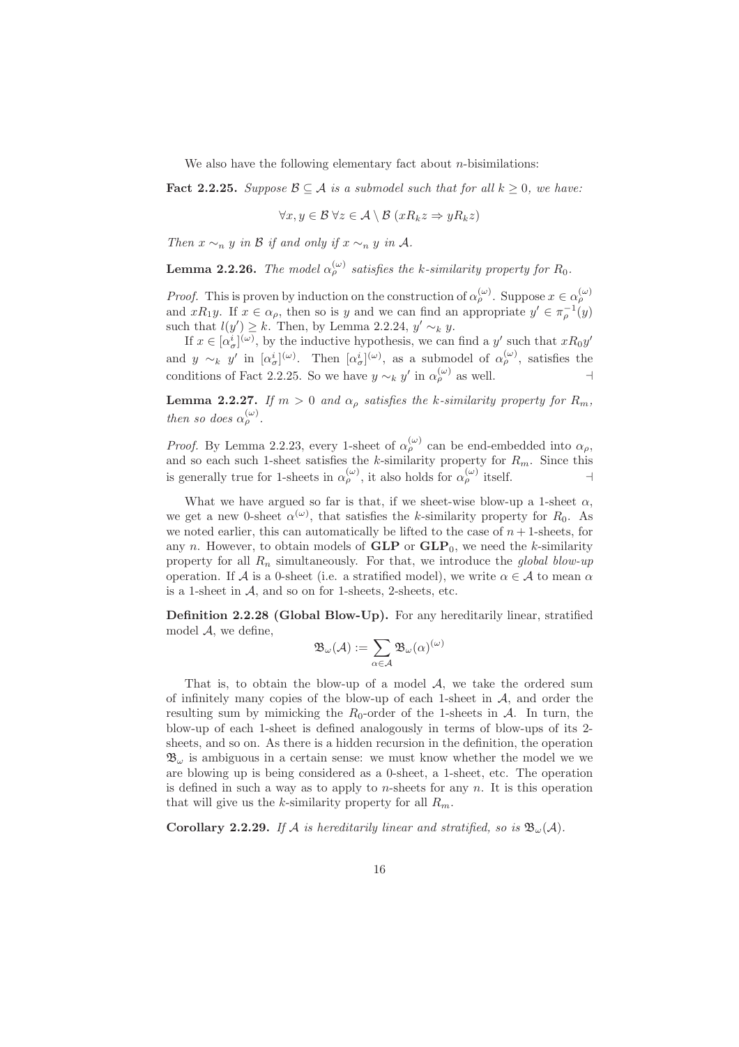We also have the following elementary fact about $n$-bisimilations:

**Fact 2.2.25.** *Suppose $\mathcal{B} \subseteq \mathcal{A}$ is a submodel such that for all $k \geq 0$, we have:*

$$\forall x, y \in \mathcal{B}\, \forall z \in \mathcal{A} \setminus \mathcal{B}\ (xR_k z \Rightarrow yR_k z)$$

*Then $x \sim_n y$ in $\mathcal{B}$ if and only if $x \sim_n y$ in $\mathcal{A}$.*

**Lemma 2.2.26.** *The model $\alpha_\rho^{(\omega)}$ satisfies the $k$-similarity property for $R_0$.*

*Proof.* This is proven by induction on the construction of $\alpha_\rho^{(\omega)}$. Suppose $x \in \alpha_\rho^{(\omega)}$ and $xR_1y$. If $x \in \alpha_\rho$, then so is $y$ and we can find an appropriate $y' \in \pi_\rho^{-1}(y)$ such that $l(y') \geq k$. Then, by Lemma 2.2.24, $y' \sim_k y$.

If $x \in [\alpha_\sigma^i]^{(\omega)}$, by the inductive hypothesis, we can find a $y'$ such that $xR_0y'$ and $y \sim_k y'$ in $[\alpha_\sigma^i]^{(\omega)}$. Then $[\alpha_\sigma^i]^{(\omega)}$, as a submodel of $\alpha_\rho^{(\omega)}$, satisfies the conditions of Fact 2.2.25. So we have $y \sim_k y'$ in $\alpha_\rho^{(\omega)}$ as well. ⊣

**Lemma 2.2.27.** *If $m > 0$ and $\alpha_\rho$ satisfies the $k$-similarity property for $R_m$, then so does $\alpha_\rho^{(\omega)}$.*

*Proof.* By Lemma 2.2.23, every 1-sheet of $\alpha_\rho^{(\omega)}$ can be end-embedded into $\alpha_\rho$, and so each such 1-sheet satisfies the $k$-similarity property for $R_m$. Since this is generally true for 1-sheets in $\alpha_\rho^{(\omega)}$, it also holds for $\alpha_\rho^{(\omega)}$ itself. ⊣

What we have argued so far is that, if we sheet-wise blow-up a 1-sheet $\alpha$, we get a new 0-sheet $\alpha^{(\omega)}$, that satisfies the $k$-similarity property for $R_0$. As we noted earlier, this can automatically be lifted to the case of $n+1$-sheets, for any $n$. However, to obtain models of **GLP** or $\mathbf{GLP}_0$, we need the $k$-similarity property for all $R_n$ simultaneously. For that, we introduce the *global blow-up* operation. If $\mathcal{A}$ is a 0-sheet (i.e. a stratified model), we write $\alpha \in \mathcal{A}$ to mean $\alpha$ is a 1-sheet in $\mathcal{A}$, and so on for 1-sheets, 2-sheets, etc.

**Definition 2.2.28 (Global Blow-Up).** For any hereditarily linear, stratified model $\mathcal{A}$, we define,

$$\mathfrak{B}_\omega(\mathcal{A}) := \sum_{\alpha \in \mathcal{A}} \mathfrak{B}_\omega(\alpha)^{(\omega)}$$

That is, to obtain the blow-up of a model $\mathcal{A}$, we take the ordered sum of infinitely many copies of the blow-up of each 1-sheet in $\mathcal{A}$, and order the resulting sum by mimicking the $R_0$-order of the 1-sheets in $\mathcal{A}$. In turn, the blow-up of each 1-sheet is defined analogously in terms of blow-ups of its 2-sheets, and so on. As there is a hidden recursion in the definition, the operation $\mathfrak{B}_\omega$ is ambiguous in a certain sense: we must know whether the model we we are blowing up is being considered as a 0-sheet, a 1-sheet, etc. The operation is defined in such a way as to apply to $n$-sheets for any $n$. It is this operation that will give us the $k$-similarity property for all $R_m$.

**Corollary 2.2.29.** *If $\mathcal{A}$ is hereditarily linear and stratified, so is $\mathfrak{B}_\omega(\mathcal{A})$.*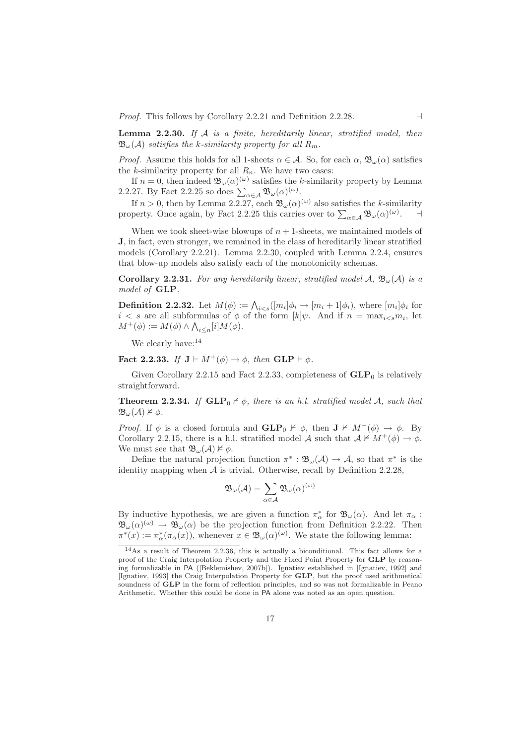*Proof.* This follows by Corollary 2.2.21 and Definition 2.2.28. ⊣

**Lemma 2.2.30.** *If $\mathcal{A}$ is a finite, hereditarily linear, stratified model, then $\mathfrak{B}_\omega(\mathcal{A})$ satisfies the $k$-similarity property for all $R_m$.*

*Proof.* Assume this holds for all 1-sheets $\alpha \in \mathcal{A}$. So, for each $\alpha$, $\mathfrak{B}_\omega(\alpha)$ satisfies the $k$-similarity property for all $R_n$. We have two cases:

If $n = 0$, then indeed $\mathfrak{B}_\omega(\alpha)^{(\omega)}$ satisfies the $k$-similarity property by Lemma 2.2.27. By Fact 2.2.25 so does $\sum_{\alpha \in \mathcal{A}} \mathfrak{B}_\omega(\alpha)^{(\omega)}$.

If $n > 0$, then by Lemma 2.2.27, each $\mathfrak{B}_\omega(\alpha)^{(\omega)}$ also satisfies the $k$-similarity property. Once again, by Fact 2.2.25 this carries over to $\sum_{\alpha \in \mathcal{A}} \mathfrak{B}_\omega(\alpha)^{(\omega)}$. ⊣

When we took sheet-wise blowups of $n+1$-sheets, we maintained models of **J**, in fact, even stronger, we remained in the class of hereditarily linear stratified models (Corollary 2.2.21). Lemma 2.2.30, coupled with Lemma 2.2.4, ensures that blow-up models also satisfy each of the monotonicity schemas.

**Corollary 2.2.31.** *For any hereditarily linear, stratified model $\mathcal{A}$, $\mathfrak{B}_\omega(\mathcal{A})$ is a model of* **GLP**.

**Definition 2.2.32.** Let $M(\phi) := \bigwedge_{i<s}([m_i]\phi_i \to [m_i+1]\phi_i)$, where $[m_i]\phi_i$ for $i < s$ are all subformulas of $\phi$ of the form $[k]\psi$. And if $n = \max_{i<s} m_i$, let $M^+(\phi) := M(\phi) \wedge \bigwedge_{i \leq n}[i]M(\phi)$.

We clearly have:[14]

**Fact 2.2.33.** *If* $\mathbf{J} \vdash M^+(\phi) \to \phi$, *then* $\mathbf{GLP} \vdash \phi$.

Given Corollary 2.2.15 and Fact 2.2.33, completeness of $\mathbf{GLP}_0$ is relatively straightforward.

**Theorem 2.2.34.** *If $\mathbf{GLP}_0 \nvdash \phi$, there is an h.l. stratified model $\mathcal{A}$, such that $\mathfrak{B}_\omega(\mathcal{A}) \nvDash \phi$.*

*Proof.* If $\phi$ is a closed formula and $\mathbf{GLP}_0 \nvdash \phi$, then $\mathbf{J} \nvdash M^+(\phi) \to \phi$. By Corollary 2.2.15, there is a h.l. stratified model $\mathcal{A}$ such that $\mathcal{A} \nvDash M^+(\phi) \to \phi$. We must see that $\mathfrak{B}_\omega(\mathcal{A}) \nvDash \phi$.

Define the natural projection function $\pi^* : \mathfrak{B}_\omega(\mathcal{A}) \to \mathcal{A}$, so that $\pi^*$ is the identity mapping when $\mathcal{A}$ is trivial. Otherwise, recall by Definition 2.2.28,

$$\mathfrak{B}_\omega(\mathcal{A}) = \sum_{\alpha \in \mathcal{A}} \mathfrak{B}_\omega(\alpha)^{(\omega)}$$

By inductive hypothesis, we are given a function $\pi^*_\alpha$ for $\mathfrak{B}_\omega(\alpha)$. And let $\pi_\alpha : \mathfrak{B}_\omega(\alpha)^{(\omega)} \to \mathfrak{B}_\omega(\alpha)$ be the projection function from Definition 2.2.22. Then $\pi^*(x) := \pi^*_\alpha(\pi_\alpha(x))$, whenever $x \in \mathfrak{B}_\omega(\alpha)^{(\omega)}$. We state the following lemma:

---

[14] As a result of Theorem 2.2.36, this is actually a biconditional. This fact allows for a proof of the Craig Interpolation Property and the Fixed Point Property for **GLP** by reasoning formalizable in PA ([Beklemishev, 2007b]). Ignatiev established in [Ignatiev, 1992] and [Ignatiev, 1993] the Craig Interpolation Property for **GLP**, but the proof used arithmetical soundness of **GLP** in the form of reflection principles, and so was not formalizable in Peano Arithmetic. Whether this could be done in PA alone was noted as an open question.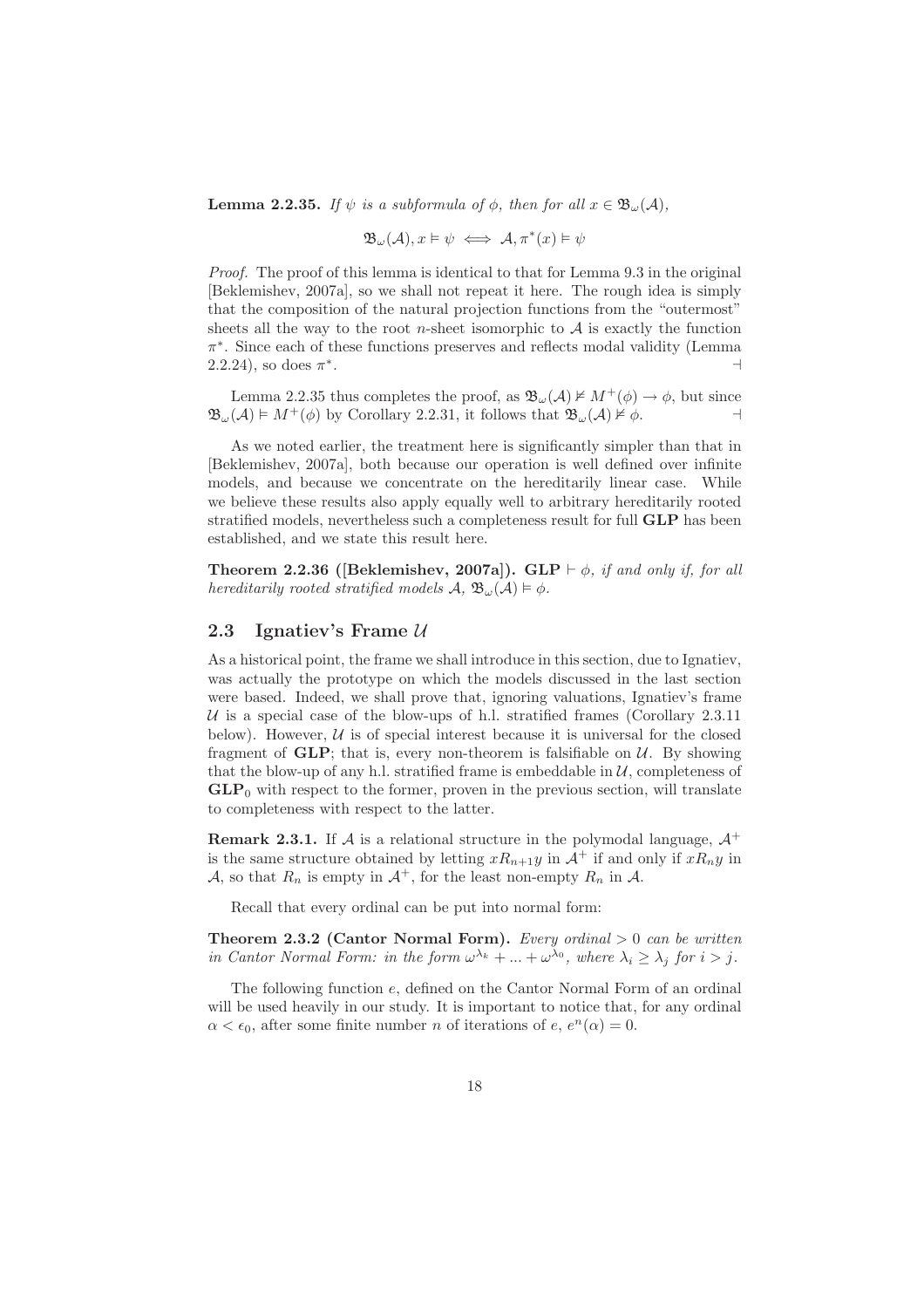**Lemma 2.2.35.** *If $\psi$ is a subformula of $\phi$, then for all $x \in \mathfrak{B}_\omega(\mathcal{A})$,*

$$\mathfrak{B}_\omega(\mathcal{A}), x \vDash \psi \iff \mathcal{A}, \pi^*(x) \vDash \psi$$

*Proof.* The proof of this lemma is identical to that for Lemma 9.3 in the original [Beklemishev, 2007a], so we shall not repeat it here. The rough idea is simply that the composition of the natural projection functions from the "outermost" sheets all the way to the root $n$-sheet isomorphic to $\mathcal{A}$ is exactly the function $\pi^*$. Since each of these functions preserves and reflects modal validity (Lemma 2.2.24), so does $\pi^*$. ⊣

Lemma 2.2.35 thus completes the proof, as $\mathfrak{B}_\omega(\mathcal{A}) \nvDash M^+(\phi) \rightarrow \phi$, but since $\mathfrak{B}_\omega(\mathcal{A}) \vDash M^+(\phi)$ by Corollary 2.2.31, it follows that $\mathfrak{B}_\omega(\mathcal{A}) \nvDash \phi$. ⊣

As we noted earlier, the treatment here is significantly simpler than that in [Beklemishev, 2007a], both because our operation is well defined over infinite models, and because we concentrate on the hereditarily linear case. While we believe these results also apply equally well to arbitrary hereditarily rooted stratified models, nevertheless such a completeness result for full **GLP** has been established, and we state this result here.

**Theorem 2.2.36 ([Beklemishev, 2007a]).** **GLP** $\vdash \phi$*, if and only if, for all hereditarily rooted stratified models $\mathcal{A}$, $\mathfrak{B}_\omega(\mathcal{A}) \vDash \phi$.*

## 2.3 Ignatiev's Frame $\mathcal{U}$

As a historical point, the frame we shall introduce in this section, due to Ignatiev, was actually the prototype on which the models discussed in the last section were based. Indeed, we shall prove that, ignoring valuations, Ignatiev's frame $\mathcal{U}$ is a special case of the blow-ups of h.l. stratified frames (Corollary 2.3.11 below). However, $\mathcal{U}$ is of special interest because it is universal for the closed fragment of **GLP**; that is, every non-theorem is falsifiable on $\mathcal{U}$. By showing that the blow-up of any h.l. stratified frame is embeddable in $\mathcal{U}$, completeness of $\mathbf{GLP}_0$ with respect to the former, proven in the previous section, will translate to completeness with respect to the latter.

**Remark 2.3.1.** If $\mathcal{A}$ is a relational structure in the polymodal language, $\mathcal{A}^+$ is the same structure obtained by letting $xR_{n+1}y$ in $\mathcal{A}^+$ if and only if $xR_ny$ in $\mathcal{A}$, so that $R_n$ is empty in $\mathcal{A}^+$, for the least non-empty $R_n$ in $\mathcal{A}$.

Recall that every ordinal can be put into normal form:

**Theorem 2.3.2 (Cantor Normal Form).** *Every ordinal $> 0$ can be written in Cantor Normal Form: in the form $\omega^{\lambda_k} + ... + \omega^{\lambda_0}$, where $\lambda_i \geq \lambda_j$ for $i > j$.*

The following function $e$, defined on the Cantor Normal Form of an ordinal will be used heavily in our study. It is important to notice that, for any ordinal $\alpha < \epsilon_0$, after some finite number $n$ of iterations of $e$, $e^n(\alpha) = 0$.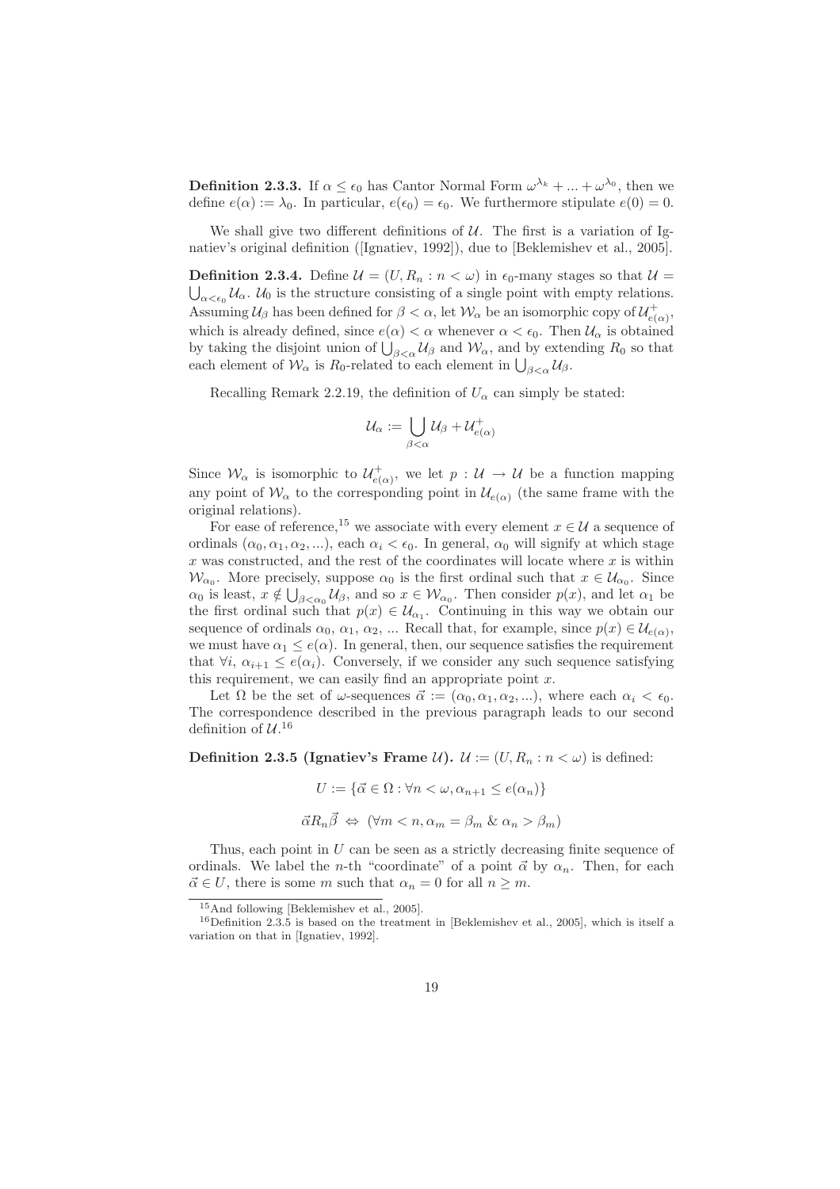**Definition 2.3.3.** If $\alpha \leq \epsilon_0$ has Cantor Normal Form $\omega^{\lambda_k} + ... + \omega^{\lambda_0}$, then we define $e(\alpha) := \lambda_0$. In particular, $e(\epsilon_0) = \epsilon_0$. We furthermore stipulate $e(0) = 0$.

We shall give two different definitions of $\mathcal{U}$. The first is a variation of Ignatiev's original definition ([Ignatiev, 1992]), due to [Beklemishev et al., 2005].

**Definition 2.3.4.** Define $\mathcal{U} = (U, R_n : n < \omega)$ in $\epsilon_0$-many stages so that $\mathcal{U} = \bigcup_{\alpha<\epsilon_0} \mathcal{U}_\alpha$. $\mathcal{U}_0$ is the structure consisting of a single point with empty relations. Assuming $\mathcal{U}_\beta$ has been defined for $\beta < \alpha$, let $\mathcal{W}_\alpha$ be an isomorphic copy of $\mathcal{U}^+_{e(\alpha)}$, which is already defined, since $e(\alpha) < \alpha$ whenever $\alpha < \epsilon_0$. Then $\mathcal{U}_\alpha$ is obtained by taking the disjoint union of $\bigcup_{\beta<\alpha} \mathcal{U}_\beta$ and $\mathcal{W}_\alpha$, and by extending $R_0$ so that each element of $\mathcal{W}_\alpha$ is $R_0$-related to each element in $\bigcup_{\beta<\alpha} \mathcal{U}_\beta$.

Recalling Remark 2.2.19, the definition of $U_\alpha$ can simply be stated:

$$\mathcal{U}_\alpha := \bigcup_{\beta<\alpha} \mathcal{U}_\beta + \mathcal{U}^+_{e(\alpha)}$$

Since $\mathcal{W}_\alpha$ is isomorphic to $\mathcal{U}^+_{e(\alpha)}$, we let $p : \mathcal{U} \to \mathcal{U}$ be a function mapping any point of $\mathcal{W}_\alpha$ to the corresponding point in $\mathcal{U}_{e(\alpha)}$ (the same frame with the original relations).

For ease of reference,[15] we associate with every element $x \in \mathcal{U}$ a sequence of ordinals $(\alpha_0, \alpha_1, \alpha_2, ...)$, each $\alpha_i < \epsilon_0$. In general, $\alpha_0$ will signify at which stage $x$ was constructed, and the rest of the coordinates will locate where $x$ is within $\mathcal{W}_{\alpha_0}$. More precisely, suppose $\alpha_0$ is the first ordinal such that $x \in \mathcal{U}_{\alpha_0}$. Since $\alpha_0$ is least, $x \notin \bigcup_{\beta<\alpha_0} \mathcal{U}_\beta$, and so $x \in \mathcal{W}_{\alpha_0}$. Then consider $p(x)$, and let $\alpha_1$ be the first ordinal such that $p(x) \in \mathcal{U}_{\alpha_1}$. Continuing in this way we obtain our sequence of ordinals $\alpha_0$, $\alpha_1$, $\alpha_2$, ... Recall that, for example, since $p(x) \in \mathcal{U}_{e(\alpha)}$, we must have $\alpha_1 \leq e(\alpha)$. In general, then, our sequence satisfies the requirement that $\forall i,\ \alpha_{i+1} \leq e(\alpha_i)$. Conversely, if we consider any such sequence satisfying this requirement, we can easily find an appropriate point $x$.

Let $\Omega$ be the set of $\omega$-sequences $\vec{\alpha} := (\alpha_0, \alpha_1, \alpha_2, ...)$, where each $\alpha_i < \epsilon_0$. The correspondence described in the previous paragraph leads to our second definition of $\mathcal{U}$.[16]

**Definition 2.3.5 (Ignatiev's Frame $\mathcal{U}$).** $\mathcal{U} := (U, R_n : n < \omega)$ is defined:

$$U := \{\vec{\alpha} \in \Omega : \forall n < \omega, \alpha_{n+1} \leq e(\alpha_n)\}$$

$$\vec{\alpha} R_n \vec{\beta} \ \Leftrightarrow\ (\forall m < n, \alpha_m = \beta_m \ \&\ \alpha_n > \beta_m)$$

Thus, each point in $U$ can be seen as a strictly decreasing finite sequence of ordinals. We label the $n$-th "coordinate" of a point $\vec{\alpha}$ by $\alpha_n$. Then, for each $\vec{\alpha} \in U$, there is some $m$ such that $\alpha_n = 0$ for all $n \geq m$.

---

[15] And following [Beklemishev et al., 2005].

[16] Definition 2.3.5 is based on the treatment in [Beklemishev et al., 2005], which is itself a variation on that in [Ignatiev, 1992].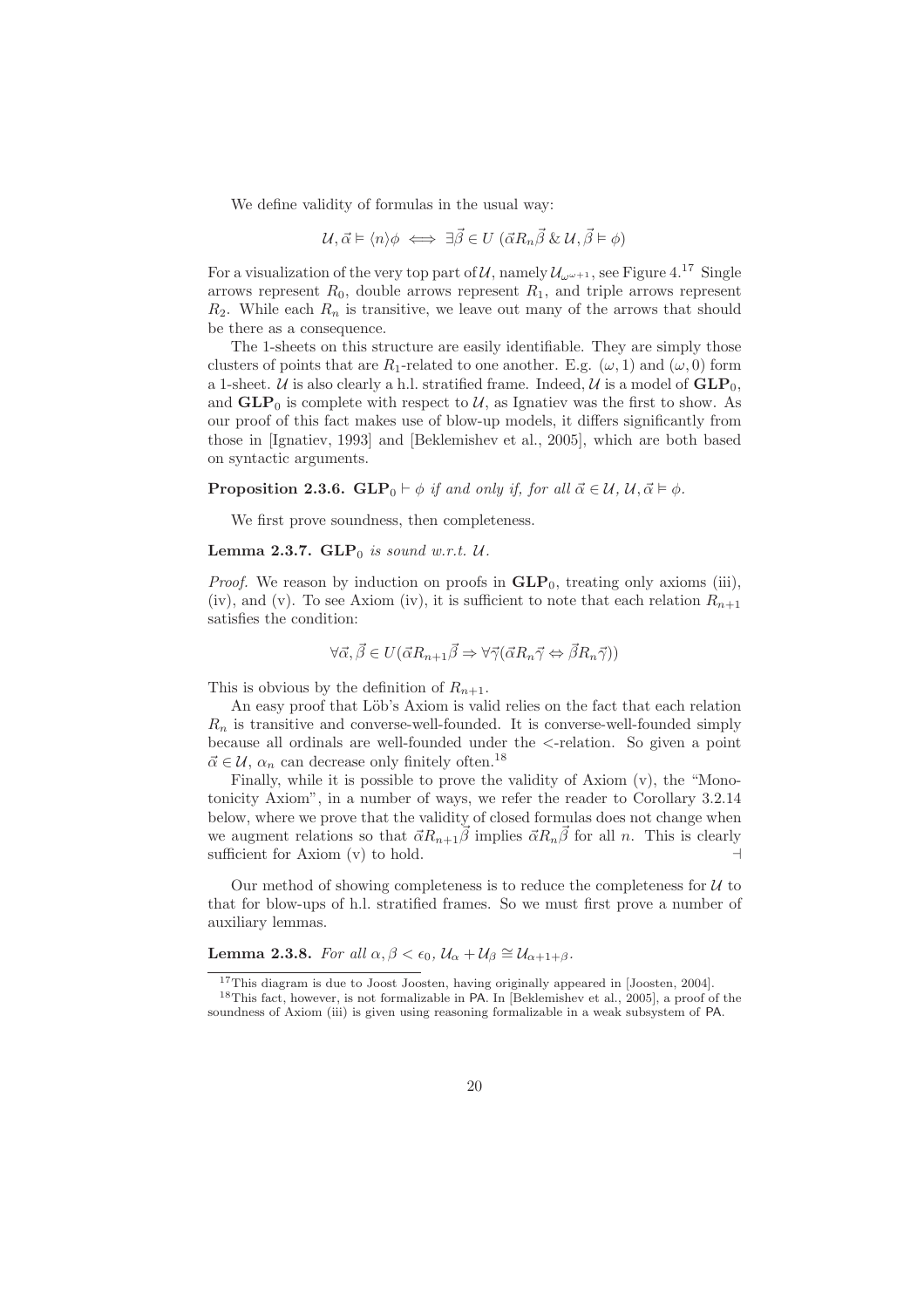We define validity of formulas in the usual way:

$$\mathcal{U}, \vec{\alpha} \vDash \langle n \rangle \phi \iff \exists \vec{\beta} \in U \ (\vec{\alpha} R_n \vec{\beta} \ \& \ \mathcal{U}, \vec{\beta} \vDash \phi)$$

For a visualization of the very top part of $\mathcal{U}$, namely $\mathcal{U}_{\omega^{\omega+1}}$, see Figure 4.[17] Single arrows represent $R_0$, double arrows represent $R_1$, and triple arrows represent $R_2$. While each $R_n$ is transitive, we leave out many of the arrows that should be there as a consequence.

The 1-sheets on this structure are easily identifiable. They are simply those clusters of points that are $R_1$-related to one another. E.g. $(\omega, 1)$ and $(\omega, 0)$ form a 1-sheet. $\mathcal{U}$ is also clearly a h.l. stratified frame. Indeed, $\mathcal{U}$ is a model of $\mathbf{GLP}_0$, and $\mathbf{GLP}_0$ is complete with respect to $\mathcal{U}$, as Ignatiev was the first to show. As our proof of this fact makes use of blow-up models, it differs significantly from those in [Ignatiev, 1993] and [Beklemishev et al., 2005], which are both based on syntactic arguments.

**Proposition 2.3.6.** *$\mathbf{GLP}_0 \vdash \phi$ if and only if, for all $\vec{\alpha} \in \mathcal{U}$, $\mathcal{U}, \vec{\alpha} \vDash \phi$.*

We first prove soundness, then completeness.

**Lemma 2.3.7.** *$\mathbf{GLP}_0$ is sound w.r.t. $\mathcal{U}$.*

*Proof.* We reason by induction on proofs in $\mathbf{GLP}_0$, treating only axioms (iii), (iv), and (v). To see Axiom (iv), it is sufficient to note that each relation $R_{n+1}$ satisfies the condition:

$$\forall \vec{\alpha}, \vec{\beta} \in U (\vec{\alpha} R_{n+1} \vec{\beta} \Rightarrow \forall \vec{\gamma} (\vec{\alpha} R_n \vec{\gamma} \Leftrightarrow \vec{\beta} R_n \vec{\gamma}))$$

This is obvious by the definition of $R_{n+1}$.

An easy proof that Löb's Axiom is valid relies on the fact that each relation $R_n$ is transitive and converse-well-founded. It is converse-well-founded simply because all ordinals are well-founded under the $<$-relation. So given a point $\vec{\alpha} \in \mathcal{U}$, $\alpha_n$ can decrease only finitely often.[18]

Finally, while it is possible to prove the validity of Axiom (v), the "Monotonicity Axiom", in a number of ways, we refer the reader to Corollary 3.2.14 below, where we prove that the validity of closed formulas does not change when we augment relations so that $\vec{\alpha} R_{n+1} \vec{\beta}$ implies $\vec{\alpha} R_n \vec{\beta}$ for all $n$. This is clearly sufficient for Axiom (v) to hold. ⊣

Our method of showing completeness is to reduce the completeness for $\mathcal{U}$ to that for blow-ups of h.l. stratified frames. So we must first prove a number of auxiliary lemmas.

**Lemma 2.3.8.** *For all $\alpha, \beta < \epsilon_0$, $\mathcal{U}_\alpha + \mathcal{U}_\beta \cong \mathcal{U}_{\alpha+1+\beta}$.*

---

[17] This diagram is due to Joost Joosten, having originally appeared in [Joosten, 2004].

[18] This fact, however, is not formalizable in PA. In [Beklemishev et al., 2005], a proof of the soundness of Axiom (iii) is given using reasoning formalizable in a weak subsystem of PA.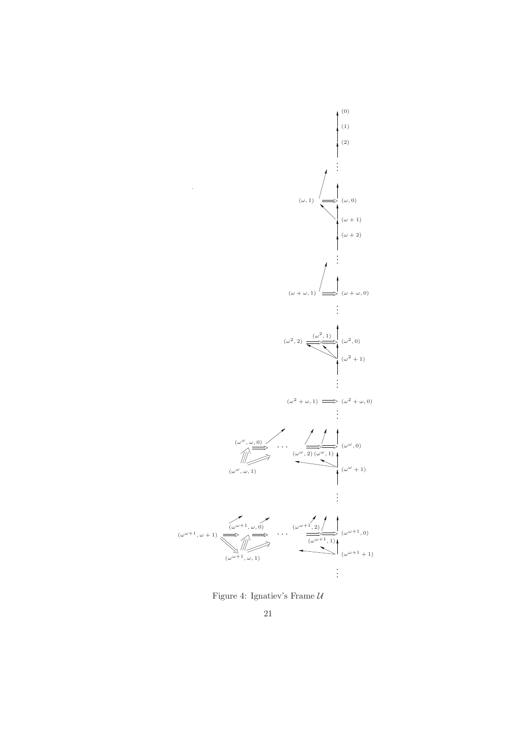Figure 4: Ignatiev's Frame $\mathcal{U}$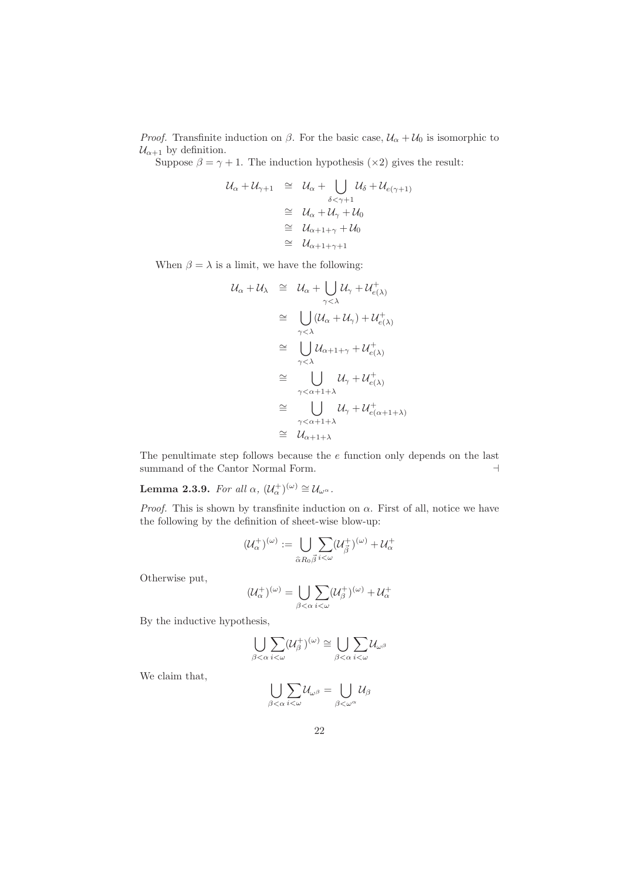*Proof.* Transfinite induction on $\beta$. For the basic case, $\mathcal{U}_\alpha + \mathcal{U}_0$ is isomorphic to $\mathcal{U}_{\alpha+1}$ by definition.

Suppose $\beta = \gamma + 1$. The induction hypothesis ($\times 2$) gives the result:

$$
\begin{aligned}
\mathcal{U}_\alpha + \mathcal{U}_{\gamma+1} &\cong \mathcal{U}_\alpha + \bigcup_{\delta<\gamma+1} \mathcal{U}_\delta + \mathcal{U}_{e(\gamma+1)} \\
&\cong \mathcal{U}_\alpha + \mathcal{U}_\gamma + \mathcal{U}_0 \\
&\cong \mathcal{U}_{\alpha+1+\gamma} + \mathcal{U}_0 \\
&\cong \mathcal{U}_{\alpha+1+\gamma+1}
\end{aligned}
$$

When $\beta = \lambda$ is a limit, we have the following:

$$
\begin{aligned}
\mathcal{U}_\alpha + \mathcal{U}_\lambda &\cong \mathcal{U}_\alpha + \bigcup_{\gamma<\lambda} \mathcal{U}_\gamma + \mathcal{U}^+_{e(\lambda)} \\
&\cong \bigcup_{\gamma<\lambda} (\mathcal{U}_\alpha + \mathcal{U}_\gamma) + \mathcal{U}^+_{e(\lambda)} \\
&\cong \bigcup_{\gamma<\lambda} \mathcal{U}_{\alpha+1+\gamma} + \mathcal{U}^+_{e(\lambda)} \\
&\cong \bigcup_{\gamma<\alpha+1+\lambda} \mathcal{U}_\gamma + \mathcal{U}^+_{e(\lambda)} \\
&\cong \bigcup_{\gamma<\alpha+1+\lambda} \mathcal{U}_\gamma + \mathcal{U}^+_{e(\alpha+1+\lambda)} \\
&\cong \mathcal{U}_{\alpha+1+\lambda}
\end{aligned}
$$

The penultimate step follows because the $e$ function only depends on the last summand of the Cantor Normal Form. $\dashv$

**Lemma 2.3.9.** *For all $\alpha$, $(\mathcal{U}^+_\alpha)^{(\omega)} \cong \mathcal{U}_{\omega^\alpha}$.*

*Proof.* This is shown by transfinite induction on $\alpha$. First of all, notice we have the following by the definition of sheet-wise blow-up:

$$
(\mathcal{U}^+_\alpha)^{(\omega)} := \bigcup_{\widehat{\alpha} R_0 \vec{\beta}} \sum_{i<\omega} (\mathcal{U}^+_{\vec{\beta}})^{(\omega)} + \mathcal{U}^+_\alpha
$$

Otherwise put,

$$
(\mathcal{U}^+_\alpha)^{(\omega)} = \bigcup_{\beta<\alpha} \sum_{i<\omega} (\mathcal{U}^+_\beta)^{(\omega)} + \mathcal{U}^+_\alpha
$$

By the inductive hypothesis,

$$
\bigcup_{\beta<\alpha} \sum_{i<\omega} (\mathcal{U}^+_\beta)^{(\omega)} \cong \bigcup_{\beta<\alpha} \sum_{i<\omega} \mathcal{U}_{\omega^\beta}
$$

We claim that,

$$
\bigcup_{\beta<\alpha} \sum_{i<\omega} \mathcal{U}_{\omega^\beta} = \bigcup_{\beta<\omega^\alpha} \mathcal{U}_\beta
$$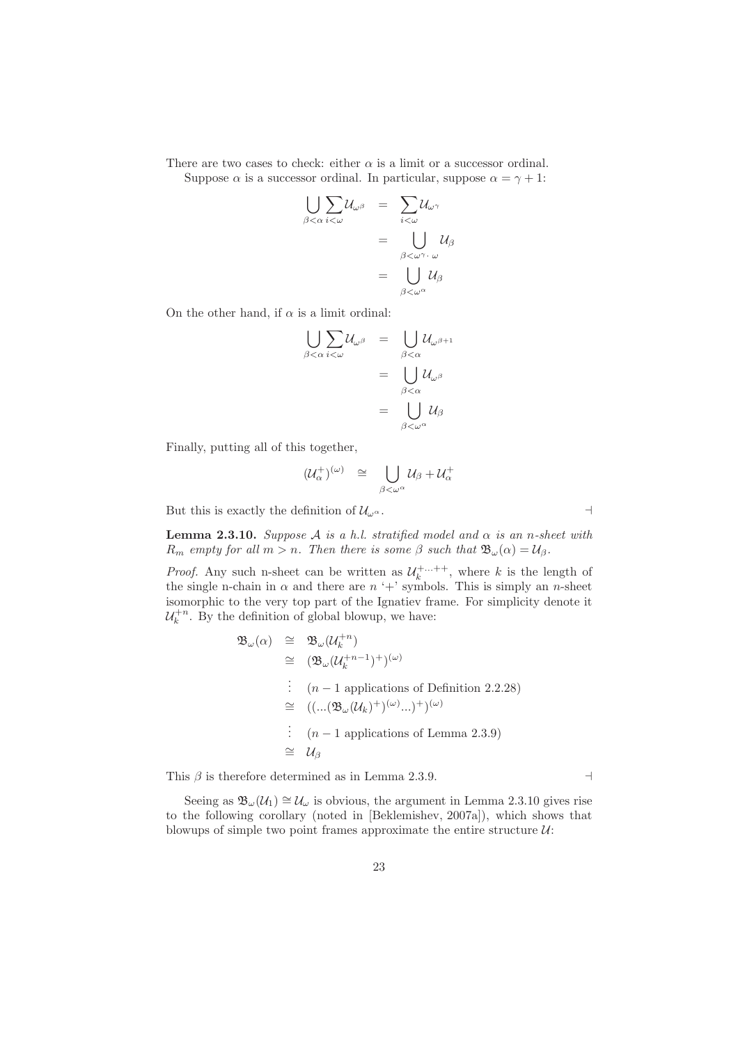There are two cases to check: either $\alpha$ is a limit or a successor ordinal.

Suppose $\alpha$ is a successor ordinal. In particular, suppose $\alpha = \gamma + 1$:

$$
\begin{aligned}
\bigcup_{\beta<\alpha} \sum_{i<\omega} \mathcal{U}_{\omega^\beta} &= \sum_{i<\omega} \mathcal{U}_{\omega^\gamma} \\
&= \bigcup_{\beta<\omega^\gamma \cdot \omega} \mathcal{U}_\beta \\
&= \bigcup_{\beta<\omega^\alpha} \mathcal{U}_\beta
\end{aligned}
$$

On the other hand, if $\alpha$ is a limit ordinal:

$$
\begin{aligned}
\bigcup_{\beta<\alpha} \sum_{i<\omega} \mathcal{U}_{\omega^\beta} &= \bigcup_{\beta<\alpha} \mathcal{U}_{\omega^{\beta+1}} \\
&= \bigcup_{\beta<\alpha} \mathcal{U}_{\omega^\beta} \\
&= \bigcup_{\beta<\omega^\alpha} \mathcal{U}_\beta
\end{aligned}
$$

Finally, putting all of this together,

$$
(\mathcal{U}_\alpha^+)^{(\omega)} \cong \bigcup_{\beta<\omega^\alpha} \mathcal{U}_\beta + \mathcal{U}_\alpha^+
$$

But this is exactly the definition of $\mathcal{U}_{\omega^\alpha}$. $\dashv$

**Lemma 2.3.10.** *Suppose $\mathcal{A}$ is a h.l. stratified model and $\alpha$ is an $n$-sheet with $R_m$ empty for all $m > n$. Then there is some $\beta$ such that $\mathfrak{B}_\omega(\alpha) = \mathcal{U}_\beta$.*

*Proof.* Any such n-sheet can be written as $\mathcal{U}_k^{+\ldots++}$, where $k$ is the length of the single n-chain in $\alpha$ and there are $n$ '+' symbols. This is simply an $n$-sheet isomorphic to the very top part of the Ignatiev frame. For simplicity denote it $\mathcal{U}_k^{+n}$. By the definition of global blowup, we have:

$$
\begin{aligned}
\mathfrak{B}_\omega(\alpha) &\cong \mathfrak{B}_\omega(\mathcal{U}_k^{+n}) \\
&\cong (\mathfrak{B}_\omega(\mathcal{U}_k^{+n-1})^+)^{(\omega)} \\
&\vdots \quad (n-1 \text{ applications of Definition 2.2.28}) \\
&\cong ((\ldots(\mathfrak{B}_\omega(\mathcal{U}_k)^+)^{(\omega)}\ldots)^+)^{(\omega)} \\
&\vdots \quad (n-1 \text{ applications of Lemma 2.3.9}) \\
&\cong \mathcal{U}_\beta
\end{aligned}
$$

This $\beta$ is therefore determined as in Lemma 2.3.9. $\dashv$

Seeing as $\mathfrak{B}_\omega(\mathcal{U}_1) \cong \mathcal{U}_\omega$ is obvious, the argument in Lemma 2.3.10 gives rise to the following corollary (noted in [Beklemishev, 2007a]), which shows that blowups of simple two point frames approximate the entire structure $\mathcal{U}$: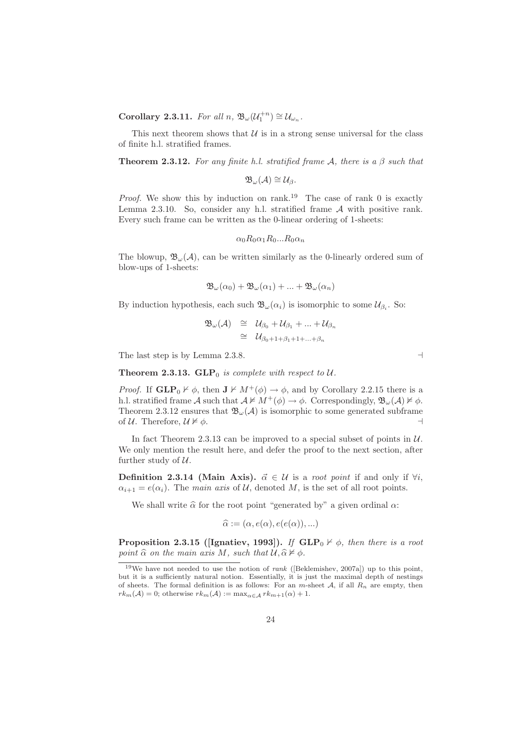**Corollary 2.3.11.** *For all $n$, $\mathfrak{B}_\omega(\mathcal{U}_1^{+n}) \cong \mathcal{U}_{\omega_n}$.*

This next theorem shows that $\mathcal{U}$ is in a strong sense universal for the class of finite h.l. stratified frames.

**Theorem 2.3.12.** *For any finite h.l. stratified frame $\mathcal{A}$, there is a $\beta$ such that*

$$\mathfrak{B}_\omega(\mathcal{A}) \cong \mathcal{U}_\beta.$$

*Proof.* We show this by induction on rank.[19] The case of rank 0 is exactly Lemma 2.3.10. So, consider any h.l. stratified frame $\mathcal{A}$ with positive rank. Every such frame can be written as the 0-linear ordering of 1-sheets:

$$\alpha_0 R_0 \alpha_1 R_0 ... R_0 \alpha_n$$

The blowup, $\mathfrak{B}_\omega(\mathcal{A})$, can be written similarly as the 0-linearly ordered sum of blow-ups of 1-sheets:

$$\mathfrak{B}_\omega(\alpha_0) + \mathfrak{B}_\omega(\alpha_1) + ... + \mathfrak{B}_\omega(\alpha_n)$$

By induction hypothesis, each such $\mathfrak{B}_\omega(\alpha_i)$ is isomorphic to some $\mathcal{U}_{\beta_i}$. So:

$$\begin{aligned} \mathfrak{B}_\omega(\mathcal{A}) &\cong \mathcal{U}_{\beta_0} + \mathcal{U}_{\beta_1} + ... + \mathcal{U}_{\beta_n} \\ &\cong \mathcal{U}_{\beta_0+1+\beta_1+1+...+\beta_n} \end{aligned}$$

The last step is by Lemma 2.3.8. $\dashv$

**Theorem 2.3.13.** $\mathbf{GLP}_0$ *is complete with respect to $\mathcal{U}$.*

*Proof.* If $\mathbf{GLP}_0 \nvdash \phi$, then $\mathbf{J} \nvdash M^+(\phi) \to \phi$, and by Corollary 2.2.15 there is a h.l. stratified frame $\mathcal{A}$ such that $\mathcal{A} \nvDash M^+(\phi) \to \phi$. Correspondingly, $\mathfrak{B}_\omega(\mathcal{A}) \nvDash \phi$. Theorem 2.3.12 ensures that $\mathfrak{B}_\omega(\mathcal{A})$ is isomorphic to some generated subframe of $\mathcal{U}$. Therefore, $\mathcal{U} \nvDash \phi$. $\dashv$

In fact Theorem 2.3.13 can be improved to a special subset of points in $\mathcal{U}$. We only mention the result here, and defer the proof to the next section, after further study of $\mathcal{U}$.

**Definition 2.3.14 (Main Axis).** $\vec{\alpha} \in \mathcal{U}$ is a *root point* if and only if $\forall i$, $\alpha_{i+1} = e(\alpha_i)$. The *main axis* of $\mathcal{U}$, denoted $M$, is the set of all root points.

We shall write $\widehat{\alpha}$ for the root point "generated by" a given ordinal $\alpha$:

$$\widehat{\alpha} := (\alpha, e(\alpha), e(e(\alpha)), ...)$$

**Proposition 2.3.15 ([Ignatiev, 1993]).** *If $\mathbf{GLP}_0 \nvdash \phi$, then there is a root point $\widehat{\alpha}$ on the main axis $M$, such that $\mathcal{U}, \widehat{\alpha} \nvDash \phi$.*

---

[19] We have not needed to use the notion of *rank* ([Beklemishev, 2007a]) up to this point, but it is a sufficiently natural notion. Essentially, it is just the maximal depth of nestings of sheets. The formal definition is as follows: For an $m$-sheet $\mathcal{A}$, if all $R_n$ are empty, then $rk_m(\mathcal{A}) = 0$; otherwise $rk_m(\mathcal{A}) := \max_{\alpha \in \mathcal{A}} rk_{m+1}(\alpha) + 1$.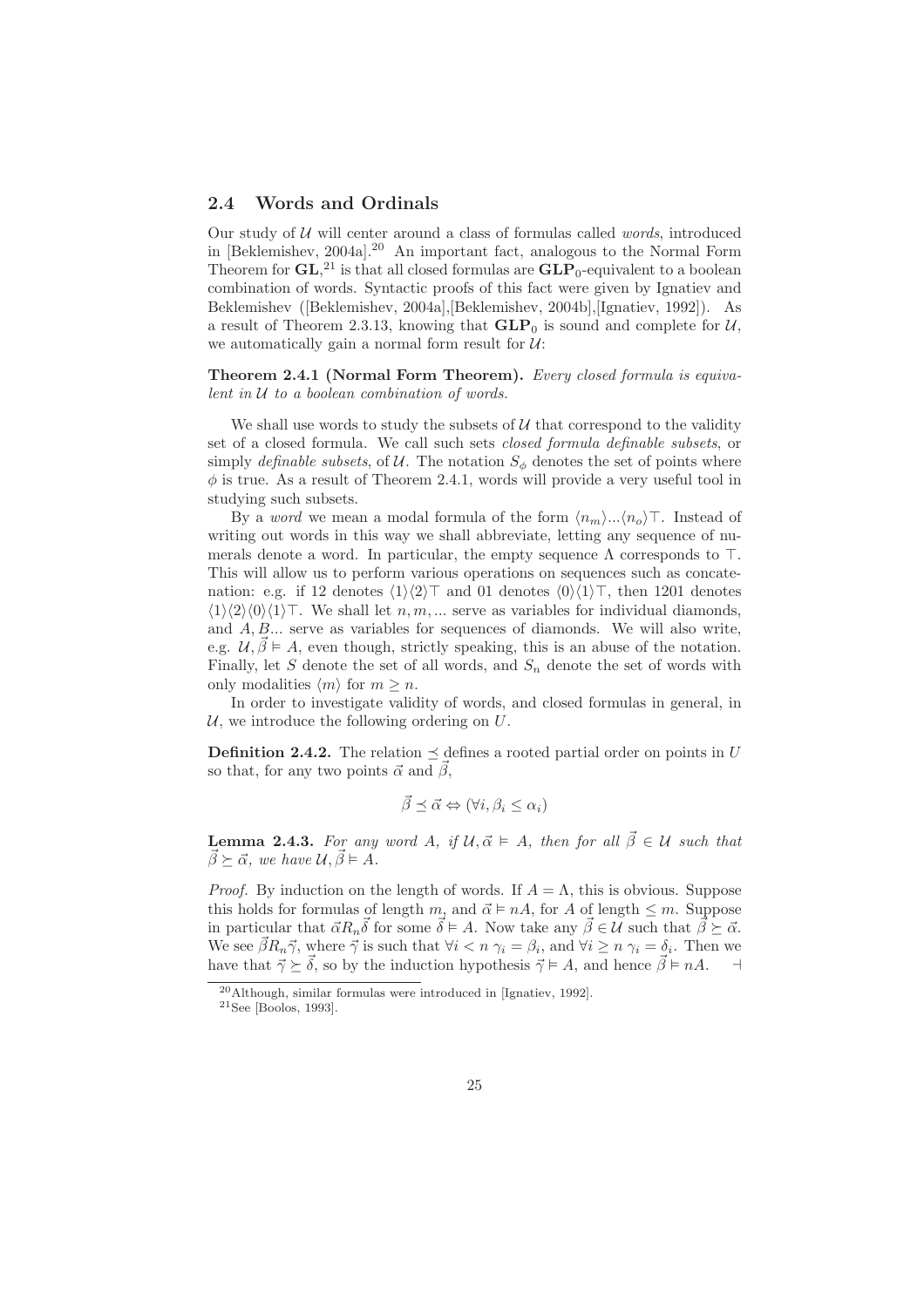### 2.4 Words and Ordinals

Our study of $\mathcal{U}$ will center around a class of formulas called *words*, introduced in [Beklemishev, 2004a].[20] An important fact, analogous to the Normal Form Theorem for $\mathbf{GL}$,[21] is that all closed formulas are $\mathbf{GLP}_0$-equivalent to a boolean combination of words. Syntactic proofs of this fact were given by Ignatiev and Beklemishev ([Beklemishev, 2004a],[Beklemishev, 2004b],[Ignatiev, 1992]). As a result of Theorem 2.3.13, knowing that $\mathbf{GLP}_0$ is sound and complete for $\mathcal{U}$, we automatically gain a normal form result for $\mathcal{U}$:

**Theorem 2.4.1 (Normal Form Theorem).** *Every closed formula is equivalent in $\mathcal{U}$ to a boolean combination of words.*

We shall use words to study the subsets of $\mathcal{U}$ that correspond to the validity set of a closed formula. We call such sets *closed formula definable subsets*, or simply *definable subsets*, of $\mathcal{U}$. The notation $S_\phi$ denotes the set of points where $\phi$ is true. As a result of Theorem 2.4.1, words will provide a very useful tool in studying such subsets.

By a *word* we mean a modal formula of the form $\langle n_m \rangle ... \langle n_o \rangle \top$. Instead of writing out words in this way we shall abbreviate, letting any sequence of numerals denote a word. In particular, the empty sequence $\Lambda$ corresponds to $\top$. This will allow us to perform various operations on sequences such as concatenation: e.g. if 12 denotes $\langle 1 \rangle \langle 2 \rangle \top$ and 01 denotes $\langle 0 \rangle \langle 1 \rangle \top$, then 1201 denotes $\langle 1 \rangle \langle 2 \rangle \langle 0 \rangle \langle 1 \rangle \top$. We shall let $n, m, ...$ serve as variables for individual diamonds, and $A, B...$ serve as variables for sequences of diamonds. We will also write, e.g. $\mathcal{U}, \vec{\beta} \vDash A$, even though, strictly speaking, this is an abuse of the notation. Finally, let $S$ denote the set of all words, and $S_n$ denote the set of words with only modalities $\langle m \rangle$ for $m \geq n$.

In order to investigate validity of words, and closed formulas in general, in $\mathcal{U}$, we introduce the following ordering on $U$.

**Definition 2.4.2.** The relation $\preceq$ defines a rooted partial order on points in $U$ so that, for any two points $\vec{\alpha}$ and $\vec{\beta}$,

$$\vec{\beta} \preceq \vec{\alpha} \Leftrightarrow (\forall i, \beta_i \leq \alpha_i)$$

**Lemma 2.4.3.** *For any word $A$, if $\mathcal{U}, \vec{\alpha} \vDash A$, then for all $\vec{\beta} \in \mathcal{U}$ such that $\vec{\beta} \succeq \vec{\alpha}$, we have $\mathcal{U}, \vec{\beta} \vDash A$.*

*Proof.* By induction on the length of words. If $A = \Lambda$, this is obvious. Suppose this holds for formulas of length $m$, and $\vec{\alpha} \vDash nA$, for $A$ of length $\leq m$. Suppose in particular that $\vec{\alpha} R_n \vec{\delta}$ for some $\vec{\delta} \vDash A$. Now take any $\vec{\beta} \in \mathcal{U}$ such that $\vec{\beta} \succeq \vec{\alpha}$. We see $\vec{\beta} R_n \vec{\gamma}$, where $\vec{\gamma}$ is such that $\forall i < n \; \gamma_i = \beta_i$, and $\forall i \geq n \; \gamma_i = \delta_i$. Then we have that $\vec{\gamma} \succeq \vec{\delta}$, so by the induction hypothesis $\vec{\gamma} \vDash A$, and hence $\vec{\beta} \vDash nA$. $\dashv$

[20] Although, similar formulas were introduced in [Ignatiev, 1992].

[21] See [Boolos, 1993].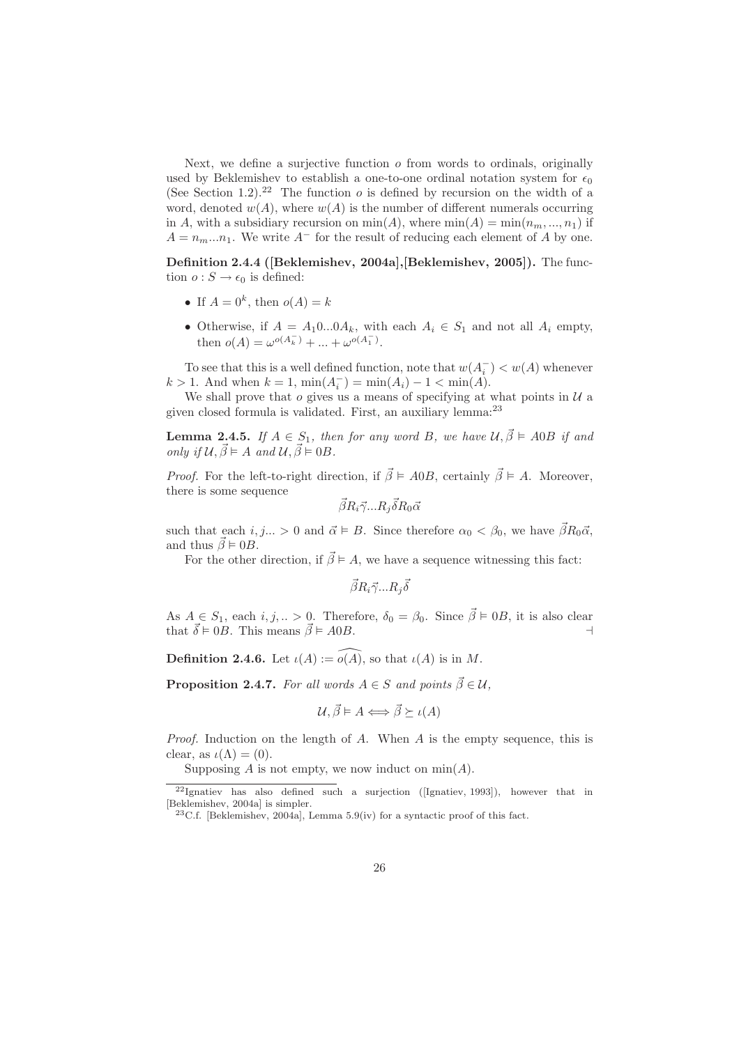Next, we define a surjective function $o$ from words to ordinals, originally used by Beklemishev to establish a one-to-one ordinal notation system for $\epsilon_0$ (See Section 1.2).[22] The function $o$ is defined by recursion on the width of a word, denoted $w(A)$, where $w(A)$ is the number of different numerals occurring in $A$, with a subsidiary recursion on $\min(A)$, where $\min(A) = \min(n_m, ..., n_1)$ if $A = n_m...n_1$. We write $A^-$ for the result of reducing each element of $A$ by one.

**Definition 2.4.4 ([Beklemishev, 2004a],[Beklemishev, 2005]).** The function $o : S \to \epsilon_0$ is defined:

- If $A = 0^k$, then $o(A) = k$
- Otherwise, if $A = A_1 0...0 A_k$, with each $A_i \in S_1$ and not all $A_i$ empty, then $o(A) = \omega^{o(A_k^-)} + ... + \omega^{o(A_1^-)}$.

To see that this is a well defined function, note that $w(A_i^-) < w(A)$ whenever $k > 1$. And when $k = 1$, $\min(A_i^-) = \min(A_i) - 1 < \min(A)$.

We shall prove that $o$ gives us a means of specifying at what points in $\mathcal{U}$ a given closed formula is validated. First, an auxiliary lemma:[23]

**Lemma 2.4.5.** *If $A \in S_1$, then for any word $B$, we have $\mathcal{U}, \vec{\beta} \vDash A0B$ if and only if $\mathcal{U}, \vec{\beta} \vDash A$ and $\mathcal{U}, \vec{\beta} \vDash 0B$.*

*Proof.* For the left-to-right direction, if $\vec{\beta} \vDash A0B$, certainly $\vec{\beta} \vDash A$. Moreover, there is some sequence

$$\vec{\beta} R_i \vec{\gamma} ... R_j \vec{\delta} R_0 \vec{\alpha}$$

such that each $i, j... > 0$ and $\vec{\alpha} \vDash B$. Since therefore $\alpha_0 < \beta_0$, we have $\vec{\beta} R_0 \vec{\alpha}$, and thus $\vec{\beta} \vDash 0B$.

For the other direction, if $\vec{\beta} \vDash A$, we have a sequence witnessing this fact:

$$\vec{\beta} R_i \vec{\gamma} ... R_j \vec{\delta}$$

As $A \in S_1$, each $i, j, .. > 0$. Therefore, $\delta_0 = \beta_0$. Since $\vec{\beta} \vDash 0B$, it is also clear that $\vec{\delta} \vDash 0B$. This means $\vec{\beta} \vDash A0B$. $\dashv$

**Definition 2.4.6.** Let $\iota(A) := \widehat{o(A)}$, so that $\iota(A)$ is in $M$.

**Proposition 2.4.7.** *For all words $A \in S$ and points $\vec{\beta} \in \mathcal{U}$,*

$$\mathcal{U}, \vec{\beta} \vDash A \Longleftrightarrow \vec{\beta} \succeq \iota(A)$$

*Proof.* Induction on the length of $A$. When $A$ is the empty sequence, this is clear, as $\iota(\Lambda) = (0)$.

Supposing $A$ is not empty, we now induct on $\min(A)$.

[22] Ignatiev has also defined such a surjection ([Ignatiev, 1993]), however that in [Beklemishev, 2004a] is simpler.

[23] C.f. [Beklemishev, 2004a], Lemma 5.9(iv) for a syntactic proof of this fact.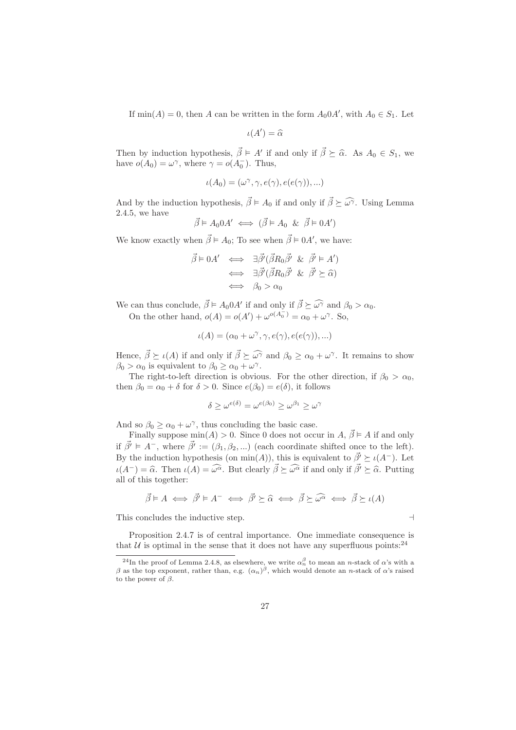If $\min(A) = 0$, then $A$ can be written in the form $A_0 0 A'$, with $A_0 \in S_1$. Let

$$\iota(A') = \widehat{\alpha}$$

Then by induction hypothesis, $\vec{\beta} \vDash A'$ if and only if $\vec{\beta} \succeq \widehat{\alpha}$. As $A_0 \in S_1$, we have $o(A_0) = \omega^\gamma$, where $\gamma = o(A_0^-)$. Thus,

$$\iota(A_0) = (\omega^\gamma, \gamma, e(\gamma), e(e(\gamma)), ...)$$

And by the induction hypothesis, $\vec{\beta} \vDash A_0$ if and only if $\vec{\beta} \succeq \widehat{\omega^\gamma}$. Using Lemma 2.4.5, we have

$$\vec{\beta} \vDash A_0 0 A' \iff (\vec{\beta} \vDash A_0 \ \& \ \vec{\beta} \vDash 0A')$$

We know exactly when $\vec{\beta} \vDash A_0$; To see when $\vec{\beta} \vDash 0A'$, we have:

$$\begin{aligned}
\vec{\beta} \vDash 0A' &\iff \exists \vec{\beta}' (\vec{\beta} R_0 \vec{\beta}' \ \& \ \vec{\beta}' \vDash A') \\
&\iff \exists \vec{\beta}' (\vec{\beta} R_0 \vec{\beta}' \ \& \ \vec{\beta}' \succeq \widehat{\alpha}) \\
&\iff \beta_0 > \alpha_0
\end{aligned}$$

We can thus conclude, $\vec{\beta} \vDash A_0 0 A'$ if and only if $\vec{\beta} \succeq \widehat{\omega^\gamma}$ and $\beta_0 > \alpha_0$.

On the other hand, $o(A) = o(A') + \omega^{o(A_0^-)} = \alpha_0 + \omega^\gamma$. So,

$$\iota(A) = (\alpha_0 + \omega^\gamma, \gamma, e(\gamma), e(e(\gamma)), ...)$$

Hence, $\vec{\beta} \succeq \iota(A)$ if and only if $\vec{\beta} \succeq \widehat{\omega^\gamma}$ and $\beta_0 \geq \alpha_0 + \omega^\gamma$. It remains to show $\beta_0 > \alpha_0$ is equivalent to $\beta_0 \geq \alpha_0 + \omega^\gamma$.

The right-to-left direction is obvious. For the other direction, if $\beta_0 > \alpha_0$, then $\beta_0 = \alpha_0 + \delta$ for $\delta > 0$. Since $e(\beta_0) = e(\delta)$, it follows

$$\delta \geq \omega^{e(\delta)} = \omega^{e(\beta_0)} \geq \omega^{\beta_1} \geq \omega^\gamma$$

And so $\beta_0 \geq \alpha_0 + \omega^\gamma$, thus concluding the basic case.

Finally suppose $\min(A) > 0$. Since 0 does not occur in $A$, $\vec{\beta} \vDash A$ if and only if $\vec{\beta'} \vDash A^-$, where $\vec{\beta'} := (\beta_1, \beta_2, ...)$ (each coordinate shifted once to the left). By the induction hypothesis (on $\min(A)$), this is equivalent to $\vec{\beta'} \succeq \iota(A^-)$. Let $\iota(A^-) = \widehat{\alpha}$. Then $\iota(A) = \widehat{\omega^\alpha}$. But clearly $\vec{\beta} \succeq \widehat{\omega^\alpha}$ if and only if $\vec{\beta'} \succeq \widehat{\alpha}$. Putting all of this together:

$$\vec{\beta} \vDash A \iff \vec{\beta'} \vDash A^- \iff \vec{\beta'} \succeq \widehat{\alpha} \iff \vec{\beta} \succeq \widehat{\omega^\alpha} \iff \vec{\beta} \succeq \iota(A)$$

This concludes the inductive step. ⊣

Proposition 2.4.7 is of central importance. One immediate consequence is that $\mathcal{U}$ is optimal in the sense that it does not have any superfluous points:[24]

[24] In the proof of Lemma 2.4.8, as elsewhere, we write $\alpha_n^\beta$ to mean an $n$-stack of $\alpha$'s with a $\beta$ as the top exponent, rather than, e.g. $(\alpha_n)^\beta$, which would denote an $n$-stack of $\alpha$'s raised to the power of $\beta$.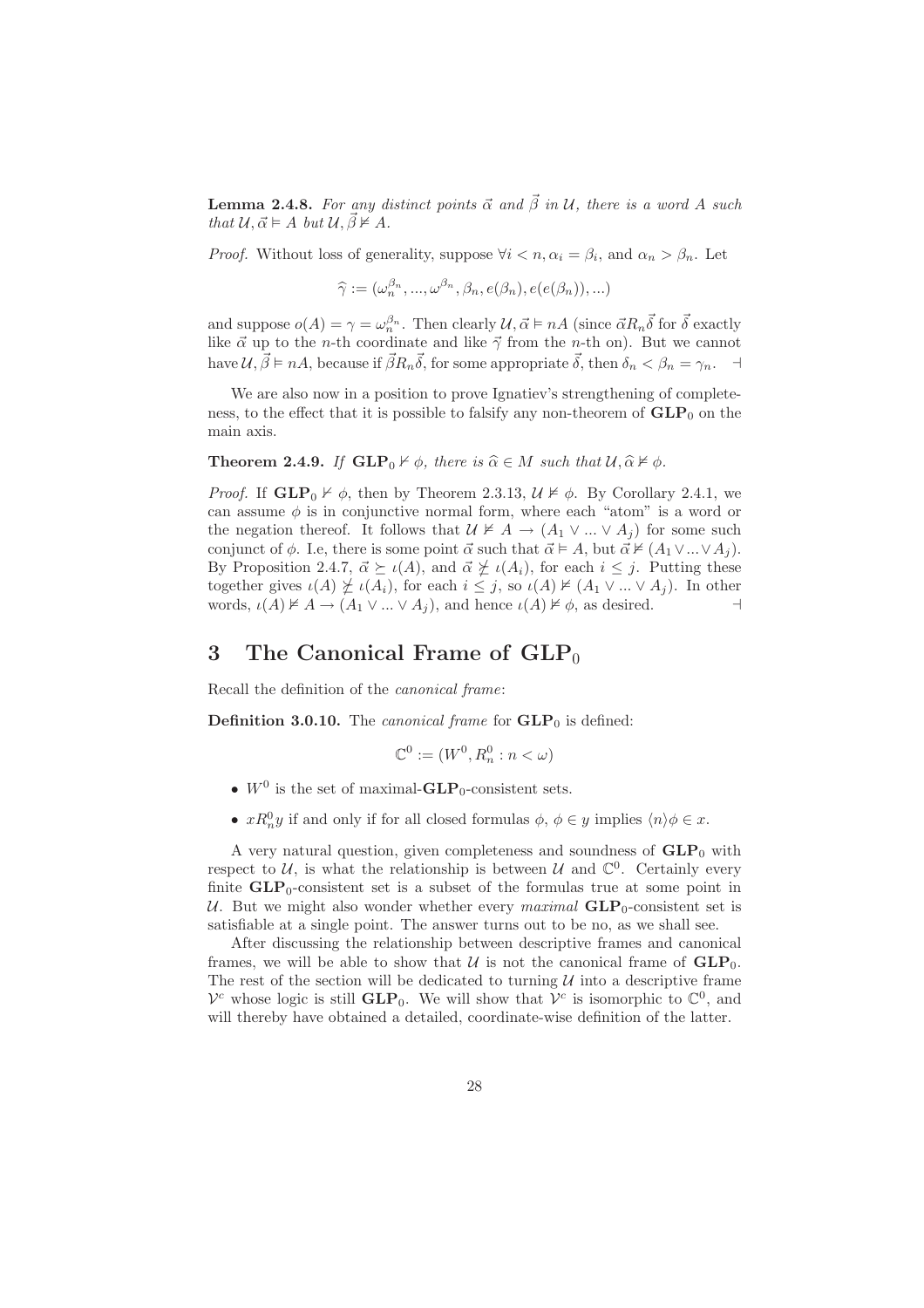**Lemma 2.4.8.** *For any distinct points $\vec{\alpha}$ and $\vec{\beta}$ in $\mathcal{U}$, there is a word $A$ such that $\mathcal{U}, \vec{\alpha} \vDash A$ but $\mathcal{U}, \vec{\beta} \nvDash A$.*

*Proof.* Without loss of generality, suppose $\forall i < n, \alpha_i = \beta_i$, and $\alpha_n > \beta_n$. Let

$$\widehat{\gamma} := (\omega_n^{\beta_n}, ..., \omega^{\beta_n}, \beta_n, e(\beta_n), e(e(\beta_n)), ...)$$

and suppose $o(A) = \gamma = \omega_n^{\beta_n}$. Then clearly $\mathcal{U}, \vec{\alpha} \vDash nA$ (since $\vec{\alpha} R_n \vec{\delta}$ for $\vec{\delta}$ exactly like $\vec{\alpha}$ up to the $n$-th coordinate and like $\vec{\gamma}$ from the $n$-th on). But we cannot have $\mathcal{U}, \vec{\beta} \vDash nA$, because if $\vec{\beta} R_n \vec{\delta}$, for some appropriate $\vec{\delta}$, then $\delta_n < \beta_n = \gamma_n$. $\dashv$

We are also now in a position to prove Ignatiev's strengthening of completeness, to the effect that it is possible to falsify any non-theorem of $\mathbf{GLP}_0$ on the main axis.

**Theorem 2.4.9.** *If $\mathbf{GLP}_0 \nvdash \phi$, there is $\widehat{\alpha} \in M$ such that $\mathcal{U}, \widehat{\alpha} \nvDash \phi$.*

*Proof.* If $\mathbf{GLP}_0 \nvdash \phi$, then by Theorem 2.3.13, $\mathcal{U} \nvDash \phi$. By Corollary 2.4.1, we can assume $\phi$ is in conjunctive normal form, where each "atom" is a word or the negation thereof. It follows that $\mathcal{U} \nvDash A \rightarrow (A_1 \vee ... \vee A_j)$ for some such conjunct of $\phi$. I.e, there is some point $\vec{\alpha}$ such that $\vec{\alpha} \vDash A$, but $\vec{\alpha} \nvDash (A_1 \vee ... \vee A_j)$. By Proposition 2.4.7, $\vec{\alpha} \succeq \iota(A)$, and $\vec{\alpha} \nsucceq \iota(A_i)$, for each $i \leq j$. Putting these together gives $\iota(A) \nsucceq \iota(A_i)$, for each $i \leq j$, so $\iota(A) \nvDash (A_1 \vee ... \vee A_j)$. In other words, $\iota(A) \nvDash A \rightarrow (A_1 \vee ... \vee A_j)$, and hence $\iota(A) \nvDash \phi$, as desired. $\dashv$

# 3 The Canonical Frame of $\mathbf{GLP}_0$

Recall the definition of the *canonical frame*:

**Definition 3.0.10.** The *canonical frame* for $\mathbf{GLP}_0$ is defined:

$$\mathbb{C}^0 := (W^0, R_n^0 : n < \omega)$$

- $W^0$ is the set of maximal-$\mathbf{GLP}_0$-consistent sets.
- $x R_n^0 y$ if and only if for all closed formulas $\phi$, $\phi \in y$ implies $\langle n \rangle \phi \in x$.

A very natural question, given completeness and soundness of $\mathbf{GLP}_0$ with respect to $\mathcal{U}$, is what the relationship is between $\mathcal{U}$ and $\mathbb{C}^0$. Certainly every finite $\mathbf{GLP}_0$-consistent set is a subset of the formulas true at some point in $\mathcal{U}$. But we might also wonder whether every *maximal* $\mathbf{GLP}_0$-consistent set is satisfiable at a single point. The answer turns out to be no, as we shall see.

After discussing the relationship between descriptive frames and canonical frames, we will be able to show that $\mathcal{U}$ is not the canonical frame of $\mathbf{GLP}_0$. The rest of the section will be dedicated to turning $\mathcal{U}$ into a descriptive frame $\mathcal{V}^c$ whose logic is still $\mathbf{GLP}_0$. We will show that $\mathcal{V}^c$ is isomorphic to $\mathbb{C}^0$, and will thereby have obtained a detailed, coordinate-wise definition of the latter.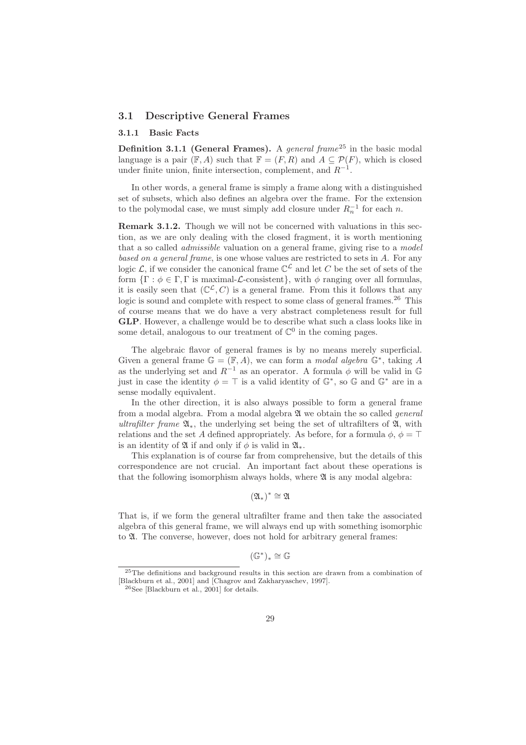## 3.1 Descriptive General Frames

### 3.1.1 Basic Facts

**Definition 3.1.1 (General Frames).** A *general frame*[25] in the basic modal language is a pair $(\mathbb{F}, A)$ such that $\mathbb{F} = (F, R)$ and $A \subseteq \mathcal{P}(F)$, which is closed under finite union, finite intersection, complement, and $R^{-1}$.

In other words, a general frame is simply a frame along with a distinguished set of subsets, which also defines an algebra over the frame. For the extension to the polymodal case, we must simply add closure under $R_n^{-1}$ for each $n$.

**Remark 3.1.2.** Though we will not be concerned with valuations in this section, as we are only dealing with the closed fragment, it is worth mentioning that a so called *admissible* valuation on a general frame, giving rise to a *model based on a general frame*, is one whose values are restricted to sets in $A$. For any logic $\mathcal{L}$, if we consider the canonical frame $\mathbb{C}^{\mathcal{L}}$ and let $C$ be the set of sets of the form $\{\Gamma : \phi \in \Gamma, \Gamma \text{ is maximal-}\mathcal{L}\text{-consistent}\}$, with $\phi$ ranging over all formulas, it is easily seen that $(\mathbb{C}^{\mathcal{L}}, C)$ is a general frame. From this it follows that any logic is sound and complete with respect to some class of general frames.[26] This of course means that we do have a very abstract completeness result for full **GLP**. However, a challenge would be to describe what such a class looks like in some detail, analogous to our treatment of $\mathbb{C}^0$ in the coming pages.

The algebraic flavor of general frames is by no means merely superficial. Given a general frame $\mathbb{G} = (\mathbb{F}, A)$, we can form a *modal algebra* $\mathbb{G}^*$, taking $A$ as the underlying set and $R^{-1}$ as an operator. A formula $\phi$ will be valid in $\mathbb{G}$ just in case the identity $\phi = \top$ is a valid identity of $\mathbb{G}^*$, so $\mathbb{G}$ and $\mathbb{G}^*$ are in a sense modally equivalent.

In the other direction, it is also always possible to form a general frame from a modal algebra. From a modal algebra $\mathfrak{A}$ we obtain the so called *general ultrafilter frame* $\mathfrak{A}_*$, the underlying set being the set of ultrafilters of $\mathfrak{A}$, with relations and the set $A$ defined appropriately. As before, for a formula $\phi$, $\phi = \top$ is an identity of $\mathfrak{A}$ if and only if $\phi$ is valid in $\mathfrak{A}_*$.

This explanation is of course far from comprehensive, but the details of this correspondence are not crucial. An important fact about these operations is that the following isomorphism always holds, where $\mathfrak{A}$ is any modal algebra:

$$(\mathfrak{A}_*)^* \cong \mathfrak{A}$$

That is, if we form the general ultrafilter frame and then take the associated algebra of this general frame, we will always end up with something isomorphic to $\mathfrak{A}$. The converse, however, does not hold for arbitrary general frames:

$$(\mathbb{G}^*)_* \cong \mathbb{G}$$

[25] The definitions and background results in this section are drawn from a combination of [Blackburn et al., 2001] and [Chagrov and Zakharyaschev, 1997].

[26] See [Blackburn et al., 2001] for details.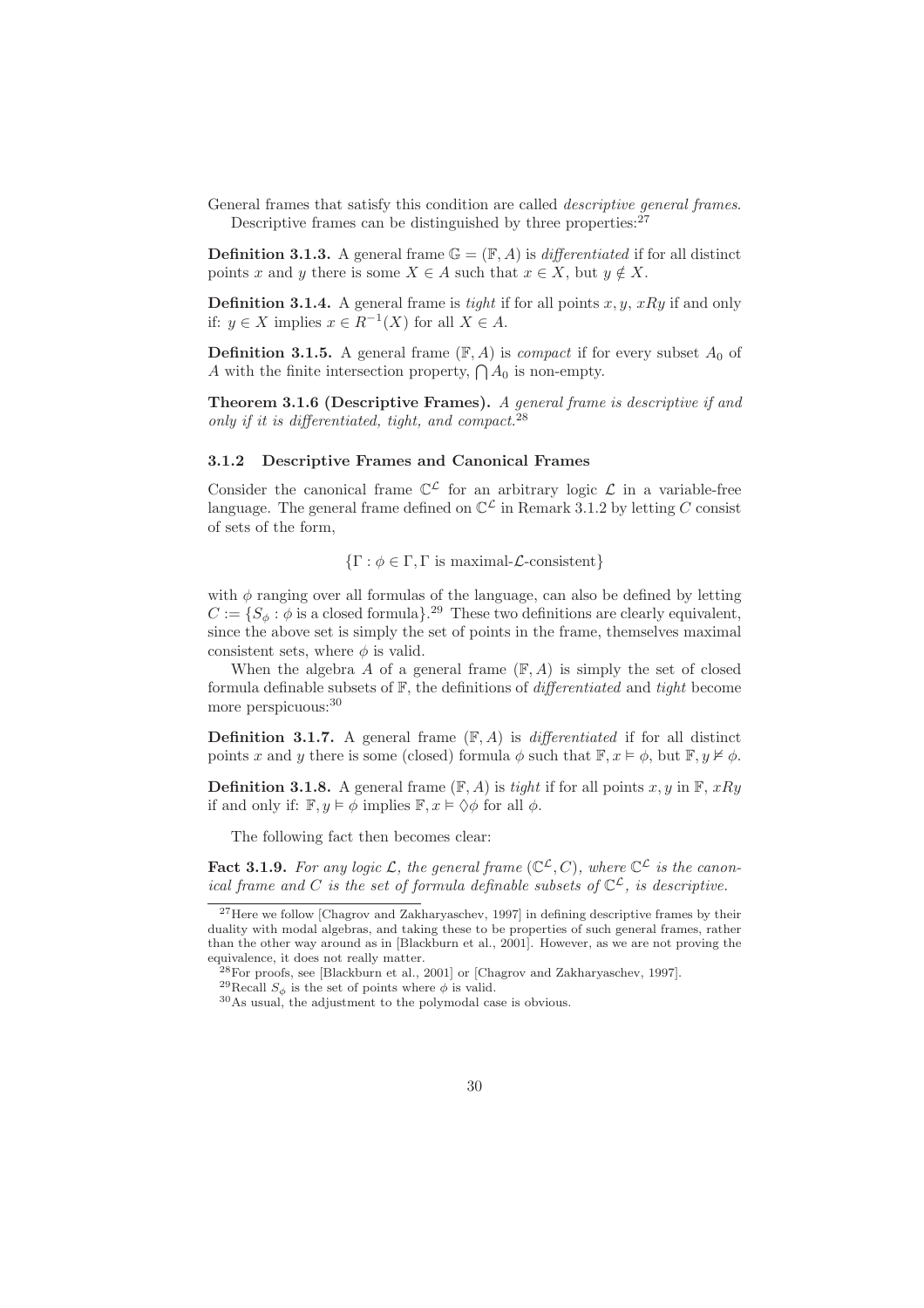General frames that satisfy this condition are called *descriptive general frames*.

Descriptive frames can be distinguished by three properties:[27]

**Definition 3.1.3.** A general frame $\mathbb{G} = (\mathbb{F}, A)$ is *differentiated* if for all distinct points $x$ and $y$ there is some $X \in A$ such that $x \in X$, but $y \notin X$.

**Definition 3.1.4.** A general frame is *tight* if for all points $x, y$, $xRy$ if and only if: $y \in X$ implies $x \in R^{-1}(X)$ for all $X \in A$.

**Definition 3.1.5.** A general frame $(\mathbb{F}, A)$ is *compact* if for every subset $A_0$ of $A$ with the finite intersection property, $\bigcap A_0$ is non-empty.

**Theorem 3.1.6 (Descriptive Frames).** *A general frame is descriptive if and only if it is differentiated, tight, and compact.*[28]

### 3.1.2 Descriptive Frames and Canonical Frames

Consider the canonical frame $\mathbb{C}^{\mathcal{L}}$ for an arbitrary logic $\mathcal{L}$ in a variable-free language. The general frame defined on $\mathbb{C}^{\mathcal{L}}$ in Remark 3.1.2 by letting $C$ consist of sets of the form,

$$\{\Gamma : \phi \in \Gamma, \Gamma \text{ is maximal-}\mathcal{L}\text{-consistent}\}$$

with $\phi$ ranging over all formulas of the language, can also be defined by letting $C := \{S_\phi : \phi \text{ is a closed formula}\}$.[29] These two definitions are clearly equivalent, since the above set is simply the set of points in the frame, themselves maximal consistent sets, where $\phi$ is valid.

When the algebra $A$ of a general frame $(\mathbb{F}, A)$ is simply the set of closed formula definable subsets of $\mathbb{F}$, the definitions of *differentiated* and *tight* become more perspicuous:[30]

**Definition 3.1.7.** A general frame $(\mathbb{F}, A)$ is *differentiated* if for all distinct points $x$ and $y$ there is some (closed) formula $\phi$ such that $\mathbb{F}, x \vDash \phi$, but $\mathbb{F}, y \nvDash \phi$.

**Definition 3.1.8.** A general frame $(\mathbb{F}, A)$ is *tight* if for all points $x, y$ in $\mathbb{F}$, $xRy$ if and only if: $\mathbb{F}, y \vDash \phi$ implies $\mathbb{F}, x \vDash \Diamond\phi$ for all $\phi$.

The following fact then becomes clear:

**Fact 3.1.9.** *For any logic $\mathcal{L}$, the general frame $(\mathbb{C}^{\mathcal{L}}, C)$, where $\mathbb{C}^{\mathcal{L}}$ is the canonical frame and $C$ is the set of formula definable subsets of $\mathbb{C}^{\mathcal{L}}$, is descriptive.*

---

[27] Here we follow [Chagrov and Zakharyaschev, 1997] in defining descriptive frames by their duality with modal algebras, and taking these to be properties of such general frames, rather than the other way around as in [Blackburn et al., 2001]. However, as we are not proving the equivalence, it does not really matter.

[28] For proofs, see [Blackburn et al., 2001] or [Chagrov and Zakharyaschev, 1997].

[29] Recall $S_\phi$ is the set of points where $\phi$ is valid.

[30] As usual, the adjustment to the polymodal case is obvious.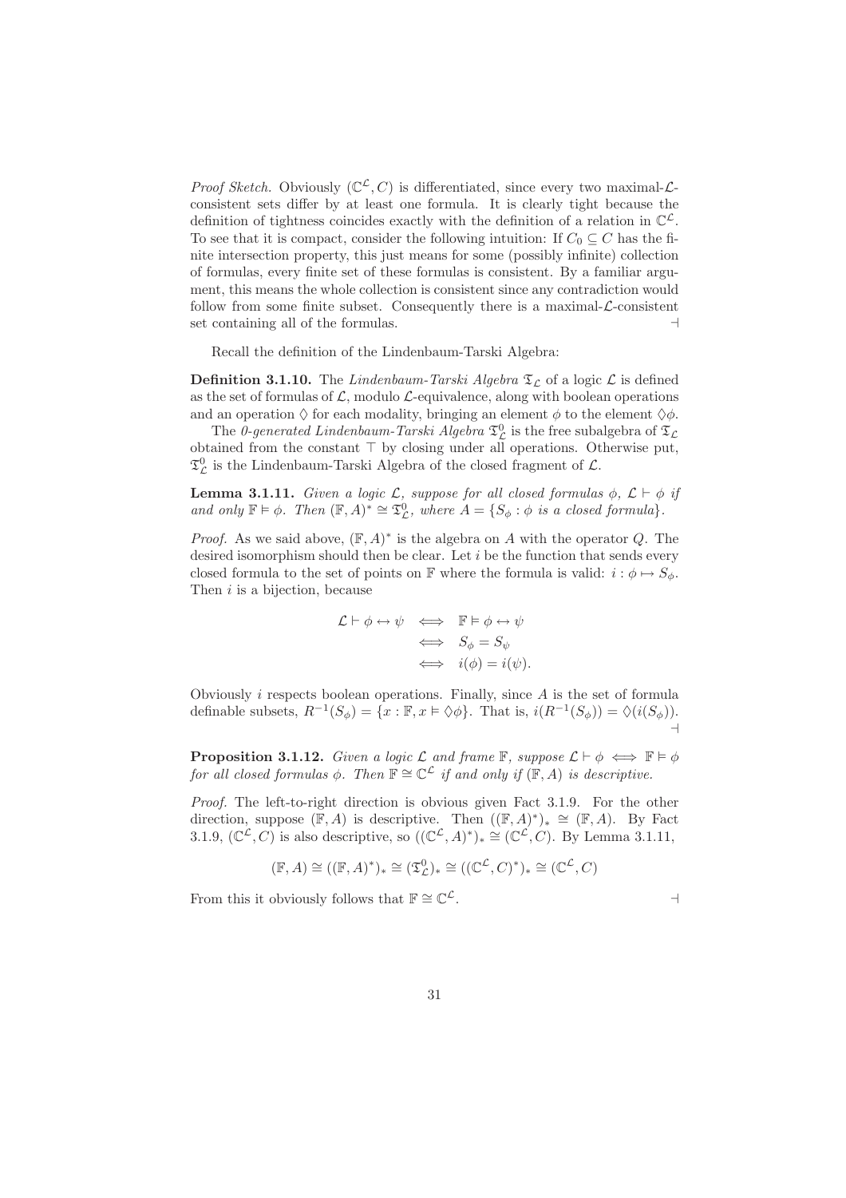*Proof Sketch.* Obviously $(\mathbb{C}^{\mathcal{L}}, C)$ is differentiated, since every two maximal-$\mathcal{L}$-consistent sets differ by at least one formula. It is clearly tight because the definition of tightness coincides exactly with the definition of a relation in $\mathbb{C}^{\mathcal{L}}$. To see that it is compact, consider the following intuition: If $C_0 \subseteq C$ has the finite intersection property, this just means for some (possibly infinite) collection of formulas, every finite set of these formulas is consistent. By a familiar argument, this means the whole collection is consistent since any contradiction would follow from some finite subset. Consequently there is a maximal-$\mathcal{L}$-consistent set containing all of the formulas. ⊣

Recall the definition of the Lindenbaum-Tarski Algebra:

**Definition 3.1.10.** The *Lindenbaum-Tarski Algebra* $\mathfrak{T}_{\mathcal{L}}$ of a logic $\mathcal{L}$ is defined as the set of formulas of $\mathcal{L}$, modulo $\mathcal{L}$-equivalence, along with boolean operations and an operation $\Diamond$ for each modality, bringing an element $\phi$ to the element $\Diamond\phi$.

The *0-generated Lindenbaum-Tarski Algebra* $\mathfrak{T}^0_{\mathcal{L}}$ is the free subalgebra of $\mathfrak{T}_{\mathcal{L}}$ obtained from the constant $\top$ by closing under all operations. Otherwise put, $\mathfrak{T}^0_{\mathcal{L}}$ is the Lindenbaum-Tarski Algebra of the closed fragment of $\mathcal{L}$.

**Lemma 3.1.11.** *Given a logic $\mathcal{L}$, suppose for all closed formulas $\phi$, $\mathcal{L} \vdash \phi$ if and only $\mathbb{F} \vDash \phi$. Then $(\mathbb{F}, A)^* \cong \mathfrak{T}^0_{\mathcal{L}}$, where $A = \{S_\phi : \phi \text{ is a closed formula}\}$.*

*Proof.* As we said above, $(\mathbb{F}, A)^*$ is the algebra on $A$ with the operator $Q$. The desired isomorphism should then be clear. Let $i$ be the function that sends every closed formula to the set of points on $\mathbb{F}$ where the formula is valid: $i : \phi \mapsto S_\phi$. Then $i$ is a bijection, because

$$\begin{aligned}
\mathcal{L} \vdash \phi \leftrightarrow \psi &\iff \mathbb{F} \vDash \phi \leftrightarrow \psi \\
&\iff S_\phi = S_\psi \\
&\iff i(\phi) = i(\psi).
\end{aligned}$$

Obviously $i$ respects boolean operations. Finally, since $A$ is the set of formula definable subsets, $R^{-1}(S_\phi) = \{x : \mathbb{F}, x \vDash \Diamond\phi\}$. That is, $i(R^{-1}(S_\phi)) = \Diamond(i(S_\phi))$. ⊣

**Proposition 3.1.12.** *Given a logic $\mathcal{L}$ and frame $\mathbb{F}$, suppose $\mathcal{L} \vdash \phi \iff \mathbb{F} \vDash \phi$ for all closed formulas $\phi$. Then $\mathbb{F} \cong \mathbb{C}^{\mathcal{L}}$ if and only if $(\mathbb{F}, A)$ is descriptive.*

*Proof.* The left-to-right direction is obvious given Fact 3.1.9. For the other direction, suppose $(\mathbb{F}, A)$ is descriptive. Then $((\mathbb{F}, A)^*)_* \cong (\mathbb{F}, A)$. By Fact 3.1.9, $(\mathbb{C}^{\mathcal{L}}, C)$ is also descriptive, so $((\mathbb{C}^{\mathcal{L}}, A)^*)_* \cong (\mathbb{C}^{\mathcal{L}}, C)$. By Lemma 3.1.11,

$$(\mathbb{F}, A) \cong ((\mathbb{F}, A)^*)_* \cong (\mathfrak{T}^0_{\mathcal{L}})_* \cong ((\mathbb{C}^{\mathcal{L}}, C)^*)_* \cong (\mathbb{C}^{\mathcal{L}}, C)$$

From this it obviously follows that $\mathbb{F} \cong \mathbb{C}^{\mathcal{L}}$. ⊣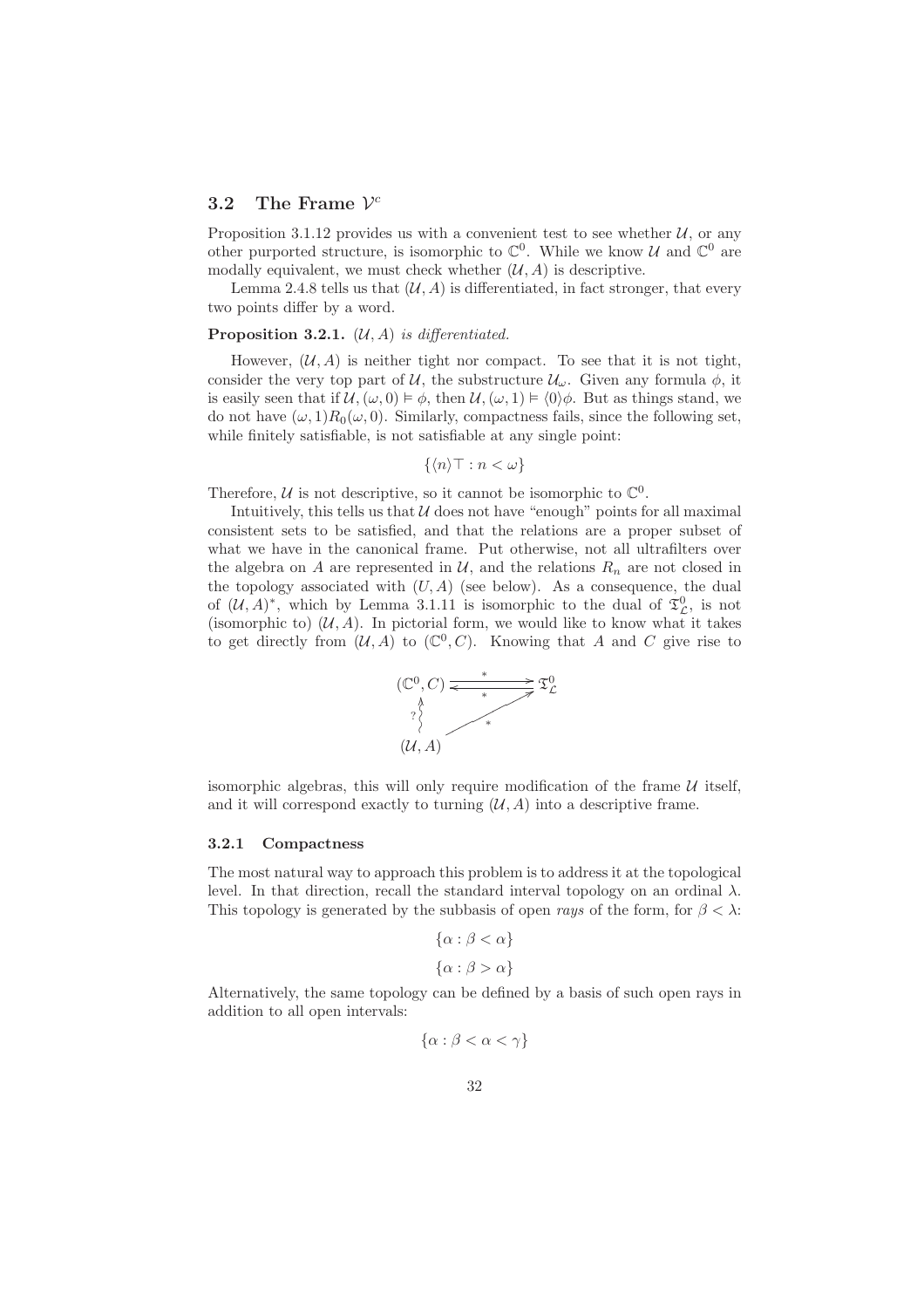## 3.2 The Frame $\mathcal{V}^c$

Proposition 3.1.12 provides us with a convenient test to see whether $\mathcal{U}$, or any other purported structure, is isomorphic to $\mathbb{C}^0$. While we know $\mathcal{U}$ and $\mathbb{C}^0$ are modally equivalent, we must check whether $(\mathcal{U}, A)$ is descriptive.

Lemma 2.4.8 tells us that $(\mathcal{U}, A)$ is differentiated, in fact stronger, that every two points differ by a word.

**Proposition 3.2.1.** *$(\mathcal{U}, A)$ is differentiated.*

However, $(\mathcal{U}, A)$ is neither tight nor compact. To see that it is not tight, consider the very top part of $\mathcal{U}$, the substructure $\mathcal{U}_\omega$. Given any formula $\phi$, it is easily seen that if $\mathcal{U}, (\omega, 0) \vDash \phi$, then $\mathcal{U}, (\omega, 1) \vDash \langle 0 \rangle \phi$. But as things stand, we do not have $(\omega, 1) R_0 (\omega, 0)$. Similarly, compactness fails, since the following set, while finitely satisfiable, is not satisfiable at any single point:

$$\{\langle n \rangle \top : n < \omega\}$$

Therefore, $\mathcal{U}$ is not descriptive, so it cannot be isomorphic to $\mathbb{C}^0$.

Intuitively, this tells us that $\mathcal{U}$ does not have "enough" points for all maximal consistent sets to be satisfied, and that the relations are a proper subset of what we have in the canonical frame. Put otherwise, not all ultrafilters over the algebra on $A$ are represented in $\mathcal{U}$, and the relations $R_n$ are not closed in the topology associated with $(U, A)$ (see below). As a consequence, the dual of $(\mathcal{U}, A)^*$, which by Lemma 3.1.11 is isomorphic to the dual of $\mathfrak{T}^0_{\mathcal{L}}$, is not (isomorphic to) $(\mathcal{U}, A)$. In pictorial form, we would like to know what it takes to get directly from $(\mathcal{U}, A)$ to $(\mathbb{C}^0, C)$. Knowing that $A$ and $C$ give rise to

$$\begin{array}{ccc} (\mathbb{C}^0, C) & \underset{*}{\overset{*}{\rightleftarrows}} & \mathfrak{T}^0_{\mathcal{L}} \\ ?\Big\uparrow & \nearrow_{*} & \\ (\mathcal{U}, A) & & \end{array}$$

isomorphic algebras, this will only require modification of the frame $\mathcal{U}$ itself, and it will correspond exactly to turning $(\mathcal{U}, A)$ into a descriptive frame.

### 3.2.1 Compactness

The most natural way to approach this problem is to address it at the topological level. In that direction, recall the standard interval topology on an ordinal $\lambda$. This topology is generated by the subbasis of open *rays* of the form, for $\beta < \lambda$:

$$\{\alpha : \beta < \alpha\}$$

$$\{\alpha : \beta > \alpha\}$$

Alternatively, the same topology can be defined by a basis of such open rays in addition to all open intervals:

$$\{\alpha : \beta < \alpha < \gamma\}$$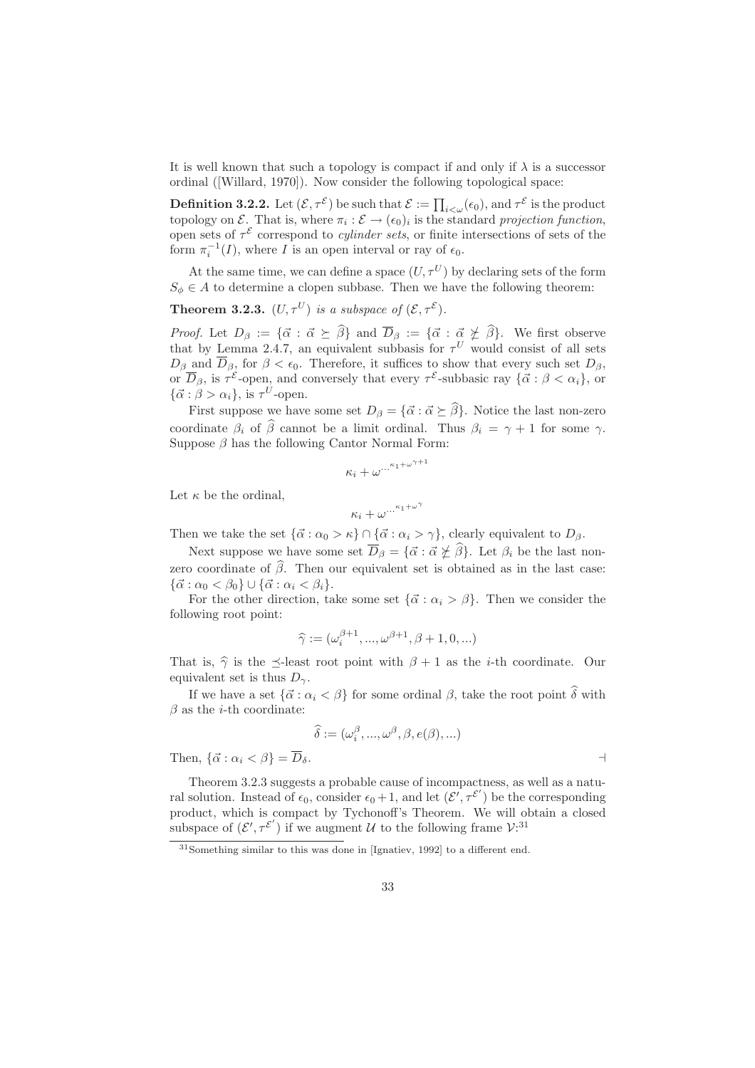It is well known that such a topology is compact if and only if $\lambda$ is a successor ordinal ([Willard, 1970]). Now consider the following topological space:

**Definition 3.2.2.** Let $(\mathcal{E}, \tau^{\mathcal{E}})$ be such that $\mathcal{E} := \prod_{i<\omega}(\epsilon_0)$, and $\tau^{\mathcal{E}}$ is the product topology on $\mathcal{E}$. That is, where $\pi_i : \mathcal{E} \to (\epsilon_0)_i$ is the standard *projection function*, open sets of $\tau^{\mathcal{E}}$ correspond to *cylinder sets*, or finite intersections of sets of the form $\pi_i^{-1}(I)$, where $I$ is an open interval or ray of $\epsilon_0$.

At the same time, we can define a space $(U, \tau^U)$ by declaring sets of the form $S_\phi \in A$ to determine a clopen subbase. Then we have the following theorem:

**Theorem 3.2.3.** *$(U, \tau^U)$ is a subspace of $(\mathcal{E}, \tau^{\mathcal{E}})$.*

*Proof.* Let $D_\beta := \{\vec{\alpha} : \vec{\alpha} \succeq \widehat{\beta}\}$ and $\overline{D}_\beta := \{\vec{\alpha} : \vec{\alpha} \not\succeq \widehat{\beta}\}$. We first observe that by Lemma 2.4.7, an equivalent subbasis for $\tau^U$ would consist of all sets $D_\beta$ and $\overline{D}_\beta$, for $\beta < \epsilon_0$. Therefore, it suffices to show that every such set $D_\beta$, or $\overline{D}_\beta$, is $\tau^{\mathcal{E}}$-open, and conversely that every $\tau^{\mathcal{E}}$-subbasic ray $\{\vec{\alpha} : \beta < \alpha_i\}$, or $\{\vec{\alpha} : \beta > \alpha_i\}$, is $\tau^U$-open.

First suppose we have some set $D_\beta = \{\vec{\alpha} : \vec{\alpha} \succeq \widehat{\beta}\}$. Notice the last non-zero coordinate $\beta_i$ of $\widehat{\beta}$ cannot be a limit ordinal. Thus $\beta_i = \gamma + 1$ for some $\gamma$. Suppose $\beta$ has the following Cantor Normal Form:

$$\kappa_i + \omega^{\cdot^{\cdot^{\cdot^{\kappa_1 + \omega^{\gamma+1}}}}}$$

Let $\kappa$ be the ordinal,

$$\kappa_i + \omega^{\cdot^{\cdot^{\cdot^{\kappa_1 + \omega^{\gamma}}}}}$$

Then we take the set $\{\vec{\alpha} : \alpha_0 > \kappa\} \cap \{\vec{\alpha} : \alpha_i > \gamma\}$, clearly equivalent to $D_\beta$.

Next suppose we have some set $\overline{D}_\beta = \{\vec{\alpha} : \vec{\alpha} \not\succeq \widehat{\beta}\}$. Let $\beta_i$ be the last non-zero coordinate of $\widehat{\beta}$. Then our equivalent set is obtained as in the last case: $\{\vec{\alpha} : \alpha_0 < \beta_0\} \cup \{\vec{\alpha} : \alpha_i < \beta_i\}$.

For the other direction, take some set $\{\vec{\alpha} : \alpha_i > \beta\}$. Then we consider the following root point:

$$\widehat{\gamma} := (\omega_i^{\beta+1}, ..., \omega^{\beta+1}, \beta + 1, 0, ...)$$

That is, $\widehat{\gamma}$ is the $\preceq$-least root point with $\beta + 1$ as the $i$-th coordinate. Our equivalent set is thus $D_\gamma$.

If we have a set $\{\vec{\alpha} : \alpha_i < \beta\}$ for some ordinal $\beta$, take the root point $\widehat{\delta}$ with $\beta$ as the $i$-th coordinate:

$$\widehat{\delta} := (\omega_i^{\beta}, ..., \omega^{\beta}, \beta, e(\beta), ...)$$

Then, $\{\vec{\alpha} : \alpha_i < \beta\} = \overline{D}_\delta$. $\dashv$

Theorem 3.2.3 suggests a probable cause of incompactness, as well as a natural solution. Instead of $\epsilon_0$, consider $\epsilon_0 + 1$, and let $(\mathcal{E}', \tau^{\mathcal{E}'})$ be the corresponding product, which is compact by Tychonoff's Theorem. We will obtain a closed subspace of $(\mathcal{E}', \tau^{\mathcal{E}'})$ if we augment $\mathcal{U}$ to the following frame $\mathcal{V}$:[31]

[31] Something similar to this was done in [Ignatiev, 1992] to a different end.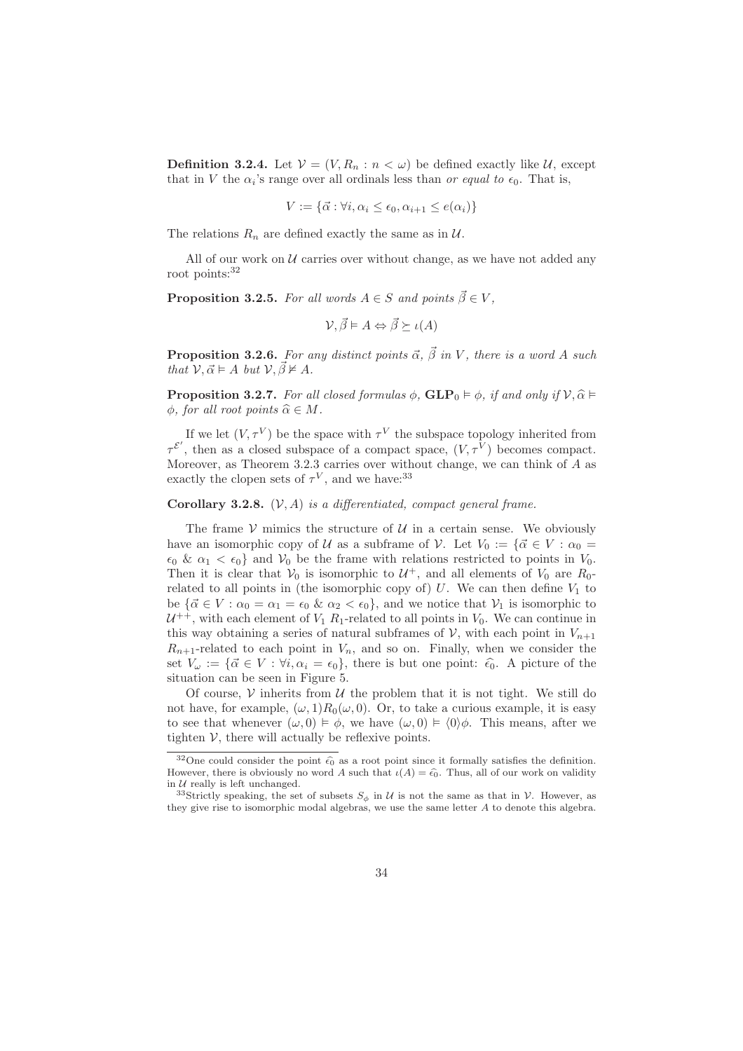**Definition 3.2.4.** Let $\mathcal{V} = (V, R_n : n < \omega)$ be defined exactly like $\mathcal{U}$, except that in $V$ the $\alpha_i$'s range over all ordinals less than *or equal to* $\epsilon_0$. That is,

$$V := \{\vec{\alpha} : \forall i, \alpha_i \leq \epsilon_0, \alpha_{i+1} \leq e(\alpha_i)\}$$

The relations $R_n$ are defined exactly the same as in $\mathcal{U}$.

All of our work on $\mathcal{U}$ carries over without change, as we have not added any root points:[32]

**Proposition 3.2.5.** *For all words $A \in S$ and points $\vec{\beta} \in V$,*

$$\mathcal{V}, \vec{\beta} \vDash A \Leftrightarrow \vec{\beta} \succeq \iota(A)$$

**Proposition 3.2.6.** *For any distinct points $\vec{\alpha}$, $\vec{\beta}$ in $V$, there is a word $A$ such that $\mathcal{V}, \vec{\alpha} \vDash A$ but $\mathcal{V}, \vec{\beta} \nvDash A$.*

**Proposition 3.2.7.** *For all closed formulas $\phi$, $\mathbf{GLP}_0 \vDash \phi$, if and only if $\mathcal{V}, \widehat{\alpha} \vDash \phi$, for all root points $\widehat{\alpha} \in M$.*

If we let $(V, \tau^V)$ be the space with $\tau^V$ the subspace topology inherited from $\tau^{\mathcal{E}'}$, then as a closed subspace of a compact space, $(V, \tau^V)$ becomes compact. Moreover, as Theorem 3.2.3 carries over without change, we can think of $A$ as exactly the clopen sets of $\tau^V$, and we have:[33]

**Corollary 3.2.8.** *$(\mathcal{V}, A)$ is a differentiated, compact general frame.*

The frame $\mathcal{V}$ mimics the structure of $\mathcal{U}$ in a certain sense. We obviously have an isomorphic copy of $\mathcal{U}$ as a subframe of $\mathcal{V}$. Let $V_0 := \{\vec{\alpha} \in V : \alpha_0 = \epsilon_0 \ \& \ \alpha_1 < \epsilon_0\}$ and $\mathcal{V}_0$ be the frame with relations restricted to points in $V_0$. Then it is clear that $\mathcal{V}_0$ is isomorphic to $\mathcal{U}^+$, and all elements of $V_0$ are $R_0$-related to all points in (the isomorphic copy of) $U$. We can then define $V_1$ to be $\{\vec{\alpha} \in V : \alpha_0 = \alpha_1 = \epsilon_0 \ \& \ \alpha_2 < \epsilon_0\}$, and we notice that $\mathcal{V}_1$ is isomorphic to $\mathcal{U}^{++}$, with each element of $V_1$ $R_1$-related to all points in $V_0$. We can continue in this way obtaining a series of natural subframes of $\mathcal{V}$, with each point in $V_{n+1}$ $R_{n+1}$-related to each point in $V_n$, and so on. Finally, when we consider the set $V_\omega := \{\vec{\alpha} \in V : \forall i, \alpha_i = \epsilon_0\}$, there is but one point: $\widehat{\epsilon_0}$. A picture of the situation can be seen in Figure 5.

Of course, $\mathcal{V}$ inherits from $\mathcal{U}$ the problem that it is not tight. We still do not have, for example, $(\omega, 1) R_0 (\omega, 0)$. Or, to take a curious example, it is easy to see that whenever $(\omega, 0) \vDash \phi$, we have $(\omega, 0) \vDash \langle 0 \rangle \phi$. This means, after we tighten $\mathcal{V}$, there will actually be reflexive points.

---

[32] One could consider the point $\widehat{\epsilon_0}$ as a root point since it formally satisfies the definition. However, there is obviously no word $A$ such that $\iota(A) = \widehat{\epsilon_0}$. Thus, all of our work on validity in $\mathcal{U}$ really is left unchanged.

[33] Strictly speaking, the set of subsets $S_\phi$ in $\mathcal{U}$ is not the same as that in $\mathcal{V}$. However, as they give rise to isomorphic modal algebras, we use the same letter $A$ to denote this algebra.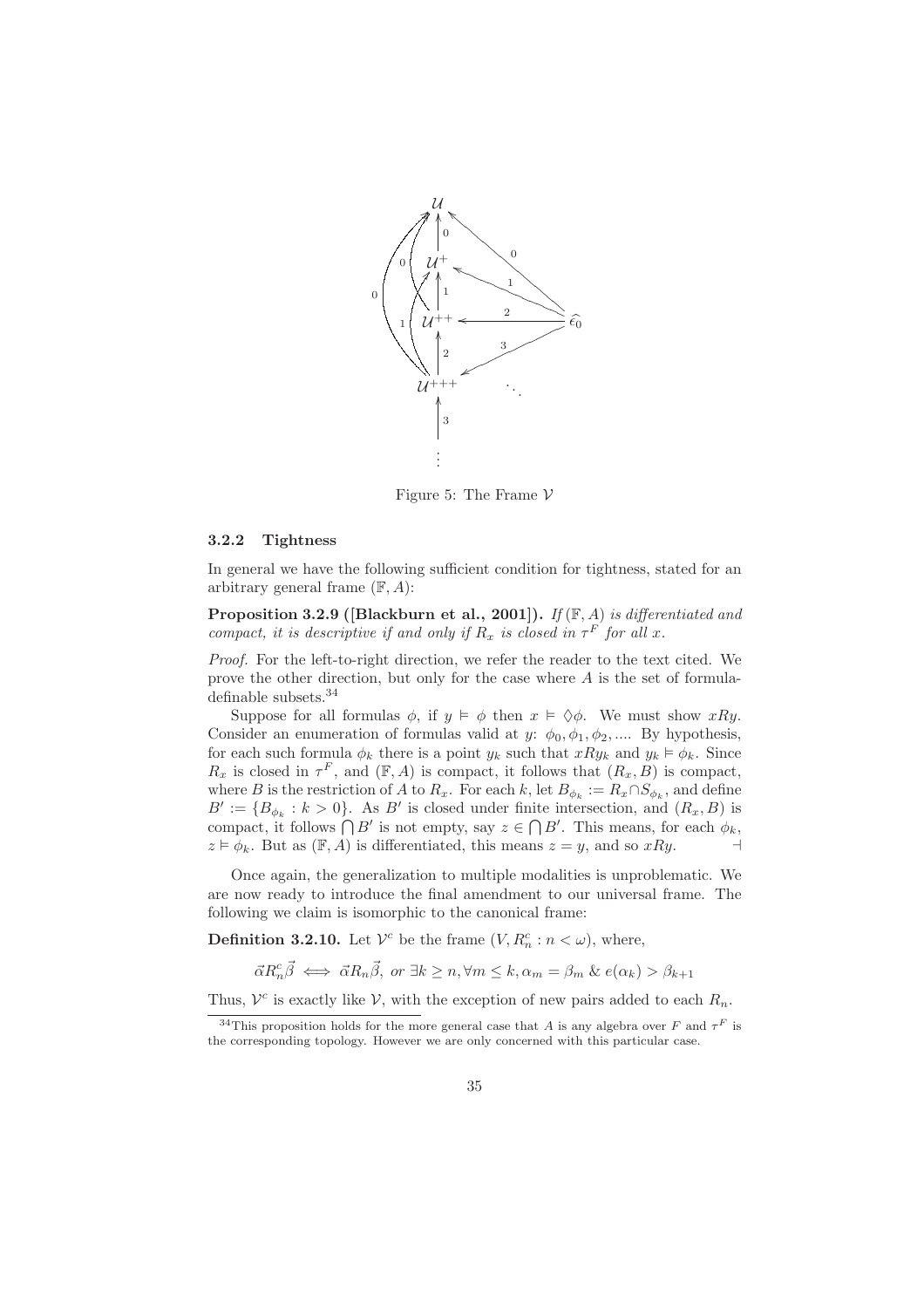Figure 5: The Frame $\mathcal{V}$

### 3.2.2 Tightness

In general we have the following sufficient condition for tightness, stated for an arbitrary general frame $(\mathbb{F}, A)$:

**Proposition 3.2.9 ([Blackburn et al., 2001]).** *If $(\mathbb{F}, A)$ is differentiated and compact, it is descriptive if and only if $R_x$ is closed in $\tau^F$ for all $x$.*

*Proof.* For the left-to-right direction, we refer the reader to the text cited. We prove the other direction, but only for the case where $A$ is the set of formula-definable subsets.[34]

Suppose for all formulas $\phi$, if $y \vDash \phi$ then $x \vDash \Diamond\phi$. We must show $xRy$. Consider an enumeration of formulas valid at $y$: $\phi_0, \phi_1, \phi_2, ....$ By hypothesis, for each such formula $\phi_k$ there is a point $y_k$ such that $xRy_k$ and $y_k \vDash \phi_k$. Since $R_x$ is closed in $\tau^F$, and $(\mathbb{F}, A)$ is compact, it follows that $(R_x, B)$ is compact, where $B$ is the restriction of $A$ to $R_x$. For each $k$, let $B_{\phi_k} := R_x \cap S_{\phi_k}$, and define $B' := \{B_{\phi_k} : k > 0\}$. As $B'$ is closed under finite intersection, and $(R_x, B)$ is compact, it follows $\bigcap B'$ is not empty, say $z \in \bigcap B'$. This means, for each $\phi_k$, $z \vDash \phi_k$. But as $(\mathbb{F}, A)$ is differentiated, this means $z = y$, and so $xRy$. $\dashv$

Once again, the generalization to multiple modalities is unproblematic. We are now ready to introduce the final amendment to our universal frame. The following we claim is isomorphic to the canonical frame:

**Definition 3.2.10.** Let $\mathcal{V}^c$ be the frame $(V, R_n^c : n < \omega)$, where,

$$\vec{\alpha} R_n^c \vec{\beta} \iff \vec{\alpha} R_n \vec{\beta}, \textit{ or } \exists k \geq n, \forall m \leq k, \alpha_m = \beta_m \,\&\, e(\alpha_k) > \beta_{k+1}$$

Thus, $\mathcal{V}^c$ is exactly like $\mathcal{V}$, with the exception of new pairs added to each $R_n$.

[34] This proposition holds for the more general case that $A$ is any algebra over $F$ and $\tau^F$ is the corresponding topology. However we are only concerned with this particular case.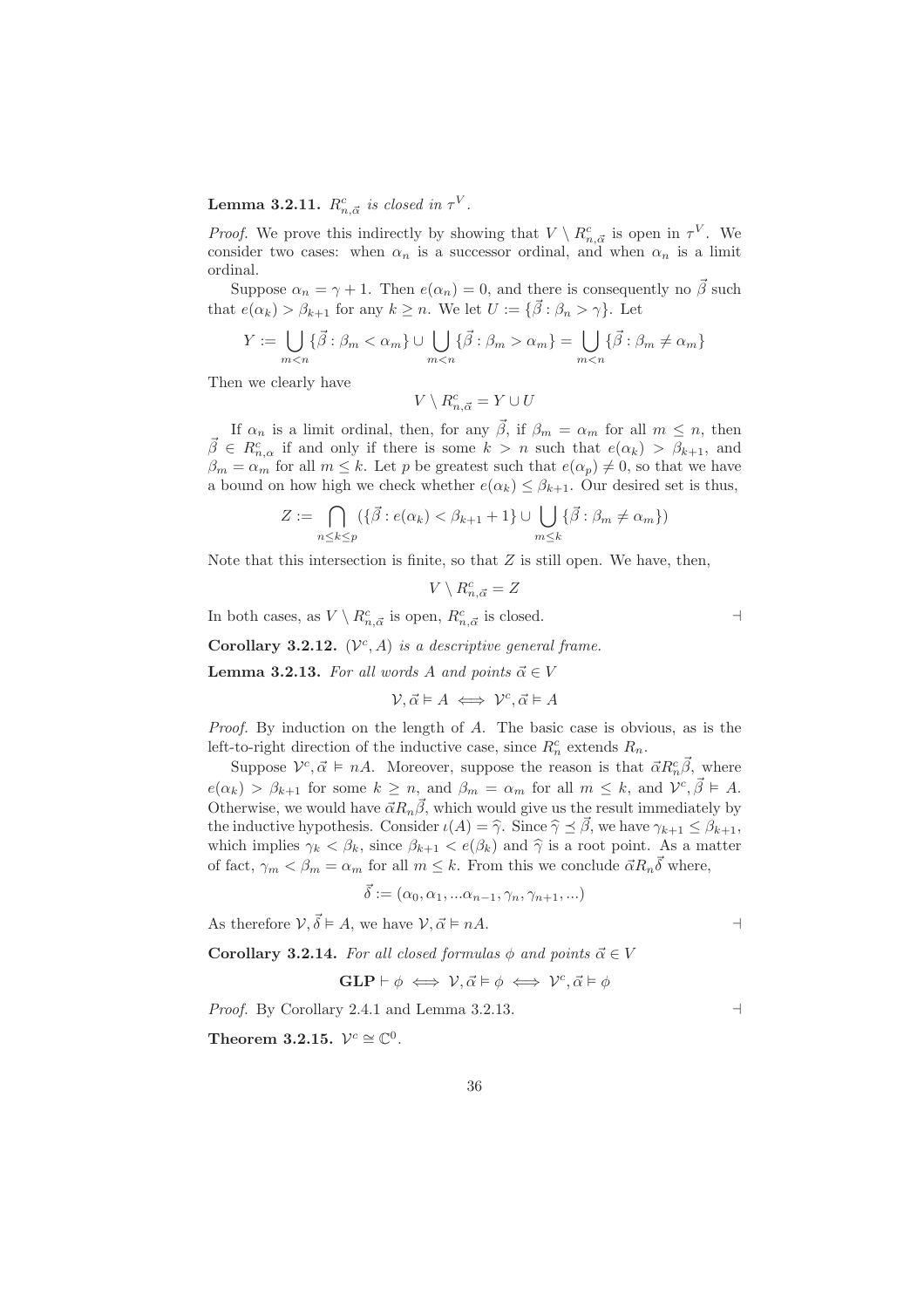**Lemma 3.2.11.** *$R^c_{n,\vec{\alpha}}$ is closed in $\tau^V$.*

*Proof.* We prove this indirectly by showing that $V \setminus R^c_{n,\vec{\alpha}}$ is open in $\tau^V$. We consider two cases: when $\alpha_n$ is a successor ordinal, and when $\alpha_n$ is a limit ordinal.

Suppose $\alpha_n = \gamma + 1$. Then $e(\alpha_n) = 0$, and there is consequently no $\vec{\beta}$ such that $e(\alpha_k) > \beta_{k+1}$ for any $k \geq n$. We let $U := \{\vec{\beta} : \beta_n > \gamma\}$. Let

$$Y := \bigcup_{m<n} \{\vec{\beta} : \beta_m < \alpha_m\} \cup \bigcup_{m<n} \{\vec{\beta} : \beta_m > \alpha_m\} = \bigcup_{m<n} \{\vec{\beta} : \beta_m \neq \alpha_m\}$$

Then we clearly have

$$V \setminus R^c_{n,\vec{\alpha}} = Y \cup U$$

If $\alpha_n$ is a limit ordinal, then, for any $\vec{\beta}$, if $\beta_m = \alpha_m$ for all $m \leq n$, then $\vec{\beta} \in R^c_{n,\alpha}$ if and only if there is some $k > n$ such that $e(\alpha_k) > \beta_{k+1}$, and $\beta_m = \alpha_m$ for all $m \leq k$. Let $p$ be greatest such that $e(\alpha_p) \neq 0$, so that we have a bound on how high we check whether $e(\alpha_k) \leq \beta_{k+1}$. Our desired set is thus,

$$Z := \bigcap_{n \leq k \leq p} (\{\vec{\beta} : e(\alpha_k) < \beta_{k+1} + 1\} \cup \bigcup_{m \leq k} \{\vec{\beta} : \beta_m \neq \alpha_m\})$$

Note that this intersection is finite, so that $Z$ is still open. We have, then,

$$V \setminus R^c_{n,\vec{\alpha}} = Z$$

In both cases, as $V \setminus R^c_{n,\vec{\alpha}}$ is open, $R^c_{n,\vec{\alpha}}$ is closed. ⊣

**Corollary 3.2.12.** *$(\mathcal{V}^c, A)$ is a descriptive general frame.*

**Lemma 3.2.13.** *For all words $A$ and points $\vec{\alpha} \in V$*

$$\mathcal{V}, \vec{\alpha} \vDash A \iff \mathcal{V}^c, \vec{\alpha} \vDash A$$

*Proof.* By induction on the length of $A$. The basic case is obvious, as is the left-to-right direction of the inductive case, since $R^c_n$ extends $R_n$.

Suppose $\mathcal{V}^c, \vec{\alpha} \vDash nA$. Moreover, suppose the reason is that $\vec{\alpha} R^c_n \vec{\beta}$, where $e(\alpha_k) > \beta_{k+1}$ for some $k \geq n$, and $\beta_m = \alpha_m$ for all $m \leq k$, and $\mathcal{V}^c, \vec{\beta} \vDash A$. Otherwise, we would have $\vec{\alpha} R_n \vec{\beta}$, which would give us the result immediately by the inductive hypothesis. Consider $\iota(A) = \widehat{\gamma}$. Since $\widehat{\gamma} \preceq \vec{\beta}$, we have $\gamma_{k+1} \leq \beta_{k+1}$, which implies $\gamma_k < \beta_k$, since $\beta_{k+1} < e(\beta_k)$ and $\widehat{\gamma}$ is a root point. As a matter of fact, $\gamma_m < \beta_m = \alpha_m$ for all $m \leq k$. From this we conclude $\vec{\alpha} R_n \vec{\delta}$ where,

$$\vec{\delta} := (\alpha_0, \alpha_1, ...\alpha_{n-1}, \gamma_n, \gamma_{n+1}, ...)$$

As therefore $\mathcal{V}, \vec{\delta} \vDash A$, we have $\mathcal{V}, \vec{\alpha} \vDash nA$. ⊣

**Corollary 3.2.14.** *For all closed formulas $\phi$ and points $\vec{\alpha} \in V$*

$$\mathbf{GLP} \vdash \phi \iff \mathcal{V}, \vec{\alpha} \vDash \phi \iff \mathcal{V}^c, \vec{\alpha} \vDash \phi$$

*Proof.* By Corollary 2.4.1 and Lemma 3.2.13. ⊣

**Theorem 3.2.15.** $\mathcal{V}^c \cong \mathbb{C}^0$.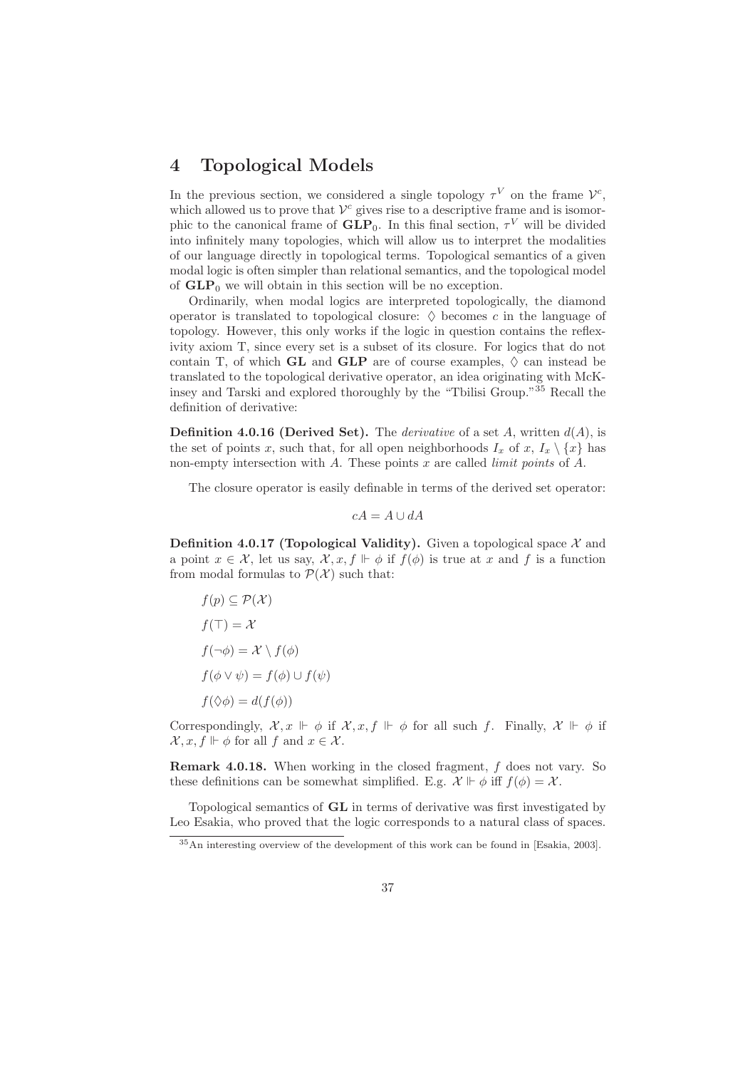# 4 Topological Models

In the previous section, we considered a single topology $\tau^V$ on the frame $\mathcal{V}^c$, which allowed us to prove that $\mathcal{V}^c$ gives rise to a descriptive frame and is isomorphic to the canonical frame of $\mathbf{GLP}_0$. In this final section, $\tau^V$ will be divided into infinitely many topologies, which will allow us to interpret the modalities of our language directly in topological terms. Topological semantics of a given modal logic is often simpler than relational semantics, and the topological model of $\mathbf{GLP}_0$ we will obtain in this section will be no exception.

Ordinarily, when modal logics are interpreted topologically, the diamond operator is translated to topological closure: $\Diamond$ becomes $c$ in the language of topology. However, this only works if the logic in question contains the reflexivity axiom T, since every set is a subset of its closure. For logics that do not contain T, of which **GL** and **GLP** are of course examples, $\Diamond$ can instead be translated to the topological derivative operator, an idea originating with McKinsey and Tarski and explored thoroughly by the "Tbilisi Group."[35] Recall the definition of derivative:

**Definition 4.0.16 (Derived Set).** The *derivative* of a set $A$, written $d(A)$, is the set of points $x$, such that, for all open neighborhoods $I_x$ of $x$, $I_x \setminus \{x\}$ has non-empty intersection with $A$. These points $x$ are called *limit points* of $A$.

The closure operator is easily definable in terms of the derived set operator:

$$cA = A \cup dA$$

**Definition 4.0.17 (Topological Validity).** Given a topological space $\mathcal{X}$ and a point $x \in \mathcal{X}$, let us say, $\mathcal{X}, x, f \Vdash \phi$ if $f(\phi)$ is true at $x$ and $f$ is a function from modal formulas to $\mathcal{P}(\mathcal{X})$ such that:

$$f(p) \subseteq \mathcal{P}(\mathcal{X})$$

$$f(\top) = \mathcal{X}$$

$$f(\neg\phi) = \mathcal{X} \setminus f(\phi)$$

$$f(\phi \vee \psi) = f(\phi) \cup f(\psi)$$

$$f(\Diamond\phi) = d(f(\phi))$$

Correspondingly, $\mathcal{X}, x \Vdash \phi$ if $\mathcal{X}, x, f \Vdash \phi$ for all such $f$. Finally, $\mathcal{X} \Vdash \phi$ if $\mathcal{X}, x, f \Vdash \phi$ for all $f$ and $x \in \mathcal{X}$.

**Remark 4.0.18.** When working in the closed fragment, $f$ does not vary. So these definitions can be somewhat simplified. E.g. $\mathcal{X} \Vdash \phi$ iff $f(\phi) = \mathcal{X}$.

Topological semantics of **GL** in terms of derivative was first investigated by Leo Esakia, who proved that the logic corresponds to a natural class of spaces.

[35] An interesting overview of the development of this work can be found in [Esakia, 2003].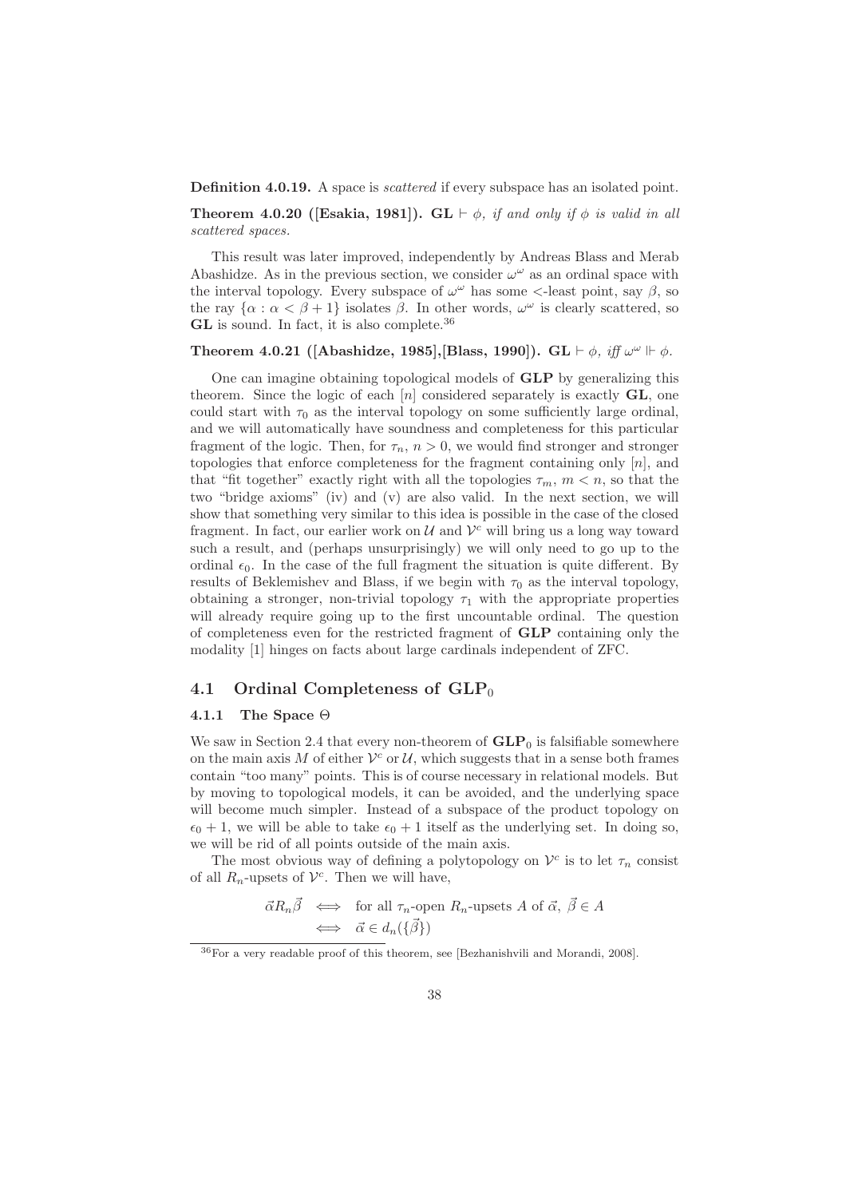**Definition 4.0.19.** A space is *scattered* if every subspace has an isolated point.

**Theorem 4.0.20 ([Esakia, 1981]).** $\mathbf{GL} \vdash \phi$*, if and only if* $\phi$ *is valid in all scattered spaces.*

This result was later improved, independently by Andreas Blass and Merab Abashidze. As in the previous section, we consider $\omega^\omega$ as an ordinal space with the interval topology. Every subspace of $\omega^\omega$ has some $<$-least point, say $\beta$, so the ray $\{\alpha : \alpha < \beta + 1\}$ isolates $\beta$. In other words, $\omega^\omega$ is clearly scattered, so **GL** is sound. In fact, it is also complete.[36]

**Theorem 4.0.21 ([Abashidze, 1985],[Blass, 1990]).** $\mathbf{GL} \vdash \phi$*, iff* $\omega^\omega \Vdash \phi$*.*

One can imagine obtaining topological models of **GLP** by generalizing this theorem. Since the logic of each $[n]$ considered separately is exactly **GL**, one could start with $\tau_0$ as the interval topology on some sufficiently large ordinal, and we will automatically have soundness and completeness for this particular fragment of the logic. Then, for $\tau_n$, $n > 0$, we would find stronger and stronger topologies that enforce completeness for the fragment containing only $[n]$, and that "fit together" exactly right with all the topologies $\tau_m$, $m < n$, so that the two "bridge axioms" (iv) and (v) are also valid. In the next section, we will show that something very similar to this idea is possible in the case of the closed fragment. In fact, our earlier work on $\mathcal{U}$ and $\mathcal{V}^c$ will bring us a long way toward such a result, and (perhaps unsurprisingly) we will only need to go up to the ordinal $\epsilon_0$. In the case of the full fragment the situation is quite different. By results of Beklemishev and Blass, if we begin with $\tau_0$ as the interval topology, obtaining a stronger, non-trivial topology $\tau_1$ with the appropriate properties will already require going up to the first uncountable ordinal. The question of completeness even for the restricted fragment of **GLP** containing only the modality [1] hinges on facts about large cardinals independent of ZFC.

## 4.1 Ordinal Completeness of $\mathbf{GLP}_0$

### 4.1.1 The Space $\Theta$

We saw in Section 2.4 that every non-theorem of $\mathbf{GLP}_0$ is falsifiable somewhere on the main axis $M$ of either $\mathcal{V}^c$ or $\mathcal{U}$, which suggests that in a sense both frames contain "too many" points. This is of course necessary in relational models. But by moving to topological models, it can be avoided, and the underlying space will become much simpler. Instead of a subspace of the product topology on $\epsilon_0 + 1$, we will be able to take $\epsilon_0 + 1$ itself as the underlying set. In doing so, we will be rid of all points outside of the main axis.

The most obvious way of defining a polytopology on $\mathcal{V}^c$ is to let $\tau_n$ consist of all $R_n$-upsets of $\mathcal{V}^c$. Then we will have,

$$\begin{aligned} \vec{\alpha} R_n \vec{\beta} &\iff \text{for all } \tau_n\text{-open } R_n\text{-upsets } A \text{ of } \vec{\alpha},\ \vec{\beta} \in A \\ &\iff \vec{\alpha} \in d_n(\{\vec{\beta}\}) \end{aligned}$$

[36] For a very readable proof of this theorem, see [Bezhanishvili and Morandi, 2008].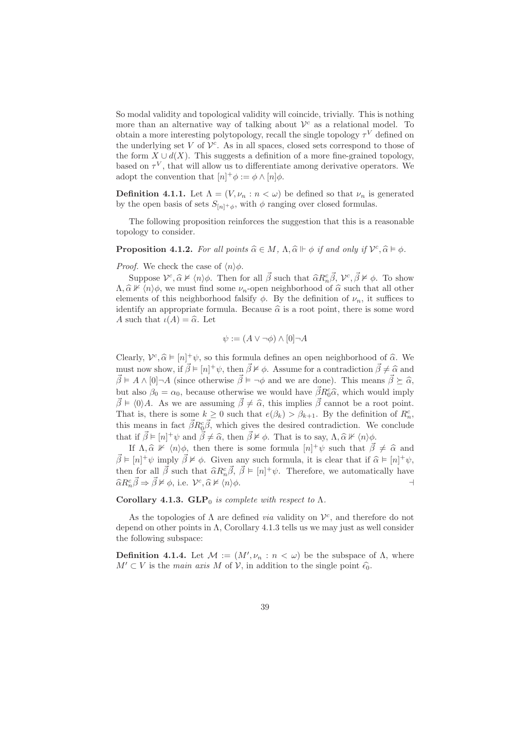So modal validity and topological validity will coincide, trivially. This is nothing more than an alternative way of talking about $\mathcal{V}^c$ as a relational model. To obtain a more interesting polytopology, recall the single topology $\tau^V$ defined on the underlying set $V$ of $\mathcal{V}^c$. As in all spaces, closed sets correspond to those of the form $X \cup d(X)$. This suggests a definition of a more fine-grained topology, based on $\tau^V$, that will allow us to differentiate among derivative operators. We adopt the convention that $[n]^+\phi := \phi \wedge [n]\phi$.

**Definition 4.1.1.** Let $\Lambda = (V, \nu_n : n < \omega)$ be defined so that $\nu_n$ is generated by the open basis of sets $S_{[n]^+\phi}$, with $\phi$ ranging over closed formulas.

The following proposition reinforces the suggestion that this is a reasonable topology to consider.

**Proposition 4.1.2.** *For all points $\widehat{\alpha} \in M$, $\Lambda, \widehat{\alpha} \Vdash \phi$ if and only if $\mathcal{V}^c, \widehat{\alpha} \vDash \phi$.*

*Proof.* We check the case of $\langle n \rangle \phi$.

Suppose $\mathcal{V}^c, \widehat{\alpha} \nvDash \langle n \rangle \phi$. Then for all $\vec{\beta}$ such that $\widehat{\alpha} R^c_n \vec{\beta}$, $\mathcal{V}^c, \vec{\beta} \nvDash \phi$. To show $\Lambda, \widehat{\alpha} \nVdash \langle n \rangle \phi$, we must find some $\nu_n$-open neighborhood of $\widehat{\alpha}$ such that all other elements of this neighborhood falsify $\phi$. By the definition of $\nu_n$, it suffices to identify an appropriate formula. Because $\widehat{\alpha}$ is a root point, there is some word $A$ such that $\iota(A) = \widehat{\alpha}$. Let

$$\psi := (A \vee \neg\phi) \wedge [0]\neg A$$

Clearly, $\mathcal{V}^c, \widehat{\alpha} \vDash [n]^+\psi$, so this formula defines an open neighborhood of $\widehat{\alpha}$. We must now show, if $\vec{\beta} \vDash [n]^+\psi$, then $\vec{\beta} \nvDash \phi$. Assume for a contradiction $\vec{\beta} \neq \widehat{\alpha}$ and $\vec{\beta} \vDash A \wedge [0]\neg A$ (since otherwise $\vec{\beta} \vDash \neg\phi$ and we are done). This means $\vec{\beta} \succeq \widehat{\alpha}$, but also $\beta_0 = \alpha_0$, because otherwise we would have $\vec{\beta} R^c_0 \widehat{\alpha}$, which would imply $\vec{\beta} \vDash \langle 0 \rangle A$. As we are assuming $\vec{\beta} \neq \widehat{\alpha}$, this implies $\vec{\beta}$ cannot be a root point. That is, there is some $k \geq 0$ such that $e(\beta_k) > \beta_{k+1}$. By the definition of $R^c_n$, this means in fact $\vec{\beta} R^c_0 \vec{\beta}$, which gives the desired contradiction. We conclude that if $\vec{\beta} \vDash [n]^+\psi$ and $\vec{\beta} \neq \widehat{\alpha}$, then $\vec{\beta} \nvDash \phi$. That is to say, $\Lambda, \widehat{\alpha} \nVdash \langle n \rangle \phi$.

If $\Lambda, \widehat{\alpha} \nVdash \langle n \rangle \phi$, then there is some formula $[n]^+\psi$ such that $\vec{\beta} \neq \widehat{\alpha}$ and $\vec{\beta} \vDash [n]^+\psi$ imply $\vec{\beta} \nvDash \phi$. Given any such formula, it is clear that if $\widehat{\alpha} \vDash [n]^+\psi$, then for all $\vec{\beta}$ such that $\widehat{\alpha} R^c_n \vec{\beta}$, $\vec{\beta} \vDash [n]^+\psi$. Therefore, we automatically have $\widehat{\alpha} R^c_n \vec{\beta} \Rightarrow \vec{\beta} \nvDash \phi$, i.e. $\mathcal{V}^c, \widehat{\alpha} \nvDash \langle n \rangle \phi$. $\dashv$

**Corollary 4.1.3.** *$\mathbf{GLP}_0$ is complete with respect to $\Lambda$.*

As the topologies of $\Lambda$ are defined *via* validity on $\mathcal{V}^c$, and therefore do not depend on other points in $\Lambda$, Corollary 4.1.3 tells us we may just as well consider the following subspace:

**Definition 4.1.4.** Let $\mathcal{M} := (M', \nu_n : n < \omega)$ be the subspace of $\Lambda$, where $M' \subset V$ is the *main axis* $M$ of $\mathcal{V}$, in addition to the single point $\widehat{\epsilon_0}$.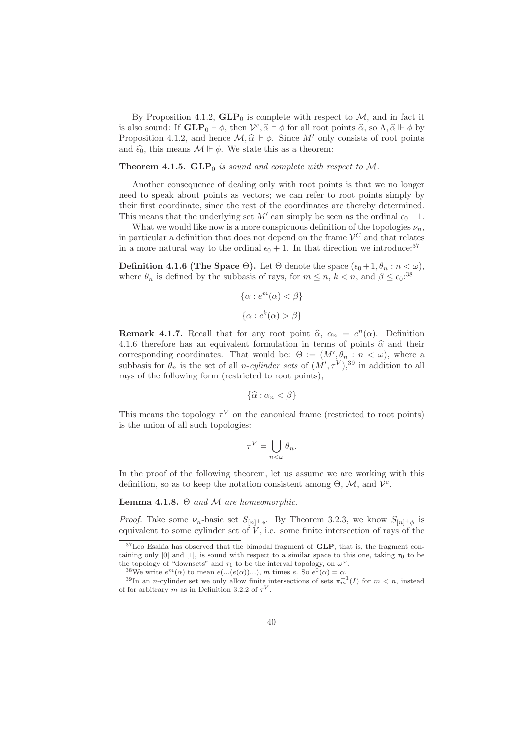By Proposition 4.1.2, $\mathbf{GLP}_0$ is complete with respect to $\mathcal{M}$, and in fact it is also sound: If $\mathbf{GLP}_0 \vdash \phi$, then $\mathcal{V}^c, \widehat{\alpha} \vDash \phi$ for all root points $\widehat{\alpha}$, so $\Lambda, \widehat{\alpha} \Vdash \phi$ by Proposition 4.1.2, and hence $\mathcal{M}, \widehat{\alpha} \Vdash \phi$. Since $M'$ only consists of root points and $\widehat{\epsilon_0}$, this means $\mathcal{M} \Vdash \phi$. We state this as a theorem:

**Theorem 4.1.5.** *$\mathbf{GLP}_0$ is sound and complete with respect to $\mathcal{M}$.*

Another consequence of dealing only with root points is that we no longer need to speak about points as vectors; we can refer to root points simply by their first coordinate, since the rest of the coordinates are thereby determined. This means that the underlying set $M'$ can simply be seen as the ordinal $\epsilon_0 + 1$.

What we would like now is a more conspicuous definition of the topologies $\nu_n$, in particular a definition that does not depend on the frame $\mathcal{V}^C$ and that relates in a more natural way to the ordinal $\epsilon_0 + 1$. In that direction we introduce:[37]

**Definition 4.1.6 (The Space $\Theta$).** Let $\Theta$ denote the space $(\epsilon_0 + 1, \theta_n : n < \omega)$, where $\theta_n$ is defined by the subbasis of rays, for $m \leq n$, $k < n$, and $\beta \leq \epsilon_0$:[38]

$$\{\alpha : e^m(\alpha) < \beta\}$$

$$\{\alpha : e^k(\alpha) > \beta\}$$

**Remark 4.1.7.** Recall that for any root point $\widehat{\alpha}$, $\alpha_n = e^n(\alpha)$. Definition 4.1.6 therefore has an equivalent formulation in terms of points $\widehat{\alpha}$ and their corresponding coordinates. That would be: $\Theta := (M', \theta_n : n < \omega)$, where a subbasis for $\theta_n$ is the set of all *n-cylinder sets* of $(M', \tau^V)$,[39] in addition to all rays of the following form (restricted to root points),

$$\{\widehat{\alpha} : \alpha_n < \beta\}$$

This means the topology $\tau^V$ on the canonical frame (restricted to root points) is the union of all such topologies:

$$\tau^V = \bigcup_{n<\omega} \theta_n.$$

In the proof of the following theorem, let us assume we are working with this definition, so as to keep the notation consistent among $\Theta$, $\mathcal{M}$, and $\mathcal{V}^c$.

**Lemma 4.1.8.** *$\Theta$ and $\mathcal{M}$ are homeomorphic.*

*Proof.* Take some $\nu_n$-basic set $S_{[n]^+\phi}$. By Theorem 3.2.3, we know $S_{[n]^+\phi}$ is equivalent to some cylinder set of $V$, i.e. some finite intersection of rays of the

---

[37] Leo Esakia has observed that the bimodal fragment of **GLP**, that is, the fragment containing only [0] and [1], is sound with respect to a similar space to this one, taking $\tau_0$ to be the topology of "downsets" and $\tau_1$ to be the interval topology, on $\omega^\omega$.

[38] We write $e^m(\alpha)$ to mean $e(...(e(\alpha))...)$, $m$ times $e$. So $e^0(\alpha) = \alpha$.

[39] In an $n$-cylinder set we only allow finite intersections of sets $\pi_m^{-1}(I)$ for $m < n$, instead of for arbitrary $m$ as in Definition 3.2.2 of $\tau^V$.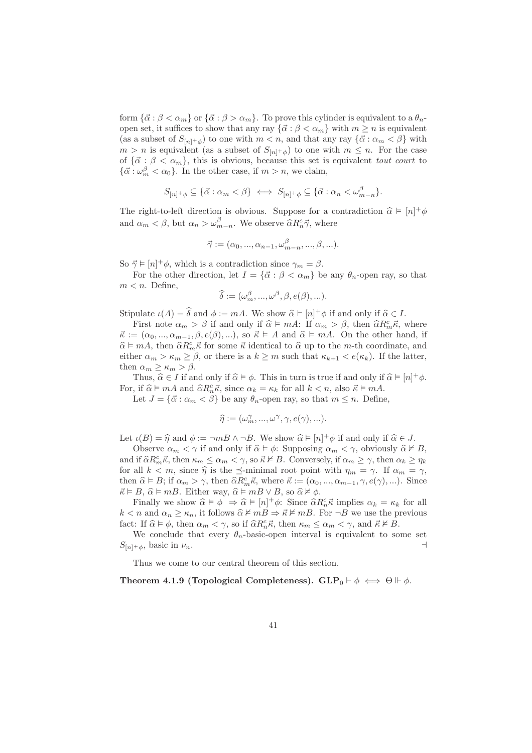form $\{\vec{\alpha} : \beta < \alpha_m\}$ or $\{\vec{\alpha} : \beta > \alpha_m\}$. To prove this cylinder is equivalent to a $\theta_n$-open set, it suffices to show that any ray $\{\vec{\alpha} : \beta < \alpha_m\}$ with $m \geq n$ is equivalent (as a subset of $S_{[n]^+\phi}$) to one with $m < n$, and that any ray $\{\vec{\alpha} : \alpha_m < \beta\}$ with $m > n$ is equivalent (as a subset of $S_{[n]^+\phi}$) to one with $m \leq n$. For the case of $\{\vec{\alpha} : \beta < \alpha_m\}$, this is obvious, because this set is equivalent *tout court* to $\{\vec{\alpha} : \omega_m^\beta < \alpha_0\}$. In the other case, if $m > n$, we claim,

$$S_{[n]^+\phi} \subseteq \{\vec{\alpha} : \alpha_m < \beta\} \iff S_{[n]^+\phi} \subseteq \{\vec{\alpha} : \alpha_n < \omega_{m-n}^\beta\}.$$

The right-to-left direction is obvious. Suppose for a contradiction $\widehat{\alpha} \vDash [n]^+\phi$ and $\alpha_m < \beta$, but $\alpha_n > \omega_{m-n}^\beta$. We observe $\widehat{\alpha} R_n^c \vec{\gamma}$, where

$$\vec{\gamma} := (\alpha_0, ..., \alpha_{n-1}, \omega_{m-n}^\beta, ..., \beta, ...).$$

So $\vec{\gamma} \vDash [n]^+\phi$, which is a contradiction since $\gamma_m = \beta$.

For the other direction, let $I = \{\vec{\alpha} : \beta < \alpha_m\}$ be any $\theta_n$-open ray, so that $m < n$. Define,

$$\widehat{\delta} := (\omega_m^\beta, ..., \omega^\beta, \beta, e(\beta), ...).$$

Stipulate $\iota(A) = \widehat{\delta}$ and $\phi := mA$. We show $\widehat{\alpha} \vDash [n]^+\phi$ if and only if $\widehat{\alpha} \in I$.

First note $\alpha_m > \beta$ if and only if $\widehat{\alpha} \vDash mA$: If $\alpha_m > \beta$, then $\widehat{\alpha} R_m^c \vec{\kappa}$, where $\vec{\kappa} := (\alpha_0, ..., \alpha_{m-1}, \beta, e(\beta), ...)$, so $\vec{\kappa} \vDash A$ and $\widehat{\alpha} \vDash mA$. On the other hand, if $\widehat{\alpha} \vDash mA$, then $\widehat{\alpha} R_m^c \vec{\kappa}$ for some $\vec{\kappa}$ identical to $\widehat{\alpha}$ up to the $m$-th coordinate, and either $\alpha_m > \kappa_m \geq \beta$, or there is a $k \geq m$ such that $\kappa_{k+1} < e(\kappa_k)$. If the latter, then $\alpha_m \geq \kappa_m > \beta$.

Thus, $\widehat{\alpha} \in I$ if and only if $\widehat{\alpha} \vDash \phi$. This in turn is true if and only if $\widehat{\alpha} \vDash [n]^+\phi$. For, if $\widehat{\alpha} \vDash mA$ and $\widehat{\alpha} R_n^c \vec{\kappa}$, since $\alpha_k = \kappa_k$ for all $k < n$, also $\vec{\kappa} \vDash mA$.

Let $J = \{\vec{\alpha} : \alpha_m < \beta\}$ be any $\theta_n$-open ray, so that $m \leq n$. Define,

$$\widehat{\eta} := (\omega_m^\gamma, ..., \omega^\gamma, \gamma, e(\gamma), ...).$$

Let $\iota(B) = \widehat{\eta}$ and $\phi := \neg mB \wedge \neg B$. We show $\widehat{\alpha} \vDash [n]^+\phi$ if and only if $\widehat{\alpha} \in J$.

Observe $\alpha_m < \gamma$ if and only if $\widehat{\alpha} \vDash \phi$: Supposing $\alpha_m < \gamma$, obviously $\widehat{\alpha} \nvDash B$, and if $\widehat{\alpha} R_m^c \vec{\kappa}$, then $\kappa_m \leq \alpha_m < \gamma$, so $\vec{\kappa} \nvDash B$. Conversely, if $\alpha_m \geq \gamma$, then $\alpha_k \geq \eta_k$ for all $k < m$, since $\widehat{\eta}$ is the $\preceq$-minimal root point with $\eta_m = \gamma$. If $\alpha_m = \gamma$, then $\widehat{\alpha} \vDash B$; if $\alpha_m > \gamma$, then $\widehat{\alpha} R_m^c \vec{\kappa}$, where $\vec{\kappa} := (\alpha_0, ..., \alpha_{m-1}, \gamma, e(\gamma), ...)$. Since $\vec{\kappa} \vDash B$, $\widehat{\alpha} \vDash mB$. Either way, $\widehat{\alpha} \vDash mB \vee B$, so $\widehat{\alpha} \nvDash \phi$.

Finally we show $\widehat{\alpha} \vDash \phi \Rightarrow \widehat{\alpha} \vDash [n]^+\phi$: Since $\widehat{\alpha} R_n^c \vec{\kappa}$ implies $\alpha_k = \kappa_k$ for all $k < n$ and $\alpha_n \geq \kappa_n$, it follows $\widehat{\alpha} \nvDash mB \Rightarrow \vec{\kappa} \nvDash mB$. For $\neg B$ we use the previous fact: If $\widehat{\alpha} \vDash \phi$, then $\alpha_m < \gamma$, so if $\widehat{\alpha} R_n^c \vec{\kappa}$, then $\kappa_m \leq \alpha_m < \gamma$, and $\vec{\kappa} \nvDash B$.

We conclude that every $\theta_n$-basic-open interval is equivalent to some set $S_{[n]^+\phi}$, basic in $\nu_n$. $\dashv$

Thus we come to our central theorem of this section.

**Theorem 4.1.9 (Topological Completeness). $\mathbf{GLP}_0 \vdash \phi \iff \Theta \Vdash \phi$.**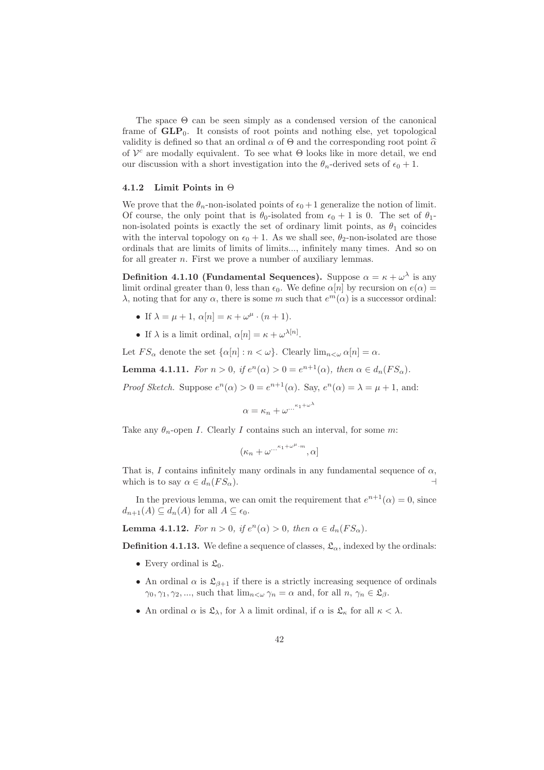The space $\Theta$ can be seen simply as a condensed version of the canonical frame of $\mathbf{GLP}_0$. It consists of root points and nothing else, yet topological validity is defined so that an ordinal $\alpha$ of $\Theta$ and the corresponding root point $\widehat{\alpha}$ of $\mathcal{V}^c$ are modally equivalent. To see what $\Theta$ looks like in more detail, we end our discussion with a short investigation into the $\theta_n$-derived sets of $\epsilon_0 + 1$.

### 4.1.2 Limit Points in $\Theta$

We prove that the $\theta_n$-non-isolated points of $\epsilon_0 + 1$ generalize the notion of limit. Of course, the only point that is $\theta_0$-isolated from $\epsilon_0 + 1$ is 0. The set of $\theta_1$-non-isolated points is exactly the set of ordinary limit points, as $\theta_1$ coincides with the interval topology on $\epsilon_0 + 1$. As we shall see, $\theta_2$-non-isolated are those ordinals that are limits of limits of limits..., infinitely many times. And so on for all greater $n$. First we prove a number of auxiliary lemmas.

**Definition 4.1.10 (Fundamental Sequences).** Suppose $\alpha = \kappa + \omega^\lambda$ is any limit ordinal greater than 0, less than $\epsilon_0$. We define $\alpha[n]$ by recursion on $e(\alpha) = \lambda$, noting that for any $\alpha$, there is some $m$ such that $e^m(\alpha)$ is a successor ordinal:

- If $\lambda = \mu + 1$, $\alpha[n] = \kappa + \omega^\mu \cdot (n + 1)$.
- If $\lambda$ is a limit ordinal, $\alpha[n] = \kappa + \omega^{\lambda[n]}$.

Let $FS_\alpha$ denote the set $\{\alpha[n] : n < \omega\}$. Clearly $\lim_{n<\omega} \alpha[n] = \alpha$.

**Lemma 4.1.11.** *For $n > 0$, if $e^n(\alpha) > 0 = e^{n+1}(\alpha)$, then $\alpha \in d_n(FS_\alpha)$.*

*Proof Sketch.* Suppose $e^n(\alpha) > 0 = e^{n+1}(\alpha)$. Say, $e^n(\alpha) = \lambda = \mu + 1$, and:

$$\alpha = \kappa_n + \omega^{\cdot^{\cdot^{\cdot^{\kappa_1 + \omega^\lambda}}}}$$

Take any $\theta_n$-open $I$. Clearly $I$ contains such an interval, for some $m$:

$$(\kappa_n + \omega^{\cdot^{\cdot^{\cdot^{\kappa_1 + \omega^\mu \cdot m}}}}, \alpha]$$

That is, $I$ contains infinitely many ordinals in any fundamental sequence of $\alpha$, which is to say $\alpha \in d_n(FS_\alpha)$. ⊣

In the previous lemma, we can omit the requirement that $e^{n+1}(\alpha) = 0$, since $d_{n+1}(A) \subseteq d_n(A)$ for all $A \subseteq \epsilon_0$.

**Lemma 4.1.12.** *For $n > 0$, if $e^n(\alpha) > 0$, then $\alpha \in d_n(FS_\alpha)$.*

**Definition 4.1.13.** We define a sequence of classes, $\mathfrak{L}_\alpha$, indexed by the ordinals:

- Every ordinal is $\mathfrak{L}_0$.
- An ordinal $\alpha$ is $\mathfrak{L}_{\beta+1}$ if there is a strictly increasing sequence of ordinals $\gamma_0, \gamma_1, \gamma_2, \ldots$, such that $\lim_{n<\omega} \gamma_n = \alpha$ and, for all $n$, $\gamma_n \in \mathfrak{L}_\beta$.
- An ordinal $\alpha$ is $\mathfrak{L}_\lambda$, for $\lambda$ a limit ordinal, if $\alpha$ is $\mathfrak{L}_\kappa$ for all $\kappa < \lambda$.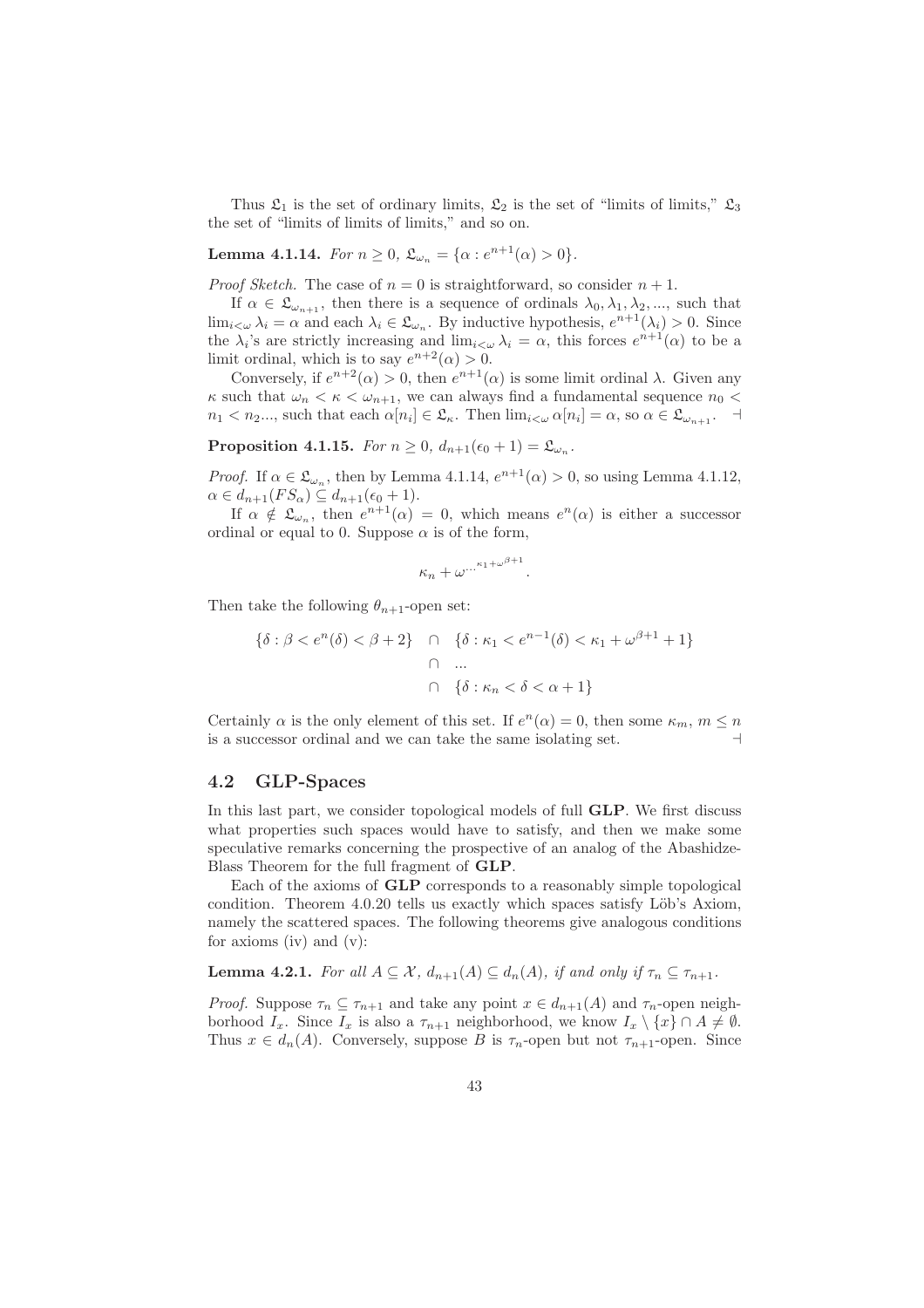Thus $\mathfrak{L}_1$ is the set of ordinary limits, $\mathfrak{L}_2$ is the set of "limits of limits," $\mathfrak{L}_3$ the set of "limits of limits of limits," and so on.

**Lemma 4.1.14.** *For $n \geq 0$, $\mathfrak{L}_{\omega_n} = \{\alpha : e^{n+1}(\alpha) > 0\}$.*

*Proof Sketch.* The case of $n = 0$ is straightforward, so consider $n + 1$.

If $\alpha \in \mathfrak{L}_{\omega_{n+1}}$, then there is a sequence of ordinals $\lambda_0, \lambda_1, \lambda_2, \ldots$, such that $\lim_{i<\omega} \lambda_i = \alpha$ and each $\lambda_i \in \mathfrak{L}_{\omega_n}$. By inductive hypothesis, $e^{n+1}(\lambda_i) > 0$. Since the $\lambda_i$'s are strictly increasing and $\lim_{i<\omega} \lambda_i = \alpha$, this forces $e^{n+1}(\alpha)$ to be a limit ordinal, which is to say $e^{n+2}(\alpha) > 0$.

Conversely, if $e^{n+2}(\alpha) > 0$, then $e^{n+1}(\alpha)$ is some limit ordinal $\lambda$. Given any $\kappa$ such that $\omega_n < \kappa < \omega_{n+1}$, we can always find a fundamental sequence $n_0 < n_1 < n_2 \ldots$, such that each $\alpha[n_i] \in \mathfrak{L}_\kappa$. Then $\lim_{i<\omega} \alpha[n_i] = \alpha$, so $\alpha \in \mathfrak{L}_{\omega_{n+1}}$. $\dashv$

**Proposition 4.1.15.** *For $n \geq 0$, $d_{n+1}(\epsilon_0 + 1) = \mathfrak{L}_{\omega_n}$.*

*Proof.* If $\alpha \in \mathfrak{L}_{\omega_n}$, then by Lemma 4.1.14, $e^{n+1}(\alpha) > 0$, so using Lemma 4.1.12, $\alpha \in d_{n+1}(FS_\alpha) \subseteq d_{n+1}(\epsilon_0 + 1)$.

If $\alpha \notin \mathfrak{L}_{\omega_n}$, then $e^{n+1}(\alpha) = 0$, which means $e^n(\alpha)$ is either a successor ordinal or equal to 0. Suppose $\alpha$ is of the form,

$$\kappa_n + \omega^{\cdot^{\cdot^{\cdot^{\kappa_1 + \omega^{\beta+1}}}}}.$$

Then take the following $\theta_{n+1}$-open set:

$$\begin{aligned} \{\delta : \beta < e^n(\delta) < \beta + 2\} \quad &\cap \quad \{\delta : \kappa_1 < e^{n-1}(\delta) < \kappa_1 + \omega^{\beta+1} + 1\} \\ &\cap \quad \ldots \\ &\cap \quad \{\delta : \kappa_n < \delta < \alpha + 1\} \end{aligned}$$

Certainly $\alpha$ is the only element of this set. If $e^n(\alpha) = 0$, then some $\kappa_m$, $m \leq n$ is a successor ordinal and we can take the same isolating set. $\dashv$

## 4.2 GLP-Spaces

In this last part, we consider topological models of full **GLP**. We first discuss what properties such spaces would have to satisfy, and then we make some speculative remarks concerning the prospective of an analog of the Abashidze-Blass Theorem for the full fragment of **GLP**.

Each of the axioms of **GLP** corresponds to a reasonably simple topological condition. Theorem 4.0.20 tells us exactly which spaces satisfy Löb's Axiom, namely the scattered spaces. The following theorems give analogous conditions for axioms (iv) and (v):

**Lemma 4.2.1.** *For all $A \subseteq \mathcal{X}$, $d_{n+1}(A) \subseteq d_n(A)$, if and only if $\tau_n \subseteq \tau_{n+1}$.*

*Proof.* Suppose $\tau_n \subseteq \tau_{n+1}$ and take any point $x \in d_{n+1}(A)$ and $\tau_n$-open neighborhood $I_x$. Since $I_x$ is also a $\tau_{n+1}$ neighborhood, we know $I_x \setminus \{x\} \cap A \neq \emptyset$. Thus $x \in d_n(A)$. Conversely, suppose $B$ is $\tau_n$-open but not $\tau_{n+1}$-open. Since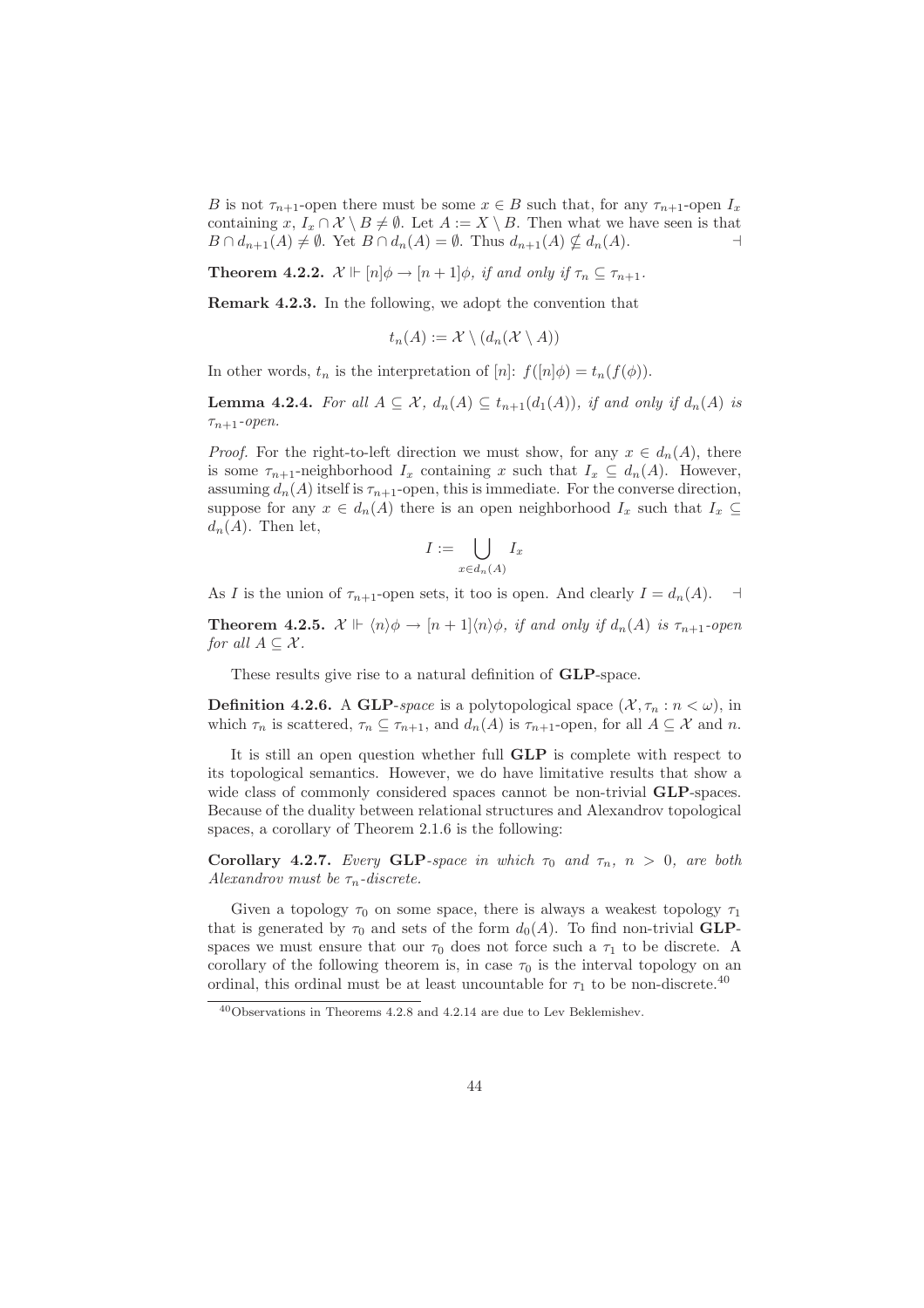$B$ is not $\tau_{n+1}$-open there must be some $x \in B$ such that, for any $\tau_{n+1}$-open $I_x$ containing $x$, $I_x \cap \mathcal{X} \setminus B \neq \emptyset$. Let $A := X \setminus B$. Then what we have seen is that $B \cap d_{n+1}(A) \neq \emptyset$. Yet $B \cap d_n(A) = \emptyset$. Thus $d_{n+1}(A) \nsubseteq d_n(A)$. $\dashv$

**Theorem 4.2.2.** *$\mathcal{X} \Vdash [n]\phi \to [n+1]\phi$, if and only if $\tau_n \subseteq \tau_{n+1}$.*

**Remark 4.2.3.** In the following, we adopt the convention that

$$t_n(A) := \mathcal{X} \setminus (d_n(\mathcal{X} \setminus A))$$

In other words, $t_n$ is the interpretation of $[n]$: $f([n]\phi) = t_n(f(\phi))$.

**Lemma 4.2.4.** *For all $A \subseteq \mathcal{X}$, $d_n(A) \subseteq t_{n+1}(d_1(A))$, if and only if $d_n(A)$ is $\tau_{n+1}$-open.*

*Proof.* For the right-to-left direction we must show, for any $x \in d_n(A)$, there is some $\tau_{n+1}$-neighborhood $I_x$ containing $x$ such that $I_x \subseteq d_n(A)$. However, assuming $d_n(A)$ itself is $\tau_{n+1}$-open, this is immediate. For the converse direction, suppose for any $x \in d_n(A)$ there is an open neighborhood $I_x$ such that $I_x \subseteq d_n(A)$. Then let,

$$I := \bigcup_{x \in d_n(A)} I_x$$

As $I$ is the union of $\tau_{n+1}$-open sets, it too is open. And clearly $I = d_n(A)$. $\dashv$

**Theorem 4.2.5.** *$\mathcal{X} \Vdash \langle n \rangle\phi \to [n+1]\langle n \rangle\phi$, if and only if $d_n(A)$ is $\tau_{n+1}$-open for all $A \subseteq \mathcal{X}$.*

These results give rise to a natural definition of **GLP**-space.

**Definition 4.2.6.** A **GLP**-*space* is a polytopological space $(\mathcal{X}, \tau_n : n < \omega)$, in which $\tau_n$ is scattered, $\tau_n \subseteq \tau_{n+1}$, and $d_n(A)$ is $\tau_{n+1}$-open, for all $A \subseteq \mathcal{X}$ and $n$.

It is still an open question whether full **GLP** is complete with respect to its topological semantics. However, we do have limitative results that show a wide class of commonly considered spaces cannot be non-trivial **GLP**-spaces. Because of the duality between relational structures and Alexandrov topological spaces, a corollary of Theorem 2.1.6 is the following:

**Corollary 4.2.7.** *Every* **GLP**-*space in which $\tau_0$ and $\tau_n$, $n > 0$, are both Alexandrov must be $\tau_n$-discrete.*

Given a topology $\tau_0$ on some space, there is always a weakest topology $\tau_1$ that is generated by $\tau_0$ and sets of the form $d_0(A)$. To find non-trivial **GLP**-spaces we must ensure that our $\tau_0$ does not force such a $\tau_1$ to be discrete. A corollary of the following theorem is, in case $\tau_0$ is the interval topology on an ordinal, this ordinal must be at least uncountable for $\tau_1$ to be non-discrete.[40]

[40] Observations in Theorems 4.2.8 and 4.2.14 are due to Lev Beklemishev.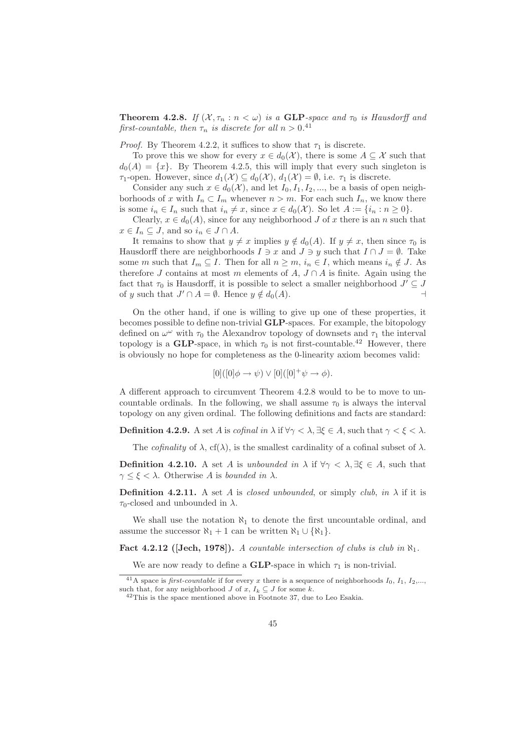**Theorem 4.2.8.** *If $(\mathcal{X}, \tau_n : n < \omega)$ is a* **GLP***-space and $\tau_0$ is Hausdorff and first-countable, then $\tau_n$ is discrete for all $n > 0$.*[41]

*Proof.* By Theorem 4.2.2, it suffices to show that $\tau_1$ is discrete.

To prove this we show for every $x \in d_0(\mathcal{X})$, there is some $A \subseteq \mathcal{X}$ such that $d_0(A) = \{x\}$. By Theorem 4.2.5, this will imply that every such singleton is $\tau_1$-open. However, since $d_1(\mathcal{X}) \subseteq d_0(\mathcal{X})$, $d_1(\mathcal{X}) = \emptyset$, i.e. $\tau_1$ is discrete.

Consider any such $x \in d_0(\mathcal{X})$, and let $I_0, I_1, I_2, ...,$ be a basis of open neighborhoods of $x$ with $I_n \subset I_m$ whenever $n > m$. For each such $I_n$, we know there is some $i_n \in I_n$ such that $i_n \neq x$, since $x \in d_0(\mathcal{X})$. So let $A := \{i_n : n \geq 0\}$.

Clearly, $x \in d_0(A)$, since for any neighborhood $J$ of $x$ there is an $n$ such that $x \in I_n \subseteq J$, and so $i_n \in J \cap A$.

It remains to show that $y \neq x$ implies $y \notin d_0(A)$. If $y \neq x$, then since $\tau_0$ is Hausdorff there are neighborhoods $I \ni x$ and $J \ni y$ such that $I \cap J = \emptyset$. Take some $m$ such that $I_m \subseteq I$. Then for all $n \geq m$, $i_n \in I$, which means $i_n \notin J$. As therefore $J$ contains at most $m$ elements of $A$, $J \cap A$ is finite. Again using the fact that $\tau_0$ is Hausdorff, it is possible to select a smaller neighborhood $J' \subseteq J$ of $y$ such that $J' \cap A = \emptyset$. Hence $y \notin d_0(A)$. ⊣

On the other hand, if one is willing to give up one of these properties, it becomes possible to define non-trivial **GLP**-spaces. For example, the bitopology defined on $\omega^\omega$ with $\tau_0$ the Alexandrov topology of downsets and $\tau_1$ the interval topology is a **GLP**-space, in which $\tau_0$ is not first-countable.[42] However, there is obviously no hope for completeness as the 0-linearity axiom becomes valid:

$$[0]([0]\phi \to \psi) \vee [0]([0]^+\psi \to \phi).$$

A different approach to circumvent Theorem 4.2.8 would to be to move to uncountable ordinals. In the following, we shall assume $\tau_0$ is always the interval topology on any given ordinal. The following definitions and facts are standard:

**Definition 4.2.9.** A set $A$ is *cofinal in* $\lambda$ if $\forall \gamma < \lambda, \exists \xi \in A$, such that $\gamma < \xi < \lambda$.

The *cofinality* of $\lambda$, $\mathrm{cf}(\lambda)$, is the smallest cardinality of a cofinal subset of $\lambda$.

**Definition 4.2.10.** A set $A$ is *unbounded in* $\lambda$ if $\forall \gamma < \lambda, \exists \xi \in A$, such that $\gamma \leq \xi < \lambda$. Otherwise $A$ is *bounded in* $\lambda$.

**Definition 4.2.11.** A set $A$ is *closed unbounded*, or simply *club*, *in* $\lambda$ if it is $\tau_0$-closed and unbounded in $\lambda$.

We shall use the notation $\aleph_1$ to denote the first uncountable ordinal, and assume the successor $\aleph_1 + 1$ can be written $\aleph_1 \cup \{\aleph_1\}$.

**Fact 4.2.12 ([Jech, 1978]).** *A countable intersection of clubs is club in $\aleph_1$.*

We are now ready to define a **GLP**-space in which $\tau_1$ is non-trivial.

[41] A space is *first-countable* if for every $x$ there is a sequence of neighborhoods $I_0$, $I_1$, $I_2$,..., such that, for any neighborhood $J$ of $x$, $I_k \subseteq J$ for some $k$.

[42] This is the space mentioned above in Footnote 37, due to Leo Esakia.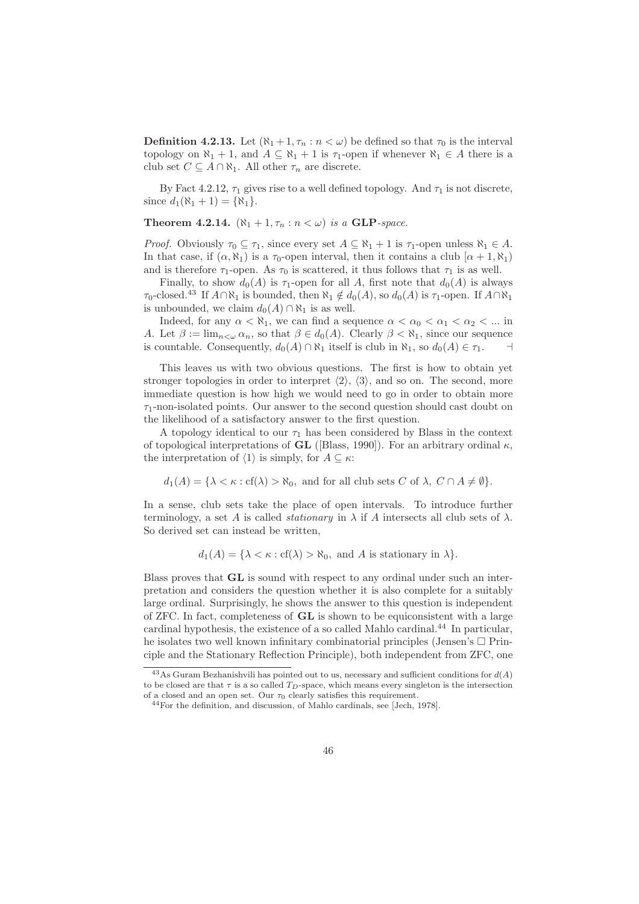**Definition 4.2.13.** Let $(\aleph_1 + 1, \tau_n : n < \omega)$ be defined so that $\tau_0$ is the interval topology on $\aleph_1 + 1$, and $A \subseteq \aleph_1 + 1$ is $\tau_1$-open if whenever $\aleph_1 \in A$ there is a club set $C \subseteq A \cap \aleph_1$. All other $\tau_n$ are discrete.

By Fact 4.2.12, $\tau_1$ gives rise to a well defined topology. And $\tau_1$ is not discrete, since $d_1(\aleph_1 + 1) = \{\aleph_1\}$.

**Theorem 4.2.14.** *$(\aleph_1 + 1, \tau_n : n < \omega)$ is a* **GLP***-space.*

*Proof.* Obviously $\tau_0 \subseteq \tau_1$, since every set $A \subseteq \aleph_1 + 1$ is $\tau_1$-open unless $\aleph_1 \in A$. In that case, if $(\alpha, \aleph_1)$ is a $\tau_0$-open interval, then it contains a club $[\alpha + 1, \aleph_1)$ and is therefore $\tau_1$-open. As $\tau_0$ is scattered, it thus follows that $\tau_1$ is as well.

Finally, to show $d_0(A)$ is $\tau_1$-open for all $A$, first note that $d_0(A)$ is always $\tau_0$-closed.[43] If $A \cap \aleph_1$ is bounded, then $\aleph_1 \notin d_0(A)$, so $d_0(A)$ is $\tau_1$-open. If $A \cap \aleph_1$ is unbounded, we claim $d_0(A) \cap \aleph_1$ is as well.

Indeed, for any $\alpha < \aleph_1$, we can find a sequence $\alpha < \alpha_0 < \alpha_1 < \alpha_2 < ...$ in $A$. Let $\beta := \lim_{n<\omega} \alpha_n$, so that $\beta \in d_0(A)$. Clearly $\beta < \aleph_1$, since our sequence is countable. Consequently, $d_0(A) \cap \aleph_1$ itself is club in $\aleph_1$, so $d_0(A) \in \tau_1$. $\dashv$

This leaves us with two obvious questions. The first is how to obtain yet stronger topologies in order to interpret $\langle 2 \rangle$, $\langle 3 \rangle$, and so on. The second, more immediate question is how high we would need to go in order to obtain more $\tau_1$-non-isolated points. Our answer to the second question should cast doubt on the likelihood of a satisfactory answer to the first question.

A topology identical to our $\tau_1$ has been considered by Blass in the context of topological interpretations of **GL** ([Blass, 1990]). For an arbitrary ordinal $\kappa$, the interpretation of $\langle 1 \rangle$ is simply, for $A \subseteq \kappa$:

$$d_1(A) = \{\lambda < \kappa : \mathrm{cf}(\lambda) > \aleph_0, \text{ and for all club sets } C \text{ of } \lambda,\ C \cap A \neq \emptyset\}.$$

In a sense, club sets take the place of open intervals. To introduce further terminology, a set $A$ is called *stationary* in $\lambda$ if $A$ intersects all club sets of $\lambda$. So derived set can instead be written,

$$d_1(A) = \{\lambda < \kappa : \mathrm{cf}(\lambda) > \aleph_0, \text{ and } A \text{ is stationary in } \lambda\}.$$

Blass proves that **GL** is sound with respect to any ordinal under such an interpretation and considers the question whether it is also complete for a suitably large ordinal. Surprisingly, he shows the answer to this question is independent of ZFC. In fact, completeness of **GL** is shown to be equiconsistent with a large cardinal hypothesis, the existence of a so called Mahlo cardinal.[44] In particular, he isolates two well known infinitary combinatorial principles (Jensen's $\Box$ Principle and the Stationary Reflection Principle), both independent from ZFC, one

---

[43] As Guram Bezhanishvili has pointed out to us, necessary and sufficient conditions for $d(A)$ to be closed are that $\tau$ is a so called $T_D$-space, which means every singleton is the intersection of a closed and an open set. Our $\tau_0$ clearly satisfies this requirement.

[44] For the definition, and discussion, of Mahlo cardinals, see [Jech, 1978].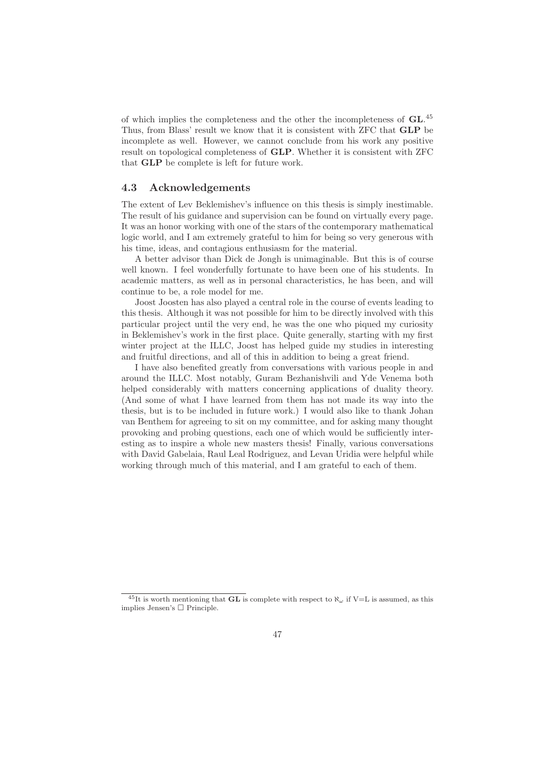of which implies the completeness and the other the incompleteness of **GL**.[45] Thus, from Blass' result we know that it is consistent with ZFC that **GLP** be incomplete as well. However, we cannot conclude from his work any positive result on topological completeness of **GLP**. Whether it is consistent with ZFC that **GLP** be complete is left for future work.

### 4.3 Acknowledgements

The extent of Lev Beklemishev's influence on this thesis is simply inestimable. The result of his guidance and supervision can be found on virtually every page. It was an honor working with one of the stars of the contemporary mathematical logic world, and I am extremely grateful to him for being so very generous with his time, ideas, and contagious enthusiasm for the material.

A better advisor than Dick de Jongh is unimaginable. But this is of course well known. I feel wonderfully fortunate to have been one of his students. In academic matters, as well as in personal characteristics, he has been, and will continue to be, a role model for me.

Joost Joosten has also played a central role in the course of events leading to this thesis. Although it was not possible for him to be directly involved with this particular project until the very end, he was the one who piqued my curiosity in Beklemishev's work in the first place. Quite generally, starting with my first winter project at the ILLC, Joost has helped guide my studies in interesting and fruitful directions, and all of this in addition to being a great friend.

I have also benefited greatly from conversations with various people in and around the ILLC. Most notably, Guram Bezhanishvili and Yde Venema both helped considerably with matters concerning applications of duality theory. (And some of what I have learned from them has not made its way into the thesis, but is to be included in future work.) I would also like to thank Johan van Benthem for agreeing to sit on my committee, and for asking many thought provoking and probing questions, each one of which would be sufficiently interesting as to inspire a whole new masters thesis! Finally, various conversations with David Gabelaia, Raul Leal Rodriguez, and Levan Uridia were helpful while working through much of this material, and I am grateful to each of them.

[45] It is worth mentioning that **GL** is complete with respect to $\aleph_\omega$ if V=L is assumed, as this implies Jensen's $\Box$ Principle.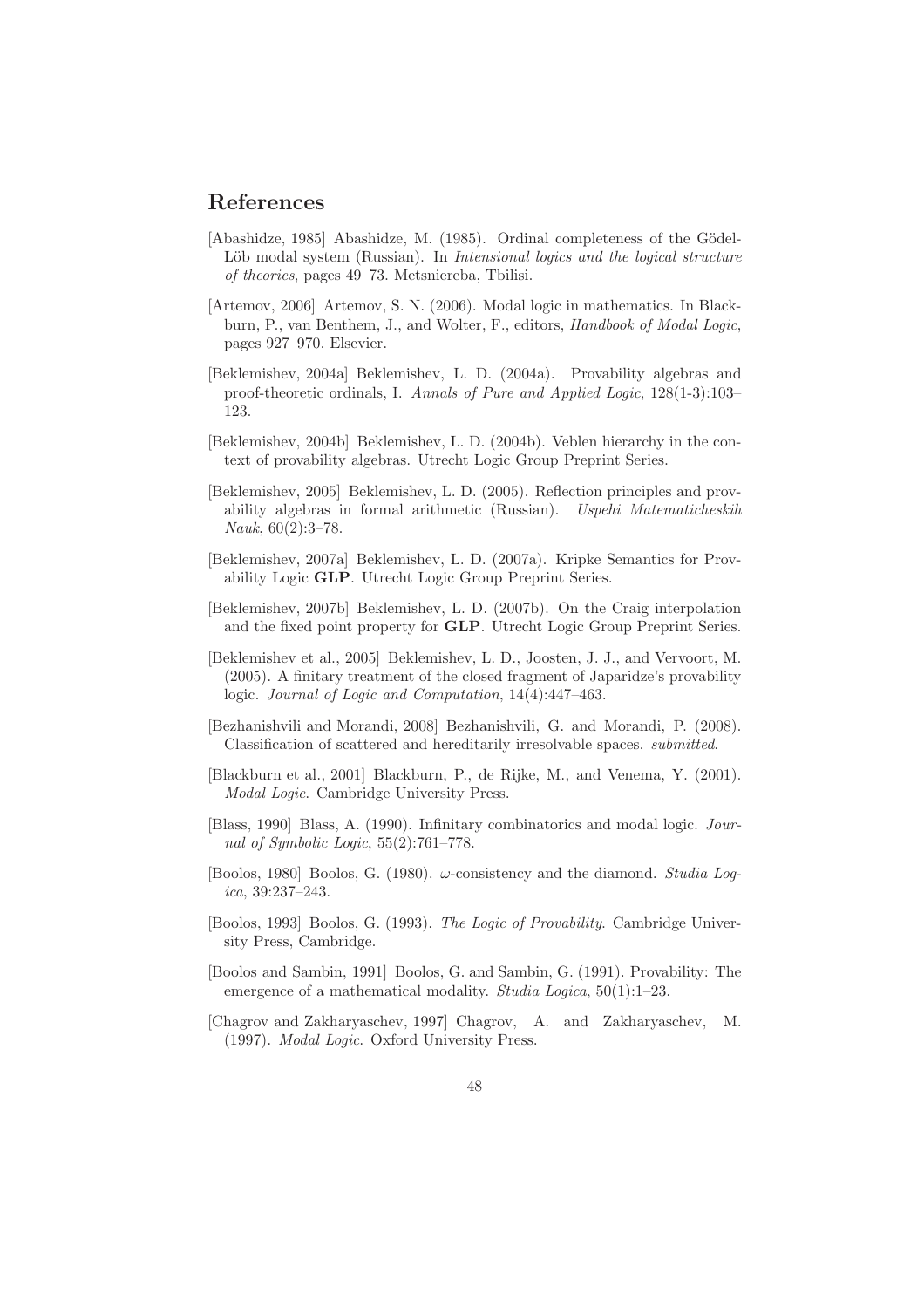# References

[Abashidze, 1985] Abashidze, M. (1985). Ordinal completeness of the Gödel-Löb modal system (Russian). In *Intensional logics and the logical structure of theories*, pages 49–73. Metsniereba, Tbilisi.

[Artemov, 2006] Artemov, S. N. (2006). Modal logic in mathematics. In Blackburn, P., van Benthem, J., and Wolter, F., editors, *Handbook of Modal Logic*, pages 927–970. Elsevier.

[Beklemishev, 2004a] Beklemishev, L. D. (2004a). Provability algebras and proof-theoretic ordinals, I. *Annals of Pure and Applied Logic*, 128(1-3):103–123.

[Beklemishev, 2004b] Beklemishev, L. D. (2004b). Veblen hierarchy in the context of provability algebras. Utrecht Logic Group Preprint Series.

[Beklemishev, 2005] Beklemishev, L. D. (2005). Reflection principles and provability algebras in formal arithmetic (Russian). *Uspehi Matematicheskih Nauk*, 60(2):3–78.

[Beklemishev, 2007a] Beklemishev, L. D. (2007a). Kripke Semantics for Provability Logic **GLP**. Utrecht Logic Group Preprint Series.

[Beklemishev, 2007b] Beklemishev, L. D. (2007b). On the Craig interpolation and the fixed point property for **GLP**. Utrecht Logic Group Preprint Series.

[Beklemishev et al., 2005] Beklemishev, L. D., Joosten, J. J., and Vervoort, M. (2005). A finitary treatment of the closed fragment of Japaridze's provability logic. *Journal of Logic and Computation*, 14(4):447–463.

[Bezhanishvili and Morandi, 2008] Bezhanishvili, G. and Morandi, P. (2008). Classification of scattered and hereditarily irresolvable spaces. *submitted*.

[Blackburn et al., 2001] Blackburn, P., de Rijke, M., and Venema, Y. (2001). *Modal Logic*. Cambridge University Press.

[Blass, 1990] Blass, A. (1990). Infinitary combinatorics and modal logic. *Journal of Symbolic Logic*, 55(2):761–778.

[Boolos, 1980] Boolos, G. (1980). $\omega$-consistency and the diamond. *Studia Logica*, 39:237–243.

[Boolos, 1993] Boolos, G. (1993). *The Logic of Provability*. Cambridge University Press, Cambridge.

[Boolos and Sambin, 1991] Boolos, G. and Sambin, G. (1991). Provability: The emergence of a mathematical modality. *Studia Logica*, 50(1):1–23.

[Chagrov and Zakharyaschev, 1997] Chagrov, A. and Zakharyaschev, M. (1997). *Modal Logic*. Oxford University Press.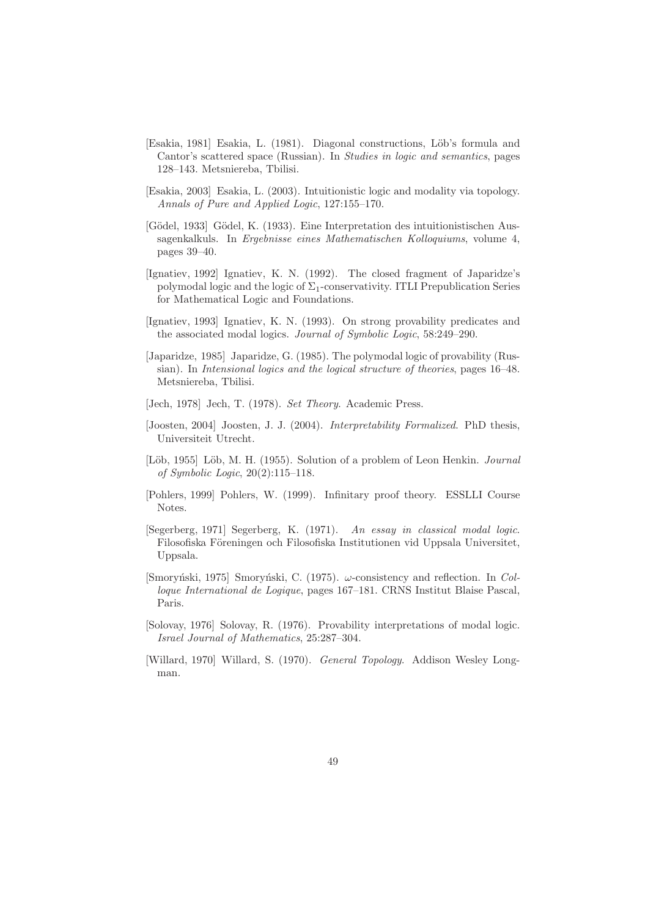[Esakia, 1981] Esakia, L. (1981). Diagonal constructions, Löb's formula and Cantor's scattered space (Russian). In *Studies in logic and semantics*, pages 128–143. Metsniereba, Tbilisi.

[Esakia, 2003] Esakia, L. (2003). Intuitionistic logic and modality via topology. *Annals of Pure and Applied Logic*, 127:155–170.

[Gödel, 1933] Gödel, K. (1933). Eine Interpretation des intuitionistischen Aussagenkalkuls. In *Ergebnisse eines Mathematischen Kolloquiums*, volume 4, pages 39–40.

[Ignatiev, 1992] Ignatiev, K. N. (1992). The closed fragment of Japaridze's polymodal logic and the logic of $\Sigma_1$-conservativity. ITLI Prepublication Series for Mathematical Logic and Foundations.

[Ignatiev, 1993] Ignatiev, K. N. (1993). On strong provability predicates and the associated modal logics. *Journal of Symbolic Logic*, 58:249–290.

[Japaridze, 1985] Japaridze, G. (1985). The polymodal logic of provability (Russian). In *Intensional logics and the logical structure of theories*, pages 16–48. Metsniereba, Tbilisi.

[Jech, 1978] Jech, T. (1978). *Set Theory*. Academic Press.

[Joosten, 2004] Joosten, J. J. (2004). *Interpretability Formalized*. PhD thesis, Universiteit Utrecht.

[Löb, 1955] Löb, M. H. (1955). Solution of a problem of Leon Henkin. *Journal of Symbolic Logic*, 20(2):115–118.

[Pohlers, 1999] Pohlers, W. (1999). Infinitary proof theory. ESSLLI Course Notes.

[Segerberg, 1971] Segerberg, K. (1971). *An essay in classical modal logic*. Filosofiska Föreningen och Filosofiska Institutionen vid Uppsala Universitet, Uppsala.

[Smoryński, 1975] Smoryński, C. (1975). $\omega$-consistency and reflection. In *Colloque International de Logique*, pages 167–181. CRNS Institut Blaise Pascal, Paris.

[Solovay, 1976] Solovay, R. (1976). Provability interpretations of modal logic. *Israel Journal of Mathematics*, 25:287–304.

[Willard, 1970] Willard, S. (1970). *General Topology*. Addison Wesley Longman.